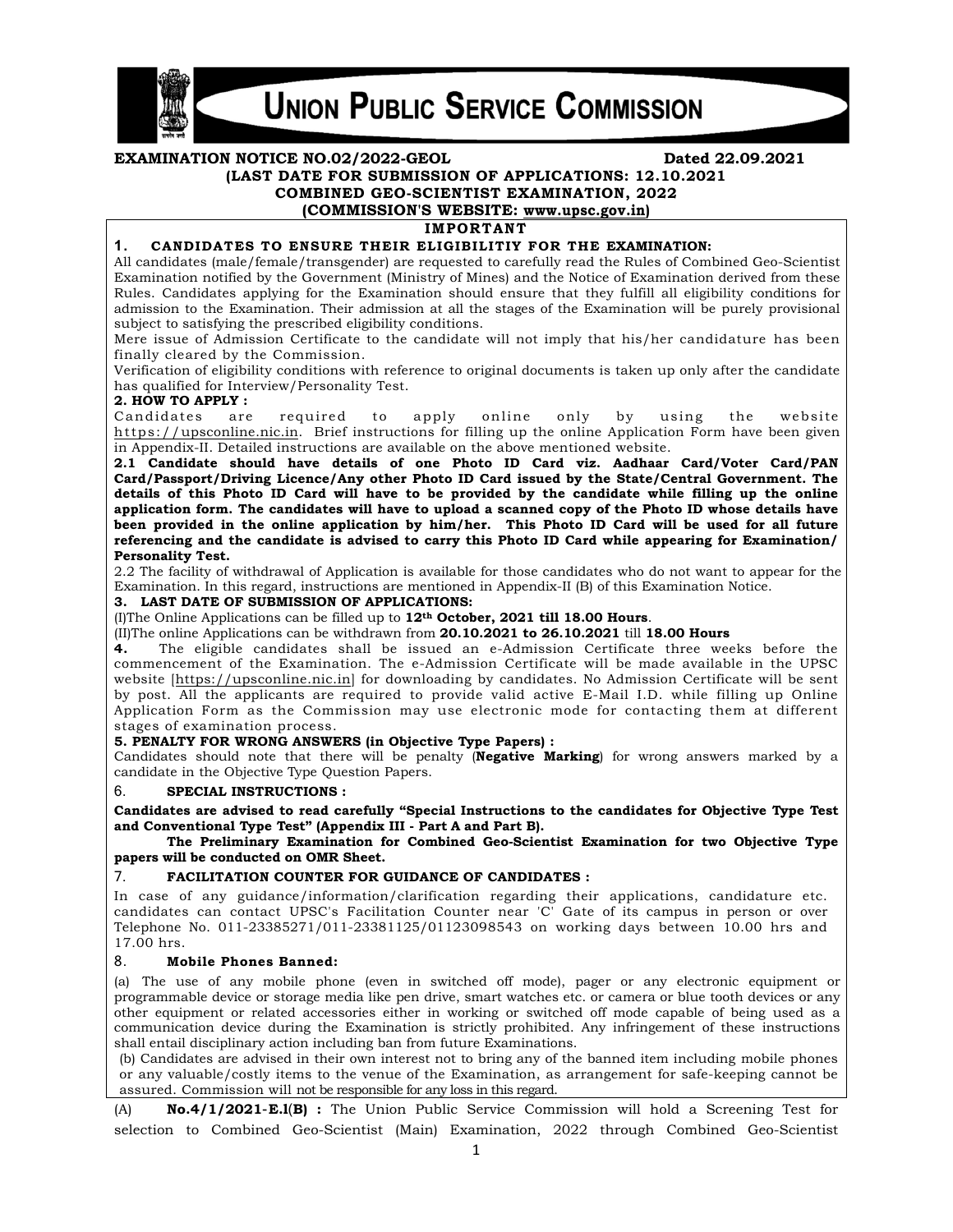# UNION PUBLIC SERVICE COMMISSION

**EXAMINATION NOTICE NO.02/2022-GEOL** **Dated 22.09.2021**

**(LAST DATE FOR SUBMISSION OF APPLICATIONS: 12.10.2021**

**COMBINED GEO-SCIENTIST EXAMINATION, 2022**

**(COMMISSION'S WEBSITE: www.upsc.gov.in)**

## IMPORTANT

### 1. CANDIDATES TO ENSURE THEIR ELIGIBILITIY FOR THE EXAMINATION:

All candidates (male/female/transgender) are requested to carefully read the Rules of Combined Geo-Scientist Examination notified by the Government (Ministry of Mines) and the Notice of Examination derived from these Rules. Candidates applying for the Examination should ensure that they fulfill all eligibility conditions for admission to the Examination. Their admission at all the stages of the Examination will be purely provisional subject to satisfying the prescribed eligibility conditions.

Mere issue of Admission Certificate to the candidate will not imply that his/her candidature has been finally cleared by the Commission.

Verification of eligibility conditions with reference to original documents is taken up only after the candidate has qualified for Interview/Personality Test.

### 2. HOW TO APPLY :

Candidates are required to apply online only by using the website https://upsconline.nic.in. Brief instructions for filling up the online Application Form have been given in Appendix-II. Detailed instructions are available on the above mentioned website.

**2.1 Candidate should have details of one Photo ID Card viz. Aadhaar Card/Voter Card/PAN Card/Passport/Driving Licence/Any other Photo ID Card issued by the State/Central Government. The details of this Photo ID Card will have to be provided by the candidate while filling up the online application form. The candidates will have to upload a scanned copy of the Photo ID whose details have been provided in the online application by him/her. This Photo ID Card will be used for all future referencing and the candidate is advised to carry this Photo ID Card while appearing for Examination/ Personality Test.**

2.2 The facility of withdrawal of Application is available for those candidates who do not want to appear for the Examination. In this regard, instructions are mentioned in Appendix-II (B) of this Examination Notice.

### 3. LAST DATE OF SUBMISSION OF APPLICATIONS:

(I)The Online Applications can be filled up to **12th October, 2021 till 18.00 Hours**.

(II)The online Applications can be withdrawn from **20.10.2021 to 26.10.2021** till **18.00 Hours**

**4.** The eligible candidates shall be issued an e-Admission Certificate three weeks before the commencement of the Examination. The e-Admission Certificate will be made available in the UPSC website [https://upsconline.nic.in] for downloading by candidates. No Admission Certificate will be sent by post. All the applicants are required to provide valid active E-Mail I.D. while filling up Online Application Form as the Commission may use electronic mode for contacting them at different stages of examination process.

### 5. PENALTY FOR WRONG ANSWERS (in Objective Type Papers) :

Candidates should note that there will be penalty (**Negative Marking**) for wrong answers marked by a candidate in the Objective Type Question Papers.

### 6. SPECIAL INSTRUCTIONS :

**Candidates are advised to read carefully "Special Instructions to the candidates for Objective Type Test and Conventional Type Test" (Appendix III - Part A and Part B).**

**The Preliminary Examination for Combined Geo-Scientist Examination for two Objective Type papers will be conducted on OMR Sheet.**

### 7. FACILITATION COUNTER FOR GUIDANCE OF CANDIDATES :

In case of any guidance/information/clarification regarding their applications, candidature etc. candidates can contact UPSC's Facilitation Counter near 'C' Gate of its campus in person or over Telephone No. 011-23385271/011-23381125/01123098543 on working days between 10.00 hrs and 17.00 hrs.

### 8. Mobile Phones Banned:

(a) The use of any mobile phone (even in switched off mode), pager or any electronic equipment or programmable device or storage media like pen drive, smart watches etc. or camera or blue tooth devices or any other equipment or related accessories either in working or switched off mode capable of being used as a communication device during the Examination is strictly prohibited. Any infringement of these instructions shall entail disciplinary action including ban from future Examinations.

(b) Candidates are advised in their own interest not to bring any of the banned item including mobile phones or any valuable/costly items to the venue of the Examination, as arrangement for safe-keeping cannot be assured. Commission will not be responsible for any loss in this regard.

(A) **No.4/1/2021-E.I(B) :** The Union Public Service Commission will hold a Screening Test for selection to Combined Geo-Scientist (Main) Examination, 2022 through Combined Geo-Scientist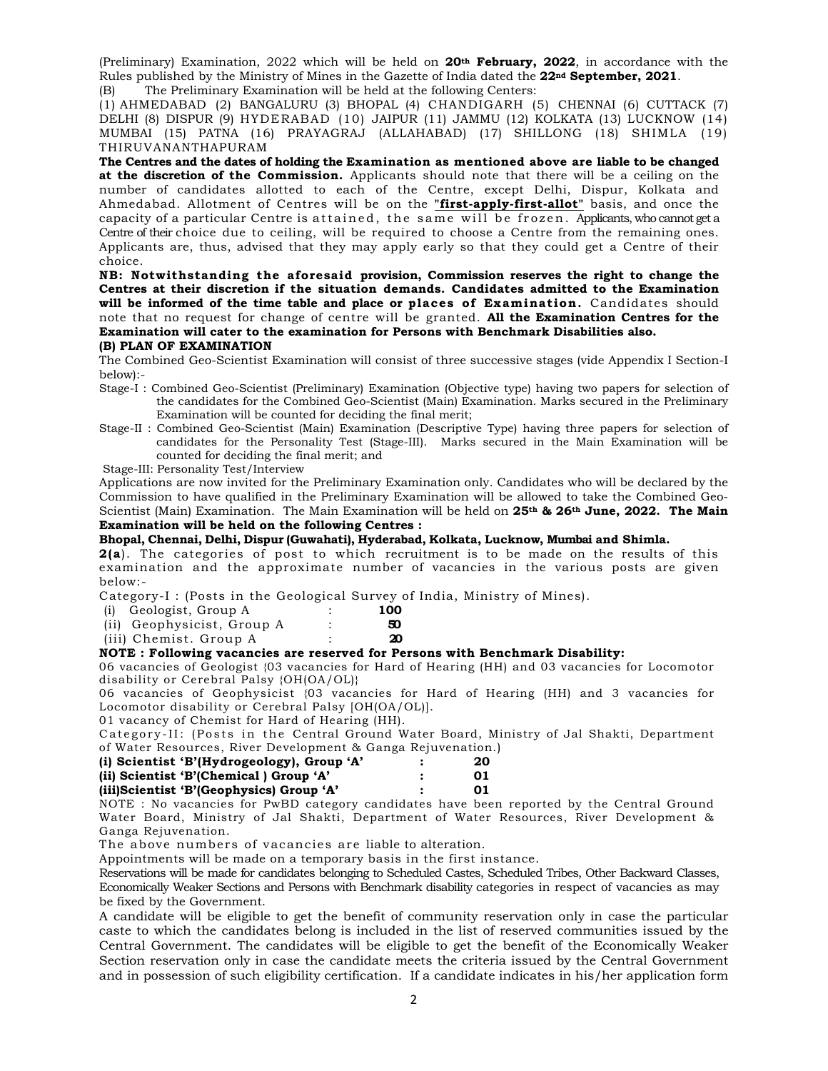(Preliminary) Examination, 2022 which will be held on **20th February, 2022**, in accordance with the Rules published by the Ministry of Mines in the Gazette of India dated the **22nd September, 2021**.

(B) The Preliminary Examination will be held at the following Centers:

(1) AHMEDABAD (2) BANGALURU (3) BHOPAL (4) CHANDIGARH (5) CHENNAI (6) CUTTACK (7) DELHI (8) DISPUR (9) HYDERABAD (10) JAIPUR (11) JAMMU (12) KOLKATA (13) LUCKNOW (14) MUMBAI (15) PATNA (16) PRAYAGRAJ (ALLAHABAD) (17) SHILLONG (18) SHIMLA (19) THIRUVANANTHAPURAM

**The Centres and the dates of holding the Examination as mentioned above are liable to be changed at the discretion of the Commission.** Applicants should note that there will be a ceiling on the number of candidates allotted to each of the Centre, except Delhi, Dispur, Kolkata and Ahmedabad. Allotment of Centres will be on the **"first-apply-first-allot"** basis, and once the capacity of a particular Centre is attained, the same will be frozen. Applicants, who cannot get a Centre of their choice due to ceiling, will be required to choose a Centre from the remaining ones. Applicants are, thus, advised that they may apply early so that they could get a Centre of their choice.

**NB: Notwithstanding the aforesaid provision, Commission reserves the right to change the Centres at their discretion if the situation demands. Candidates admitted to the Examination will be informed of the time table and place or places of Examination.** Candidates should note that no request for change of centre will be granted. **All the Examination Centres for the Examination will cater to the examination for Persons with Benchmark Disabilities also.**

**(B) PLAN OF EXAMINATION**

The Combined Geo-Scientist Examination will consist of three successive stages (vide Appendix I Section-I below):-

Stage-I : Combined Geo-Scientist (Preliminary) Examination (Objective type) having two papers for selection of the candidates for the Combined Geo-Scientist (Main) Examination. Marks secured in the Preliminary Examination will be counted for deciding the final merit;

Stage-II : Combined Geo-Scientist (Main) Examination (Descriptive Type) having three papers for selection of candidates for the Personality Test (Stage-III). Marks secured in the Main Examination will be counted for deciding the final merit; and

Stage-III: Personality Test/Interview

Applications are now invited for the Preliminary Examination only. Candidates who will be declared by the Commission to have qualified in the Preliminary Examination will be allowed to take the Combined Geo-Scientist (Main) Examination. The Main Examination will be held on **25th & 26th June, 2022. The Main Examination will be held on the following Centres :**

**Bhopal, Chennai, Delhi, Dispur (Guwahati), Hyderabad, Kolkata, Lucknow, Mumbai and Shimla.**

**2(a)**. The categories of post to which recruitment is to be made on the results of this examination and the approximate number of vacancies in the various posts are given below:-

Category-I : (Posts in the Geological Survey of India, Ministry of Mines).

| | | |
|---|---|---|
| (i) Geologist, Group A | : | **100** |
| (ii) Geophysicist, Group A | : | **50** |
| (iii) Chemist. Group A | : | **20** |

**NOTE : Following vacancies are reserved for Persons with Benchmark Disability:**

06 vacancies of Geologist {03 vacancies for Hard of Hearing (HH) and 03 vacancies for Locomotor disability or Cerebral Palsy {OH(OA/OL)}

06 vacancies of Geophysicist {03 vacancies for Hard of Hearing (HH) and 3 vacancies for Locomotor disability or Cerebral Palsy [OH(OA/OL)].

01 vacancy of Chemist for Hard of Hearing (HH).

Category-II: (Posts in the Central Ground Water Board, Ministry of Jal Shakti, Department of Water Resources, River Development & Ganga Rejuvenation.)

| | | |
|---|---|---|
| **(i) Scientist 'B'(Hydrogeology), Group 'A'** | **:** | **20** |
| **(ii) Scientist 'B'(Chemical ) Group 'A'** | **:** | **01** |
| **(iii)Scientist 'B'(Geophysics) Group 'A'** | **:** | **01** |

NOTE : No vacancies for PwBD category candidates have been reported by the Central Ground Water Board, Ministry of Jal Shakti, Department of Water Resources, River Development & Ganga Rejuvenation.

The above numbers of vacancies are liable to alteration.

Appointments will be made on a temporary basis in the first instance.

Reservations will be made for candidates belonging to Scheduled Castes, Scheduled Tribes, Other Backward Classes, Economically Weaker Sections and Persons with Benchmark disability categories in respect of vacancies as may be fixed by the Government.

A candidate will be eligible to get the benefit of community reservation only in case the particular caste to which the candidates belong is included in the list of reserved communities issued by the Central Government. The candidates will be eligible to get the benefit of the Economically Weaker Section reservation only in case the candidate meets the criteria issued by the Central Government and in possession of such eligibility certification. If a candidate indicates in his/her application form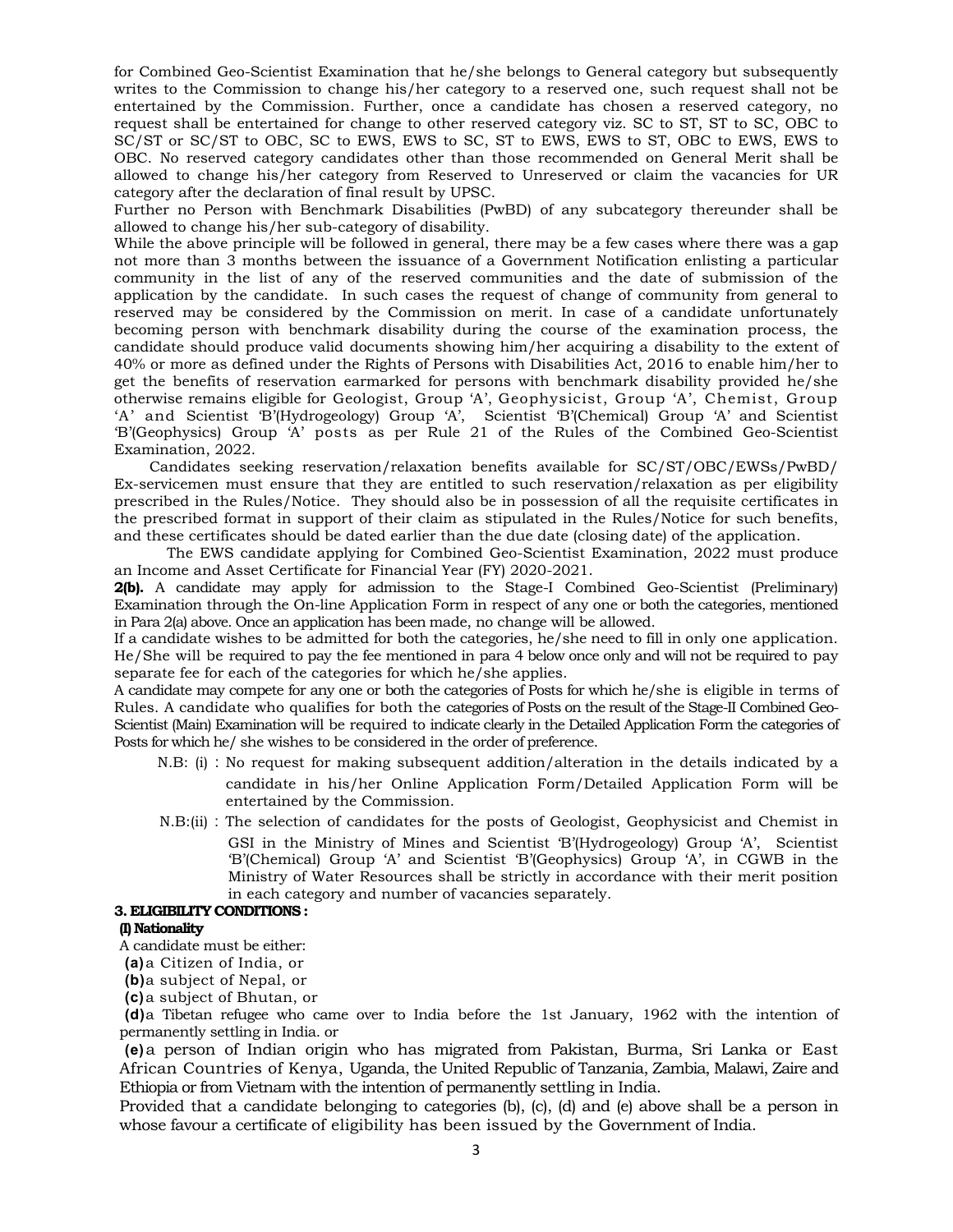for Combined Geo-Scientist Examination that he/she belongs to General category but subsequently writes to the Commission to change his/her category to a reserved one, such request shall not be entertained by the Commission. Further, once a candidate has chosen a reserved category, no request shall be entertained for change to other reserved category viz. SC to ST, ST to SC, OBC to SC/ST or SC/ST to OBC, SC to EWS, EWS to SC, ST to EWS, EWS to ST, OBC to EWS, EWS to OBC. No reserved category candidates other than those recommended on General Merit shall be allowed to change his/her category from Reserved to Unreserved or claim the vacancies for UR category after the declaration of final result by UPSC.

Further no Person with Benchmark Disabilities (PwBD) of any subcategory thereunder shall be allowed to change his/her sub-category of disability.

While the above principle will be followed in general, there may be a few cases where there was a gap not more than 3 months between the issuance of a Government Notification enlisting a particular community in the list of any of the reserved communities and the date of submission of the application by the candidate. In such cases the request of change of community from general to reserved may be considered by the Commission on merit. In case of a candidate unfortunately becoming person with benchmark disability during the course of the examination process, the candidate should produce valid documents showing him/her acquiring a disability to the extent of 40% or more as defined under the Rights of Persons with Disabilities Act, 2016 to enable him/her to get the benefits of reservation earmarked for persons with benchmark disability provided he/she otherwise remains eligible for Geologist, Group 'A', Geophysicist, Group 'A', Chemist, Group 'A' and Scientist 'B'(Hydrogeology) Group 'A', Scientist 'B'(Chemical) Group 'A' and Scientist 'B'(Geophysics) Group 'A' posts as per Rule 21 of the Rules of the Combined Geo-Scientist Examination, 2022.

Candidates seeking reservation/relaxation benefits available for SC/ST/OBC/EWSs/PwBD/ Ex-servicemen must ensure that they are entitled to such reservation/relaxation as per eligibility prescribed in the Rules/Notice. They should also be in possession of all the requisite certificates in the prescribed format in support of their claim as stipulated in the Rules/Notice for such benefits, and these certificates should be dated earlier than the due date (closing date) of the application.

The EWS candidate applying for Combined Geo-Scientist Examination, 2022 must produce an Income and Asset Certificate for Financial Year (FY) 2020-2021.

**2(b).** A candidate may apply for admission to the Stage-I Combined Geo-Scientist (Preliminary) Examination through the On-line Application Form in respect of any one or both the categories, mentioned in Para 2(a) above. Once an application has been made, no change will be allowed.

If a candidate wishes to be admitted for both the categories, he/she need to fill in only one application. He/She will be required to pay the fee mentioned in para 4 below once only and will not be required to pay separate fee for each of the categories for which he/she applies.

A candidate may compete for any one or both the categories of Posts for which he/she is eligible in terms of Rules. A candidate who qualifies for both the categories of Posts on the result of the Stage-II Combined Geo-Scientist (Main) Examination will be required to indicate clearly in the Detailed Application Form the categories of Posts for which he/ she wishes to be considered in the order of preference.

N.B: (i) : No request for making subsequent addition/alteration in the details indicated by a candidate in his/her Online Application Form/Detailed Application Form will be entertained by the Commission.

N.B:(ii) : The selection of candidates for the posts of Geologist, Geophysicist and Chemist in GSI in the Ministry of Mines and Scientist 'B'(Hydrogeology) Group 'A', Scientist 'B'(Chemical) Group 'A' and Scientist 'B'(Geophysics) Group 'A', in CGWB in the Ministry of Water Resources shall be strictly in accordance with their merit position in each category and number of vacancies separately.

### 3. ELIGIBILITY CONDITIONS :

**(I) Nationality**

A candidate must be either:

**(a)** a Citizen of India, or

**(b)** a subject of Nepal, or

**(c)** a subject of Bhutan, or

**(d)** a Tibetan refugee who came over to India before the 1st January, 1962 with the intention of permanently settling in India. or

**(e)** a person of Indian origin who has migrated from Pakistan, Burma, Sri Lanka or East African Countries of Kenya, Uganda, the United Republic of Tanzania, Zambia, Malawi, Zaire and Ethiopia or from Vietnam with the intention of permanently settling in India.

Provided that a candidate belonging to categories (b), (c), (d) and (e) above shall be a person in whose favour a certificate of eligibility has been issued by the Government of India.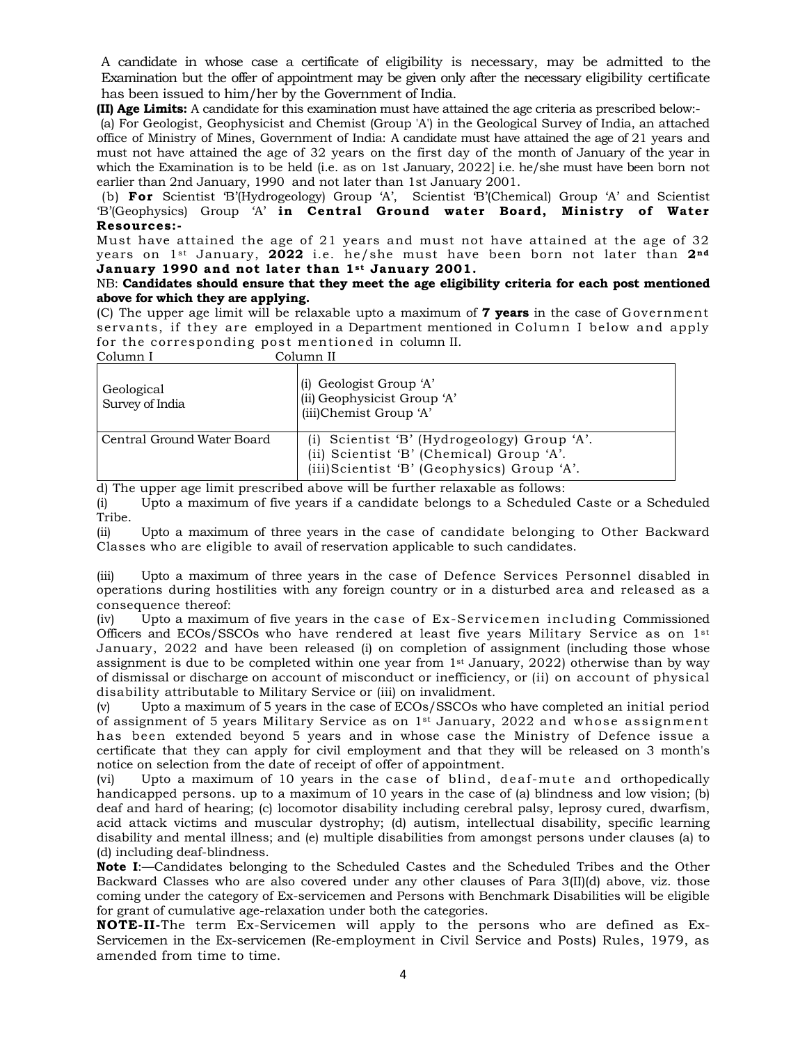A candidate in whose case a certificate of eligibility is necessary, may be admitted to the Examination but the offer of appointment may be given only after the necessary eligibility certificate has been issued to him/her by the Government of India.

**(II) Age Limits:** A candidate for this examination must have attained the age criteria as prescribed below:-

(a) For Geologist, Geophysicist and Chemist (Group 'A') in the Geological Survey of India, an attached office of Ministry of Mines, Government of India: A candidate must have attained the age of 21 years and must not have attained the age of 32 years on the first day of the month of January of the year in which the Examination is to be held (i.e. as on 1st January, 2022] i.e. he/she must have been born not earlier than 2nd January, 1990 and not later than 1st January 2001.

(b) **For** Scientist 'B'(Hydrogeology) Group 'A', Scientist 'B'(Chemical) Group 'A' and Scientist 'B'(Geophysics) Group 'A' **in Central Ground water Board, Ministry of Water Resources:-**

Must have attained the age of 21 years and must not have attained at the age of 32 years on 1st January, **2022** i.e. he/she must have been born not later than **2nd January 1990 and not later than 1st January 2001.**

NB: **Candidates should ensure that they meet the age eligibility criteria for each post mentioned above for which they are applying.**

(C) The upper age limit will be relaxable upto a maximum of **7 years** in the case of Government servants, if they are employed in a Department mentioned in Column I below and apply for the corresponding post mentioned in column II.

| Column I | Column II |
|---|---|
| Geological Survey of India | (i) Geologist Group 'A'<br>(ii) Geophysicist Group 'A'<br>(iii)Chemist Group 'A' |
| Central Ground Water Board | (i) Scientist 'B' (Hydrogeology) Group 'A'.<br>(ii) Scientist 'B' (Chemical) Group 'A'.<br>(iii)Scientist 'B' (Geophysics) Group 'A'. |

d) The upper age limit prescribed above will be further relaxable as follows:

(i) Upto a maximum of five years if a candidate belongs to a Scheduled Caste or a Scheduled Tribe.

(ii) Upto a maximum of three years in the case of candidate belonging to Other Backward Classes who are eligible to avail of reservation applicable to such candidates.

(iii) Upto a maximum of three years in the case of Defence Services Personnel disabled in operations during hostilities with any foreign country or in a disturbed area and released as a consequence thereof:

(iv) Upto a maximum of five years in the case of Ex-Servicemen including Commissioned Officers and ECOs/SSCOs who have rendered at least five years Military Service as on 1st January, 2022 and have been released (i) on completion of assignment (including those whose assignment is due to be completed within one year from 1st January, 2022) otherwise than by way of dismissal or discharge on account of misconduct or inefficiency, or (ii) on account of physical disability attributable to Military Service or (iii) on invalidment.

(v) Upto a maximum of 5 years in the case of ECOs/SSCOs who have completed an initial period of assignment of 5 years Military Service as on 1st January, 2022 and whose assignment has been extended beyond 5 years and in whose case the Ministry of Defence issue a certificate that they can apply for civil employment and that they will be released on 3 month's notice on selection from the date of receipt of offer of appointment.

(vi) Upto a maximum of 10 years in the case of blind, deaf-mute and orthopedically handicapped persons. up to a maximum of 10 years in the case of (a) blindness and low vision; (b) deaf and hard of hearing; (c) locomotor disability including cerebral palsy, leprosy cured, dwarfism, acid attack victims and muscular dystrophy; (d) autism, intellectual disability, specific learning disability and mental illness; and (e) multiple disabilities from amongst persons under clauses (a) to (d) including deaf-blindness.

**Note I**:—Candidates belonging to the Scheduled Castes and the Scheduled Tribes and the Other Backward Classes who are also covered under any other clauses of Para 3(II)(d) above, viz. those coming under the category of Ex-servicemen and Persons with Benchmark Disabilities will be eligible for grant of cumulative age-relaxation under both the categories.

**NOTE-II-**The term Ex-Servicemen will apply to the persons who are defined as Ex-Servicemen in the Ex-servicemen (Re-employment in Civil Service and Posts) Rules, 1979, as amended from time to time.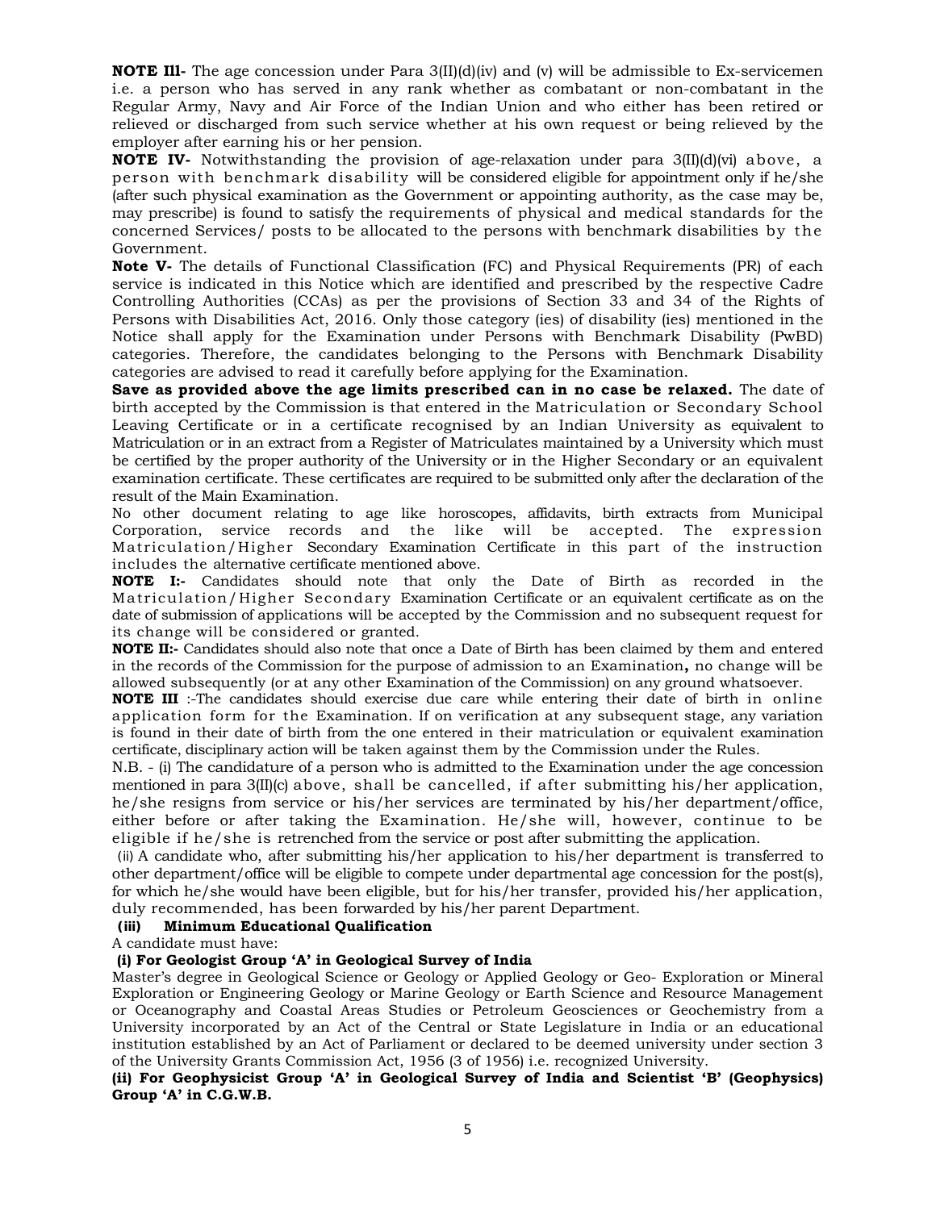**NOTE Ill-** The age concession under Para 3(II)(d)(iv) and (v) will be admissible to Ex-servicemen i.e. a person who has served in any rank whether as combatant or non-combatant in the Regular Army, Navy and Air Force of the Indian Union and who either has been retired or relieved or discharged from such service whether at his own request or being relieved by the employer after earning his or her pension.

**NOTE IV-** Notwithstanding the provision of age-relaxation under para 3(II)(d)(vi) above, a person with benchmark disability will be considered eligible for appointment only if he/she (after such physical examination as the Government or appointing authority, as the case may be, may prescribe) is found to satisfy the requirements of physical and medical standards for the concerned Services/ posts to be allocated to the persons with benchmark disabilities by the Government.

**Note V-** The details of Functional Classification (FC) and Physical Requirements (PR) of each service is indicated in this Notice which are identified and prescribed by the respective Cadre Controlling Authorities (CCAs) as per the provisions of Section 33 and 34 of the Rights of Persons with Disabilities Act, 2016. Only those category (ies) of disability (ies) mentioned in the Notice shall apply for the Examination under Persons with Benchmark Disability (PwBD) categories. Therefore, the candidates belonging to the Persons with Benchmark Disability categories are advised to read it carefully before applying for the Examination.

**Save as provided above the age limits prescribed can in no case be relaxed.** The date of birth accepted by the Commission is that entered in the Matriculation or Secondary School Leaving Certificate or in a certificate recognised by an Indian University as equivalent to Matriculation or in an extract from a Register of Matriculates maintained by a University which must be certified by the proper authority of the University or in the Higher Secondary or an equivalent examination certificate. These certificates are required to be submitted only after the declaration of the result of the Main Examination.

No other document relating to age like horoscopes, affidavits, birth extracts from Municipal Corporation, service records and the like will be accepted. The expression Matriculation/Higher Secondary Examination Certificate in this part of the instruction includes the alternative certificate mentioned above.

**NOTE I:-** Candidates should note that only the Date of Birth as recorded in the Matriculation/Higher Secondary Examination Certificate or an equivalent certificate as on the date of submission of applications will be accepted by the Commission and no subsequent request for its change will be considered or granted.

**NOTE II:-** Candidates should also note that once a Date of Birth has been claimed by them and entered in the records of the Commission for the purpose of admission to an Examination**,** no change will be allowed subsequently (or at any other Examination of the Commission) on any ground whatsoever.

**NOTE III** :-The candidates should exercise due care while entering their date of birth in online application form for the Examination. If on verification at any subsequent stage, any variation is found in their date of birth from the one entered in their matriculation or equivalent examination certificate, disciplinary action will be taken against them by the Commission under the Rules.

N.B. - (i) The candidature of a person who is admitted to the Examination under the age concession mentioned in para 3(II)(c) above, shall be cancelled, if after submitting his/her application, he/she resigns from service or his/her services are terminated by his/her department/office, either before or after taking the Examination. He/she will, however, continue to be eligible if he/she is retrenched from the service or post after submitting the application.

(ii) A candidate who, after submitting his/her application to his/her department is transferred to other department/office will be eligible to compete under departmental age concession for the post(s), for which he/she would have been eligible, but for his/her transfer, provided his/her application, duly recommended, has been forwarded by his/her parent Department.

**(iii) Minimum Educational Qualification**

A candidate must have:

**(i) For Geologist Group 'A' in Geological Survey of India**

Master's degree in Geological Science or Geology or Applied Geology or Geo- Exploration or Mineral Exploration or Engineering Geology or Marine Geology or Earth Science and Resource Management or Oceanography and Coastal Areas Studies or Petroleum Geosciences or Geochemistry from a University incorporated by an Act of the Central or State Legislature in India or an educational institution established by an Act of Parliament or declared to be deemed university under section 3 of the University Grants Commission Act, 1956 (3 of 1956) i.e. recognized University.

**(ii) For Geophysicist Group 'A' in Geological Survey of India and Scientist 'B' (Geophysics) Group 'A' in C.G.W.B.**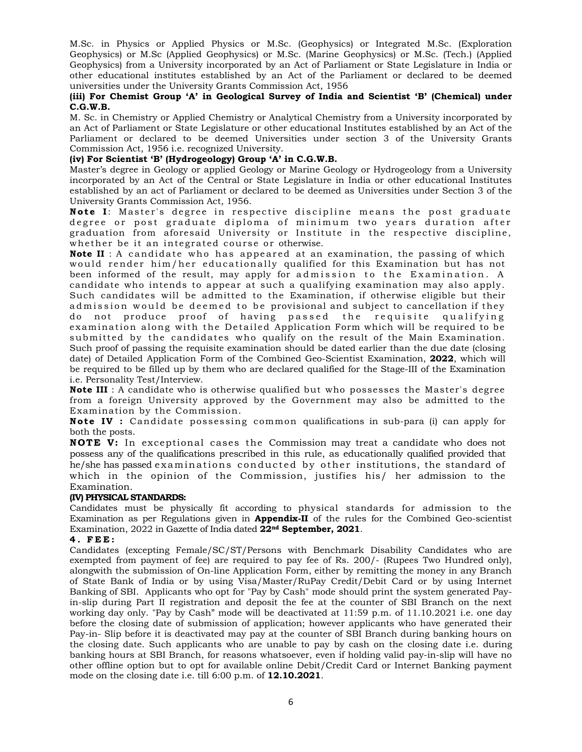M.Sc. in Physics or Applied Physics or M.Sc. (Geophysics) or Integrated M.Sc. (Exploration Geophysics) or M.Sc (Applied Geophysics) or M.Sc. (Marine Geophysics) or M.Sc. (Tech.) (Applied Geophysics) from a University incorporated by an Act of Parliament or State Legislature in India or other educational institutes established by an Act of the Parliament or declared to be deemed universities under the University Grants Commission Act, 1956

**(iii) For Chemist Group 'A' in Geological Survey of India and Scientist 'B' (Chemical) under C.G.W.B.**

M. Sc. in Chemistry or Applied Chemistry or Analytical Chemistry from a University incorporated by an Act of Parliament or State Legislature or other educational Institutes established by an Act of the Parliament or declared to be deemed Universities under section 3 of the University Grants Commission Act, 1956 i.e. recognized University.

**(iv) For Scientist 'B' (Hydrogeology) Group 'A' in C.G.W.B.**

Master's degree in Geology or applied Geology or Marine Geology or Hydrogeology from a University incorporated by an Act of the Central or State Legislature in India or other educational Institutes established by an act of Parliament or declared to be deemed as Universities under Section 3 of the University Grants Commission Act, 1956.

**Note I**: Master's degree in respective discipline means the post graduate degree or post graduate diploma of minimum two years duration after graduation from aforesaid University or Institute in the respective discipline, whether be it an integrated course or otherwise.

**Note II** : A candidate who has appeared at an examination, the passing of which would render him/her educationally qualified for this Examination but has not been informed of the result, may apply for admission to the Examination. A candidate who intends to appear at such a qualifying examination may also apply. Such candidates will be admitted to the Examination, if otherwise eligible but their admission would be deemed to be provisional and subject to cancellation if they do not produce proof of having passed the requisite qualifying examination along with the Detailed Application Form which will be required to be submitted by the candidates who qualify on the result of the Main Examination. Such proof of passing the requisite examination should be dated earlier than the due date (closing date) of Detailed Application Form of the Combined Geo-Scientist Examination, **2022**, which will be required to be filled up by them who are declared qualified for the Stage-III of the Examination i.e. Personality Test/Interview.

**Note III** : A candidate who is otherwise qualified but who possesses the Master's degree from a foreign University approved by the Government may also be admitted to the Examination by the Commission.

**Note IV :** Candidate possessing common qualifications in sub-para (i) can apply for both the posts.

**NOTE V:** In exceptional cases the Commission may treat a candidate who does not possess any of the qualifications prescribed in this rule, as educationally qualified provided that he/she has passed examinations conducted by other institutions, the standard of which in the opinion of the Commission, justifies his/ her admission to the Examination.

**(IV) PHYSICAL STANDARDS:**

Candidates must be physically fit according to physical standards for admission to the Examination as per Regulations given in **Appendix-II** of the rules for the Combined Geo-scientist Examination, 2022 in Gazette of India dated **22nd September, 2021**.

**4. FEE:**

Candidates (excepting Female/SC/ST/Persons with Benchmark Disability Candidates who are exempted from payment of fee) are required to pay fee of Rs. 200/- (Rupees Two Hundred only), alongwith the submission of On-line Application Form, either by remitting the money in any Branch of State Bank of India or by using Visa/Master/RuPay Credit/Debit Card or by using Internet Banking of SBI. Applicants who opt for "Pay by Cash" mode should print the system generated Pay-in-slip during Part II registration and deposit the fee at the counter of SBI Branch on the next working day only. "Pay by Cash" mode will be deactivated at 11:59 p.m. of 11.10.2021 i.e. one day before the closing date of submission of application; however applicants who have generated their Pay-in- Slip before it is deactivated may pay at the counter of SBI Branch during banking hours on the closing date. Such applicants who are unable to pay by cash on the closing date i.e. during banking hours at SBI Branch, for reasons whatsoever, even if holding valid pay-in-slip will have no other offline option but to opt for available online Debit/Credit Card or Internet Banking payment mode on the closing date i.e. till 6:00 p.m. of **12.10.2021**.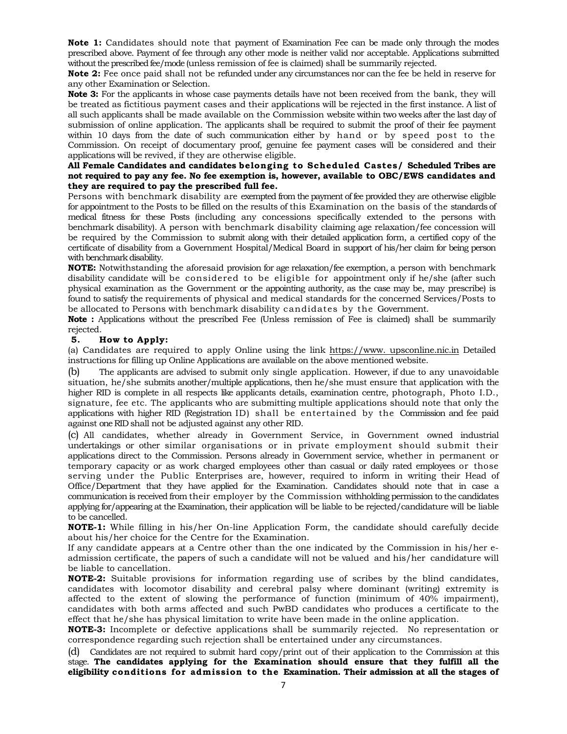**Note 1:** Candidates should note that payment of Examination Fee can be made only through the modes prescribed above. Payment of fee through any other mode is neither valid nor acceptable. Applications submitted without the prescribed fee/mode (unless remission of fee is claimed) shall be summarily rejected.

**Note 2:** Fee once paid shall not be refunded under any circumstances nor can the fee be held in reserve for any other Examination or Selection.

**Note 3:** For the applicants in whose case payments details have not been received from the bank, they will be treated as fictitious payment cases and their applications will be rejected in the first instance. A list of all such applicants shall be made available on the Commission website within two weeks after the last day of submission of online application. The applicants shall be required to submit the proof of their fee payment within 10 days from the date of such communication either by hand or by speed post to the Commission. On receipt of documentary proof, genuine fee payment cases will be considered and their applications will be revived, if they are otherwise eligible.

**All Female Candidates and candidates belonging to Scheduled Castes/ Scheduled Tribes are not required to pay any fee. No fee exemption is, however, available to OBC/EWS candidates and they are required to pay the prescribed full fee.**

Persons with benchmark disability are exempted from the payment of fee provided they are otherwise eligible for appointment to the Posts to be filled on the results of this Examination on the basis of the standards of medical fitness for these Posts (including any concessions specifically extended to the persons with benchmark disability). A person with benchmark disability claiming age relaxation/fee concession will be required by the Commission to submit along with their detailed application form, a certified copy of the certificate of disability from a Government Hospital/Medical Board in support of his/her claim for being person with benchmark disability.

**NOTE:** Notwithstanding the aforesaid provision for age relaxation/fee exemption, a person with benchmark disability candidate will be considered to be eligible for appointment only if he/she (after such physical examination as the Government or the appointing authority, as the case may be, may prescribe) is found to satisfy the requirements of physical and medical standards for the concerned Services/Posts to be allocated to Persons with benchmark disability candidates by the Government.

**Note :** Applications without the prescribed Fee (Unless remission of Fee is claimed) shall be summarily rejected.

**5. How to Apply:**

(a) Candidates are required to apply Online using the link https://www. upsconline.nic.in Detailed instructions for filling up Online Applications are available on the above mentioned website.

(b) The applicants are advised to submit only single application. However, if due to any unavoidable situation, he/she submits another/multiple applications, then he/she must ensure that application with the higher RID is complete in all respects like applicants details, examination centre, photograph, Photo I.D., signature, fee etc. The applicants who are submitting multiple applications should note that only the applications with higher RID (Registration ID) shall be entertained by the Commission and fee paid against one RID shall not be adjusted against any other RID.

(c) All candidates, whether already in Government Service, in Government owned industrial undertakings or other similar organisations or in private employment should submit their applications direct to the Commission. Persons already in Government service, whether in permanent or temporary capacity or as work charged employees other than casual or daily rated employees or those serving under the Public Enterprises are, however, required to inform in writing their Head of Office/Department that they have applied for the Examination. Candidates should note that in case a communication is received from their employer by the Commission withholding permission to the candidates applying for/appearing at the Examination, their application will be liable to be rejected/candidature will be liable to be cancelled.

**NOTE-1:** While filling in his/her On-line Application Form, the candidate should carefully decide about his/her choice for the Centre for the Examination.

If any candidate appears at a Centre other than the one indicated by the Commission in his/her e-admission certificate, the papers of such a candidate will not be valued and his/her candidature will be liable to cancellation.

**NOTE-2:** Suitable provisions for information regarding use of scribes by the blind candidates, candidates with locomotor disability and cerebral palsy where dominant (writing) extremity is affected to the extent of slowing the performance of function (minimum of 40% impairment), candidates with both arms affected and such PwBD candidates who produces a certificate to the effect that he/she has physical limitation to write have been made in the online application.

**NOTE-3:** Incomplete or defective applications shall be summarily rejected. No representation or correspondence regarding such rejection shall be entertained under any circumstances.

(d) Candidates are not required to submit hard copy/print out of their application to the Commission at this stage. **The candidates applying for the Examination should ensure that they fulfill all the eligibility conditions for admission to the Examination. Their admission at all the stages of**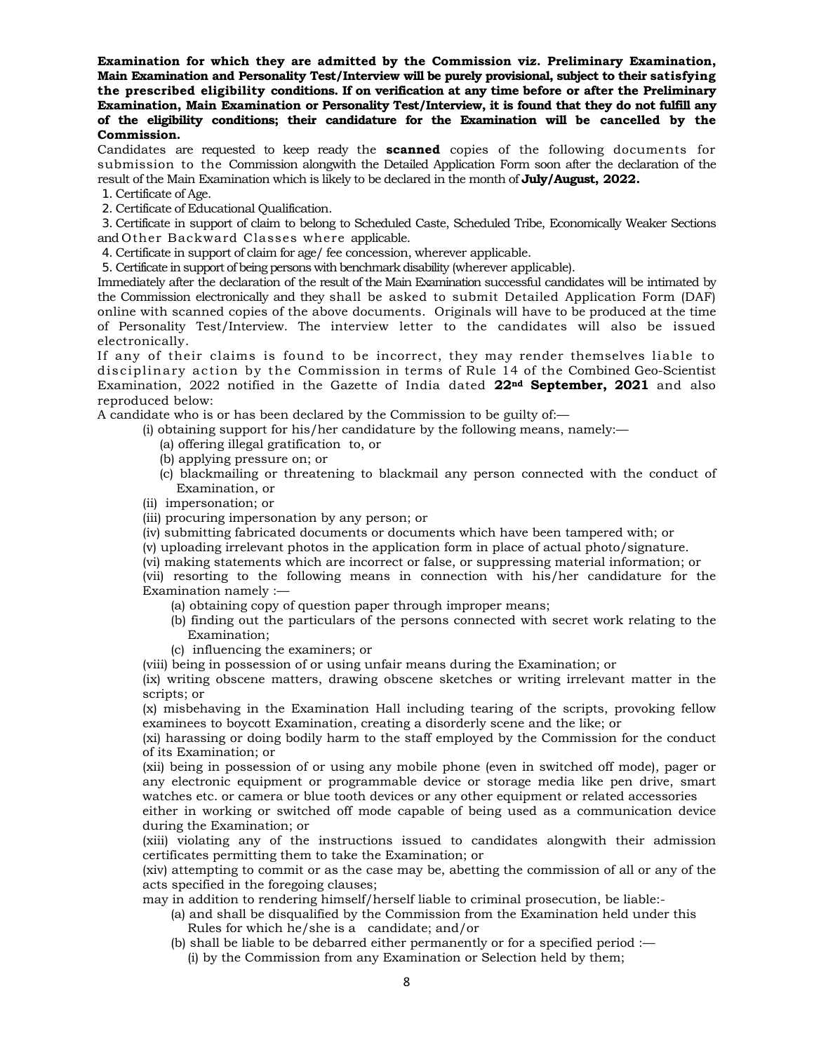**Examination for which they are admitted by the Commission viz. Preliminary Examination, Main Examination and Personality Test/Interview will be purely provisional, subject to their satisfying the prescribed eligibility conditions. If on verification at any time before or after the Preliminary Examination, Main Examination or Personality Test/Interview, it is found that they do not fulfill any of the eligibility conditions; their candidature for the Examination will be cancelled by the Commission.**

Candidates are requested to keep ready the **scanned** copies of the following documents for submission to the Commission alongwith the Detailed Application Form soon after the declaration of the result of the Main Examination which is likely to be declared in the month of **July/August, 2022.**

1. Certificate of Age.
2. Certificate of Educational Qualification.
3. Certificate in support of claim to belong to Scheduled Caste, Scheduled Tribe, Economically Weaker Sections and Other Backward Classes where applicable.
4. Certificate in support of claim for age/ fee concession, wherever applicable.
5. Certificate in support of being persons with benchmark disability (wherever applicable).

Immediately after the declaration of the result of the Main Examination successful candidates will be intimated by the Commission electronically and they shall be asked to submit Detailed Application Form (DAF) online with scanned copies of the above documents. Originals will have to be produced at the time of Personality Test/Interview. The interview letter to the candidates will also be issued electronically.

If any of their claims is found to be incorrect, they may render themselves liable to disciplinary action by the Commission in terms of Rule 14 of the Combined Geo-Scientist Examination, 2022 notified in the Gazette of India dated **22nd September, 2021** and also reproduced below:

A candidate who is or has been declared by the Commission to be guilty of:—

(i) obtaining support for his/her candidature by the following means, namely:—

(a) offering illegal gratification to, or

(b) applying pressure on; or

(c) blackmailing or threatening to blackmail any person connected with the conduct of Examination, or

(ii) impersonation; or

(iii) procuring impersonation by any person; or

(iv) submitting fabricated documents or documents which have been tampered with; or

(v) uploading irrelevant photos in the application form in place of actual photo/signature.

(vi) making statements which are incorrect or false, or suppressing material information; or

(vii) resorting to the following means in connection with his/her candidature for the Examination namely :—

(a) obtaining copy of question paper through improper means;

(b) finding out the particulars of the persons connected with secret work relating to the Examination;

(c) influencing the examiners; or

(viii) being in possession of or using unfair means during the Examination; or

(ix) writing obscene matters, drawing obscene sketches or writing irrelevant matter in the scripts; or

(x) misbehaving in the Examination Hall including tearing of the scripts, provoking fellow examinees to boycott Examination, creating a disorderly scene and the like; or

(xi) harassing or doing bodily harm to the staff employed by the Commission for the conduct of its Examination; or

(xii) being in possession of or using any mobile phone (even in switched off mode), pager or any electronic equipment or programmable device or storage media like pen drive, smart watches etc. or camera or blue tooth devices or any other equipment or related accessories either in working or switched off mode capable of being used as a communication device during the Examination; or

(xiii) violating any of the instructions issued to candidates alongwith their admission certificates permitting them to take the Examination; or

(xiv) attempting to commit or as the case may be, abetting the commission of all or any of the acts specified in the foregoing clauses;

may in addition to rendering himself/herself liable to criminal prosecution, be liable:-

(a) and shall be disqualified by the Commission from the Examination held under this Rules for which he/she is a candidate; and/or

(b) shall be liable to be debarred either permanently or for a specified period :—

(i) by the Commission from any Examination or Selection held by them;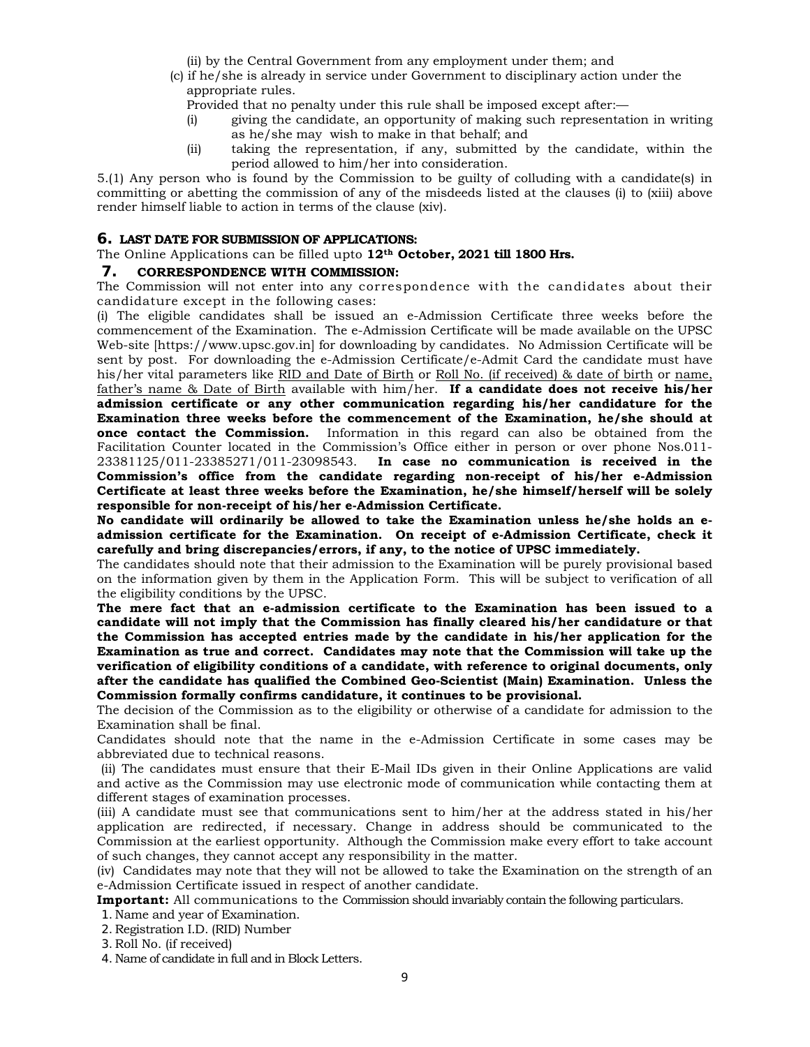(ii) by the Central Government from any employment under them; and

(c) if he/she is already in service under Government to disciplinary action under the appropriate rules.

Provided that no penalty under this rule shall be imposed except after:—

(i) giving the candidate, an opportunity of making such representation in writing as he/she may wish to make in that behalf; and

(ii) taking the representation, if any, submitted by the candidate, within the period allowed to him/her into consideration.

5.(1) Any person who is found by the Commission to be guilty of colluding with a candidate(s) in committing or abetting the commission of any of the misdeeds listed at the clauses (i) to (xiii) above render himself liable to action in terms of the clause (xiv).

## 6. LAST DATE FOR SUBMISSION OF APPLICATIONS:

The Online Applications can be filled upto **12th October, 2021 till 1800 Hrs.**

## 7. CORRESPONDENCE WITH COMMISSION:

The Commission will not enter into any correspondence with the candidates about their candidature except in the following cases:

(i) The eligible candidates shall be issued an e-Admission Certificate three weeks before the commencement of the Examination. The e-Admission Certificate will be made available on the UPSC Web-site [https://www.upsc.gov.in] for downloading by candidates. No Admission Certificate will be sent by post. For downloading the e-Admission Certificate/e-Admit Card the candidate must have his/her vital parameters like RID and Date of Birth or Roll No. (if received) & date of birth or name, father's name & Date of Birth available with him/her. **If a candidate does not receive his/her admission certificate or any other communication regarding his/her candidature for the Examination three weeks before the commencement of the Examination, he/she should at once contact the Commission.** Information in this regard can also be obtained from the Facilitation Counter located in the Commission's Office either in person or over phone Nos.011-23381125/011-23385271/011-23098543. **In case no communication is received in the Commission's office from the candidate regarding non-receipt of his/her e-Admission Certificate at least three weeks before the Examination, he/she himself/herself will be solely responsible for non-receipt of his/her e-Admission Certificate.**

**No candidate will ordinarily be allowed to take the Examination unless he/she holds an e-admission certificate for the Examination. On receipt of e-Admission Certificate, check it carefully and bring discrepancies/errors, if any, to the notice of UPSC immediately.**

The candidates should note that their admission to the Examination will be purely provisional based on the information given by them in the Application Form. This will be subject to verification of all the eligibility conditions by the UPSC.

**The mere fact that an e-admission certificate to the Examination has been issued to a candidate will not imply that the Commission has finally cleared his/her candidature or that the Commission has accepted entries made by the candidate in his/her application for the Examination as true and correct. Candidates may note that the Commission will take up the verification of eligibility conditions of a candidate, with reference to original documents, only after the candidate has qualified the Combined Geo-Scientist (Main) Examination. Unless the Commission formally confirms candidature, it continues to be provisional.**

The decision of the Commission as to the eligibility or otherwise of a candidate for admission to the Examination shall be final.

Candidates should note that the name in the e-Admission Certificate in some cases may be abbreviated due to technical reasons.

(ii) The candidates must ensure that their E-Mail IDs given in their Online Applications are valid and active as the Commission may use electronic mode of communication while contacting them at different stages of examination processes.

(iii) A candidate must see that communications sent to him/her at the address stated in his/her application are redirected, if necessary. Change in address should be communicated to the Commission at the earliest opportunity. Although the Commission make every effort to take account of such changes, they cannot accept any responsibility in the matter.

(iv) Candidates may note that they will not be allowed to take the Examination on the strength of an e-Admission Certificate issued in respect of another candidate.

**Important:** All communications to the Commission should invariably contain the following particulars.

1. Name and year of Examination.
2. Registration I.D. (RID) Number
3. Roll No. (if received)
4. Name of candidate in full and in Block Letters.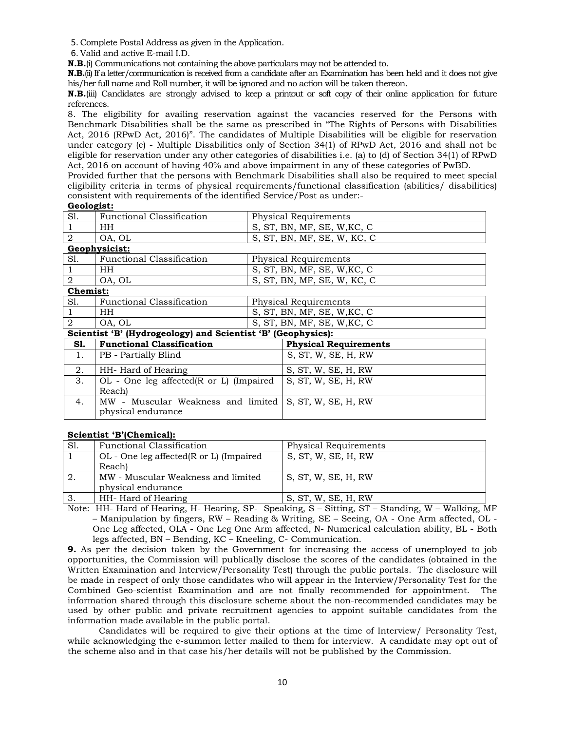5. Complete Postal Address as given in the Application.

6. Valid and active E-mail I.D.

**N.B.**(i) Communications not containing the above particulars may not be attended to.

**N.B.**(ii) If a letter/communication is received from a candidate after an Examination has been held and it does not give his/her full name and Roll number, it will be ignored and no action will be taken thereon.

**N.B.**(iii) Candidates are strongly advised to keep a printout or soft copy of their online application for future references.

8. The eligibility for availing reservation against the vacancies reserved for the Persons with Benchmark Disabilities shall be the same as prescribed in "The Rights of Persons with Disabilities Act, 2016 (RPwD Act, 2016)". The candidates of Multiple Disabilities will be eligible for reservation under category (e) - Multiple Disabilities only of Section 34(1) of RPwD Act, 2016 and shall not be eligible for reservation under any other categories of disabilities i.e. (a) to (d) of Section 34(1) of RPwD Act, 2016 on account of having 40% and above impairment in any of these categories of PwBD.

Provided further that the persons with Benchmark Disabilities shall also be required to meet special eligibility criteria in terms of physical requirements/functional classification (abilities/ disabilities) consistent with requirements of the identified Service/Post as under:-

**Geologist:**

| Sl. | Functional Classification | Physical Requirements |
|---|---|---|
| 1 | HH | S, ST, BN, MF, SE, W,KC, C |
| 2 | OA, OL | S, ST, BN, MF, SE, W, KC, C |

**Geophysicist:**

| Sl. | Functional Classification | Physical Requirements |
|---|---|---|
| 1 | HH | S, ST, BN, MF, SE, W,KC, C |
| 2 | OA, OL | S, ST, BN, MF, SE, W, KC, C |

**Chemist:**

| Sl. | Functional Classification | Physical Requirements |
|---|---|---|
| 1 | HH | S, ST, BN, MF, SE, W,KC, C |
| 2 | OA, OL | S, ST, BN, MF, SE, W,KC, C |

**Scientist 'B' (Hydrogeology) and Scientist 'B' (Geophysics):**

| Sl. | Functional Classification | Physical Requirements |
|---|---|---|
| 1. | PB - Partially Blind | S, ST, W, SE, H, RW |
| 2. | HH- Hard of Hearing | S, ST, W, SE, H, RW |
| 3. | OL - One leg affected(R or L) (Impaired Reach) | S, ST, W, SE, H, RW |
| 4. | MW - Muscular Weakness and limited physical endurance | S, ST, W, SE, H, RW |

**Scientist 'B'(Chemical):**

| Sl. | Functional Classification | Physical Requirements |
|---|---|---|
| 1 | OL - One leg affected(R or L) (Impaired Reach) | S, ST, W, SE, H, RW |
| 2. | MW - Muscular Weakness and limited physical endurance | S, ST, W, SE, H, RW |
| 3. | HH- Hard of Hearing | S, ST, W, SE, H, RW |

Note: HH- Hard of Hearing, H- Hearing, SP- Speaking, S – Sitting, ST – Standing, W – Walking, MF – Manipulation by fingers, RW – Reading & Writing, SE – Seeing, OA - One Arm affected, OL - One Leg affected, OLA - One Leg One Arm affected, N- Numerical calculation ability, BL - Both legs affected, BN – Bending, KC – Kneeling, C- Communication.

**9.** As per the decision taken by the Government for increasing the access of unemployed to job opportunities, the Commission will publically disclose the scores of the candidates (obtained in the Written Examination and Interview/Personality Test) through the public portals. The disclosure will be made in respect of only those candidates who will appear in the Interview/Personality Test for the Combined Geo-scientist Examination and are not finally recommended for appointment. The information shared through this disclosure scheme about the non-recommended candidates may be used by other public and private recruitment agencies to appoint suitable candidates from the information made available in the public portal.

Candidates will be required to give their options at the time of Interview/ Personality Test, while acknowledging the e-summon letter mailed to them for interview. A candidate may opt out of the scheme also and in that case his/her details will not be published by the Commission.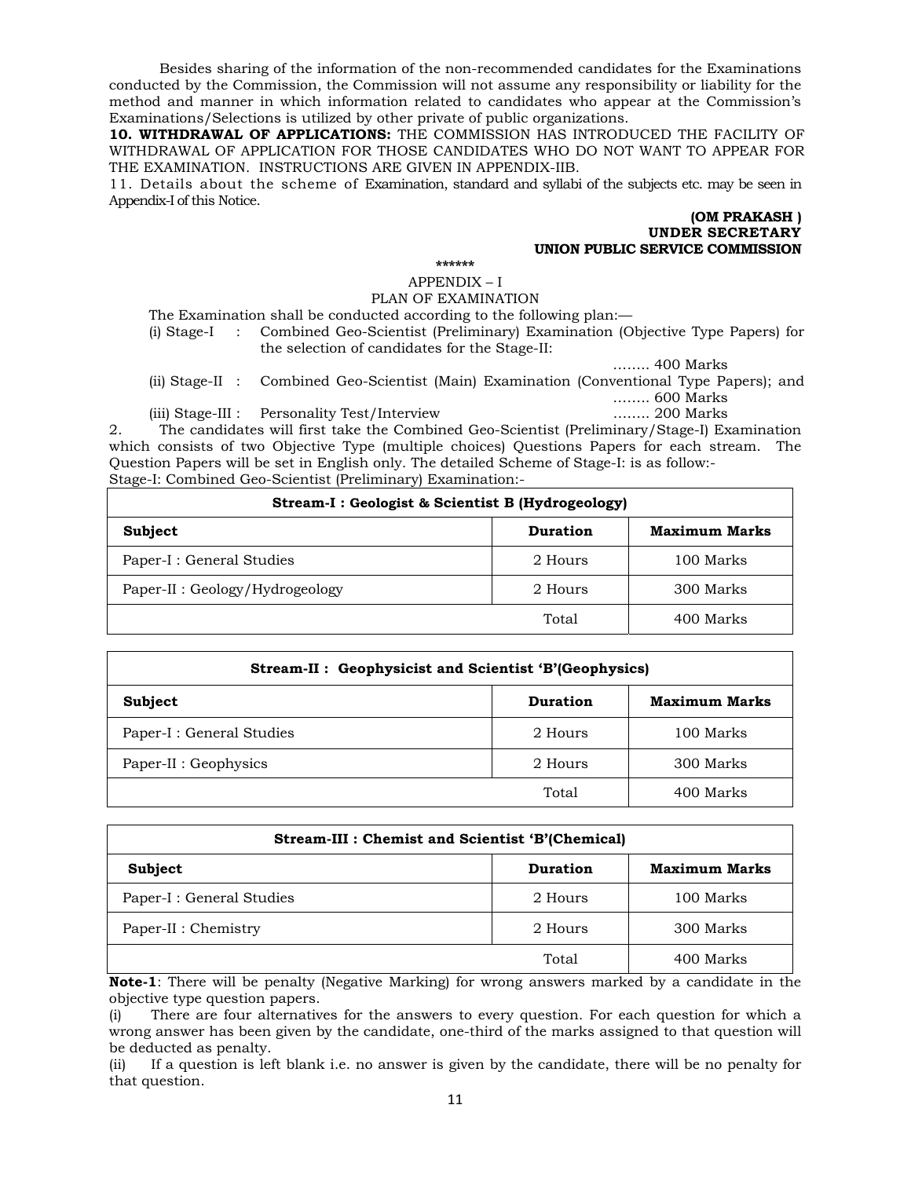Besides sharing of the information of the non-recommended candidates for the Examinations conducted by the Commission, the Commission will not assume any responsibility or liability for the method and manner in which information related to candidates who appear at the Commission's Examinations/Selections is utilized by other private of public organizations.

**10. WITHDRAWAL OF APPLICATIONS:** THE COMMISSION HAS INTRODUCED THE FACILITY OF WITHDRAWAL OF APPLICATION FOR THOSE CANDIDATES WHO DO NOT WANT TO APPEAR FOR THE EXAMINATION. INSTRUCTIONS ARE GIVEN IN APPENDIX-IIB.

11. Details about the scheme of Examination, standard and syllabi of the subjects etc. may be seen in Appendix-I of this Notice.

**(OM PRAKASH )**
**UNDER SECRETARY**
**UNION PUBLIC SERVICE COMMISSION**

******

APPENDIX – I

PLAN OF EXAMINATION

The Examination shall be conducted according to the following plan:—

(i) Stage-I : Combined Geo-Scientist (Preliminary) Examination (Objective Type Papers) for the selection of candidates for the Stage-II: …….. 400 Marks

(ii) Stage-II : Combined Geo-Scientist (Main) Examination (Conventional Type Papers); and …….. 600 Marks

(iii) Stage-III : Personality Test/Interview …….. 200 Marks

2. The candidates will first take the Combined Geo-Scientist (Preliminary/Stage-I) Examination which consists of two Objective Type (multiple choices) Questions Papers for each stream. The Question Papers will be set in English only. The detailed Scheme of Stage-I: is as follow:-

Stage-I: Combined Geo-Scientist (Preliminary) Examination:-

| **Stream-I : Geologist & Scientist B (Hydrogeology)** | | |
|---|---|---|
| **Subject** | **Duration** | **Maximum Marks** |
| Paper-I : General Studies | 2 Hours | 100 Marks |
| Paper-II : Geology/Hydrogeology | 2 Hours | 300 Marks |
| | Total | 400 Marks |

| **Stream-II : Geophysicist and Scientist 'B'(Geophysics)** | | |
|---|---|---|
| **Subject** | **Duration** | **Maximum Marks** |
| Paper-I : General Studies | 2 Hours | 100 Marks |
| Paper-II : Geophysics | 2 Hours | 300 Marks |
| | Total | 400 Marks |

| **Stream-III : Chemist and Scientist 'B'(Chemical)** | | |
|---|---|---|
| **Subject** | **Duration** | **Maximum Marks** |
| Paper-I : General Studies | 2 Hours | 100 Marks |
| Paper-II : Chemistry | 2 Hours | 300 Marks |
| | Total | 400 Marks |

**Note-1**: There will be penalty (Negative Marking) for wrong answers marked by a candidate in the objective type question papers.

(i) There are four alternatives for the answers to every question. For each question for which a wrong answer has been given by the candidate, one-third of the marks assigned to that question will be deducted as penalty.

(ii) If a question is left blank i.e. no answer is given by the candidate, there will be no penalty for that question.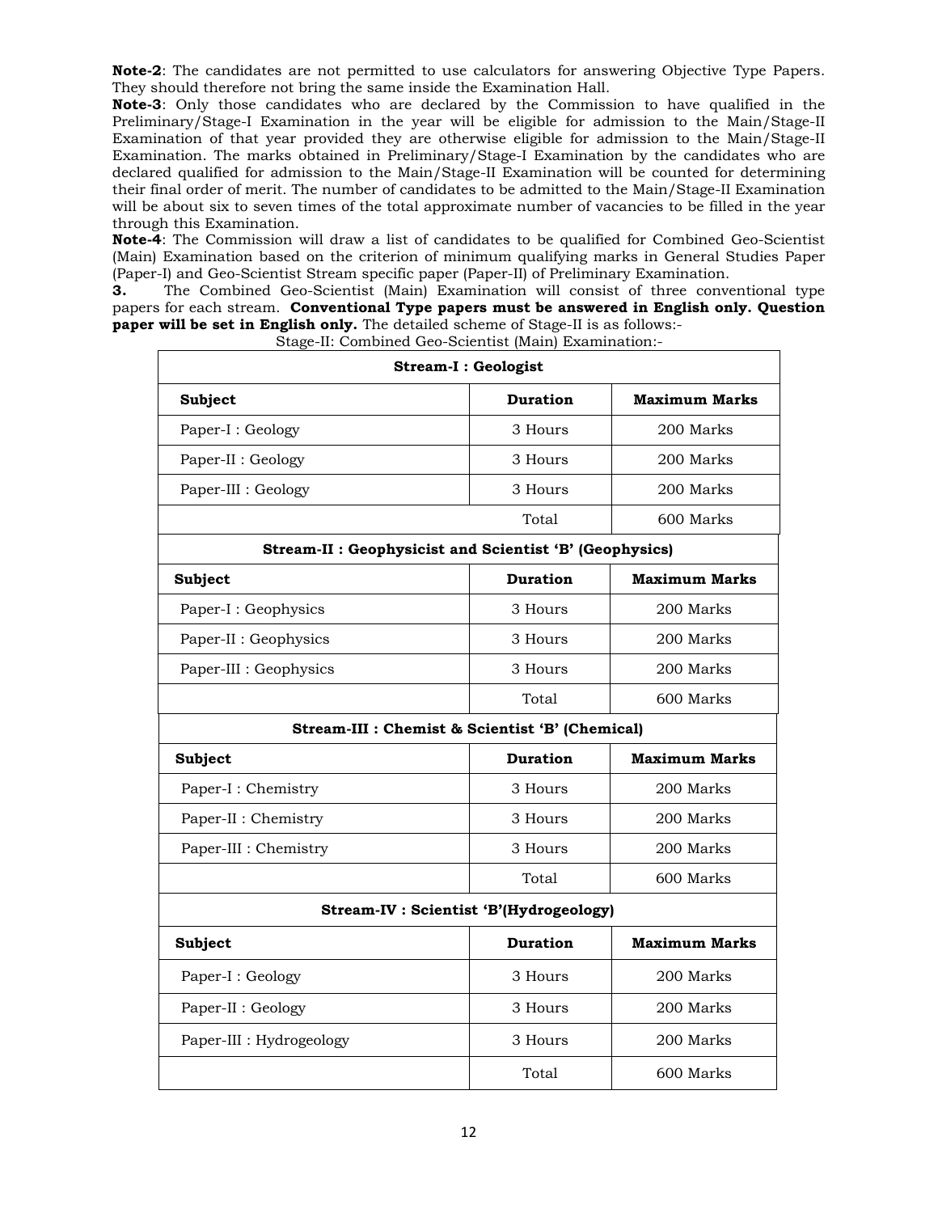**Note-2**: The candidates are not permitted to use calculators for answering Objective Type Papers. They should therefore not bring the same inside the Examination Hall.

**Note-3**: Only those candidates who are declared by the Commission to have qualified in the Preliminary/Stage-I Examination in the year will be eligible for admission to the Main/Stage-II Examination of that year provided they are otherwise eligible for admission to the Main/Stage-II Examination. The marks obtained in Preliminary/Stage-I Examination by the candidates who are declared qualified for admission to the Main/Stage-II Examination will be counted for determining their final order of merit. The number of candidates to be admitted to the Main/Stage-II Examination will be about six to seven times of the total approximate number of vacancies to be filled in the year through this Examination.

**Note-4**: The Commission will draw a list of candidates to be qualified for Combined Geo-Scientist (Main) Examination based on the criterion of minimum qualifying marks in General Studies Paper (Paper-I) and Geo-Scientist Stream specific paper (Paper-II) of Preliminary Examination.

**3.** The Combined Geo-Scientist (Main) Examination will consist of three conventional type papers for each stream. **Conventional Type papers must be answered in English only. Question paper will be set in English only.** The detailed scheme of Stage-II is as follows:-

Stage-II: Combined Geo-Scientist (Main) Examination:-

| **Stream-I : Geologist** | | |
|---|---|---|
| **Subject** | **Duration** | **Maximum Marks** |
| Paper-I : Geology | 3 Hours | 200 Marks |
| Paper-II : Geology | 3 Hours | 200 Marks |
| Paper-III : Geology | 3 Hours | 200 Marks |
| | Total | 600 Marks |
| **Stream-II : Geophysicist and Scientist 'B' (Geophysics)** | | |
| **Subject** | **Duration** | **Maximum Marks** |
| Paper-I : Geophysics | 3 Hours | 200 Marks |
| Paper-II : Geophysics | 3 Hours | 200 Marks |
| Paper-III : Geophysics | 3 Hours | 200 Marks |
| | Total | 600 Marks |
| **Stream-III : Chemist & Scientist 'B' (Chemical)** | | |
| **Subject** | **Duration** | **Maximum Marks** |
| Paper-I : Chemistry | 3 Hours | 200 Marks |
| Paper-II : Chemistry | 3 Hours | 200 Marks |
| Paper-III : Chemistry | 3 Hours | 200 Marks |
| | Total | 600 Marks |
| **Stream-IV : Scientist 'B'(Hydrogeology)** | | |
| **Subject** | **Duration** | **Maximum Marks** |
| Paper-I : Geology | 3 Hours | 200 Marks |
| Paper-II : Geology | 3 Hours | 200 Marks |
| Paper-III : Hydrogeology | 3 Hours | 200 Marks |
| | Total | 600 Marks |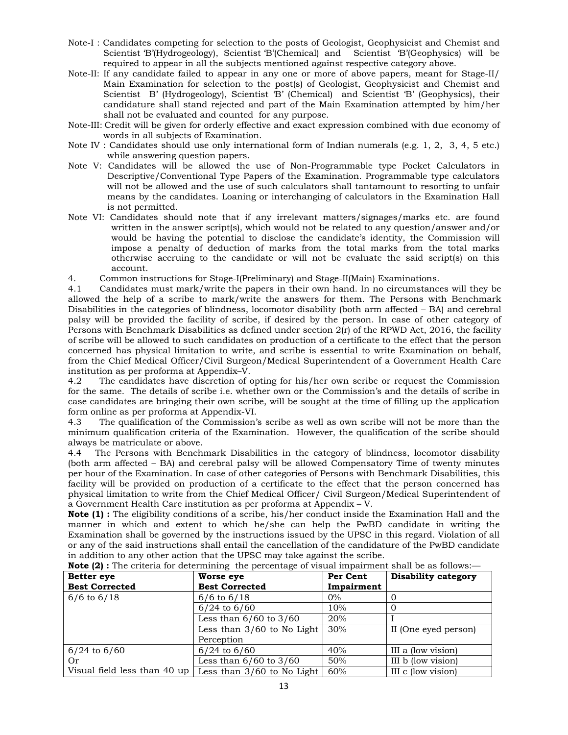Note-I : Candidates competing for selection to the posts of Geologist, Geophysicist and Chemist and Scientist 'B'(Hydrogeology), Scientist 'B'(Chemical) and Scientist 'B'(Geophysics) will be required to appear in all the subjects mentioned against respective category above.

Note-II: If any candidate failed to appear in any one or more of above papers, meant for Stage-II/ Main Examination for selection to the post(s) of Geologist, Geophysicist and Chemist and Scientist B' (Hydrogeology), Scientist 'B' (Chemical) and Scientist 'B' (Geophysics), their candidature shall stand rejected and part of the Main Examination attempted by him/her shall not be evaluated and counted for any purpose.

Note-III: Credit will be given for orderly effective and exact expression combined with due economy of words in all subjects of Examination.

Note IV : Candidates should use only international form of Indian numerals (e.g. 1, 2, 3, 4, 5 etc.) while answering question papers.

Note V: Candidates will be allowed the use of Non-Programmable type Pocket Calculators in Descriptive/Conventional Type Papers of the Examination. Programmable type calculators will not be allowed and the use of such calculators shall tantamount to resorting to unfair means by the candidates. Loaning or interchanging of calculators in the Examination Hall is not permitted.

Note VI: Candidates should note that if any irrelevant matters/signages/marks etc. are found written in the answer script(s), which would not be related to any question/answer and/or would be having the potential to disclose the candidate's identity, the Commission will impose a penalty of deduction of marks from the total marks from the total marks otherwise accruing to the candidate or will not be evaluate the said script(s) on this account.

4. Common instructions for Stage-I(Preliminary) and Stage-II(Main) Examinations.

4.1 Candidates must mark/write the papers in their own hand. In no circumstances will they be allowed the help of a scribe to mark/write the answers for them. The Persons with Benchmark Disabilities in the categories of blindness, locomotor disability (both arm affected – BA) and cerebral palsy will be provided the facility of scribe, if desired by the person. In case of other category of Persons with Benchmark Disabilities as defined under section 2(r) of the RPWD Act, 2016, the facility of scribe will be allowed to such candidates on production of a certificate to the effect that the person concerned has physical limitation to write, and scribe is essential to write Examination on behalf, from the Chief Medical Officer/Civil Surgeon/Medical Superintendent of a Government Health Care institution as per proforma at Appendix–V.

4.2 The candidates have discretion of opting for his/her own scribe or request the Commission for the same. The details of scribe i.e. whether own or the Commission's and the details of scribe in case candidates are bringing their own scribe, will be sought at the time of filling up the application form online as per proforma at Appendix-VI.

4.3 The qualification of the Commission's scribe as well as own scribe will not be more than the minimum qualification criteria of the Examination. However, the qualification of the scribe should always be matriculate or above.

4.4 The Persons with Benchmark Disabilities in the category of blindness, locomotor disability (both arm affected – BA) and cerebral palsy will be allowed Compensatory Time of twenty minutes per hour of the Examination. In case of other categories of Persons with Benchmark Disabilities, this facility will be provided on production of a certificate to the effect that the person concerned has physical limitation to write from the Chief Medical Officer/ Civil Surgeon/Medical Superintendent of a Government Health Care institution as per proforma at Appendix – V.

**Note (1) :** The eligibility conditions of a scribe, his/her conduct inside the Examination Hall and the manner in which and extent to which he/she can help the PwBD candidate in writing the Examination shall be governed by the instructions issued by the UPSC in this regard. Violation of all or any of the said instructions shall entail the cancellation of the candidature of the PwBD candidate in addition to any other action that the UPSC may take against the scribe.

**Note (2) :** The criteria for determining the percentage of visual impairment shall be as follows:—

| **Better eye Best Corrected** | **Worse eye Best Corrected** | **Per Cent Impairment** | **Disability category** |
|---|---|---|---|
| 6/6 to 6/18 | 6/6 to 6/18 | 0% | 0 |
| | 6/24 to 6/60 | 10% | 0 |
| | Less than 6/60 to 3/60 | 20% | I |
| | Less than 3/60 to No Light Perception | 30% | II (One eyed person) |
| 6/24 to 6/60 | 6/24 to 6/60 | 40% | III a (low vision) |
| Or | Less than 6/60 to 3/60 | 50% | III b (low vision) |
| Visual field less than 40 up | Less than 3/60 to No Light | 60% | III c (low vision) |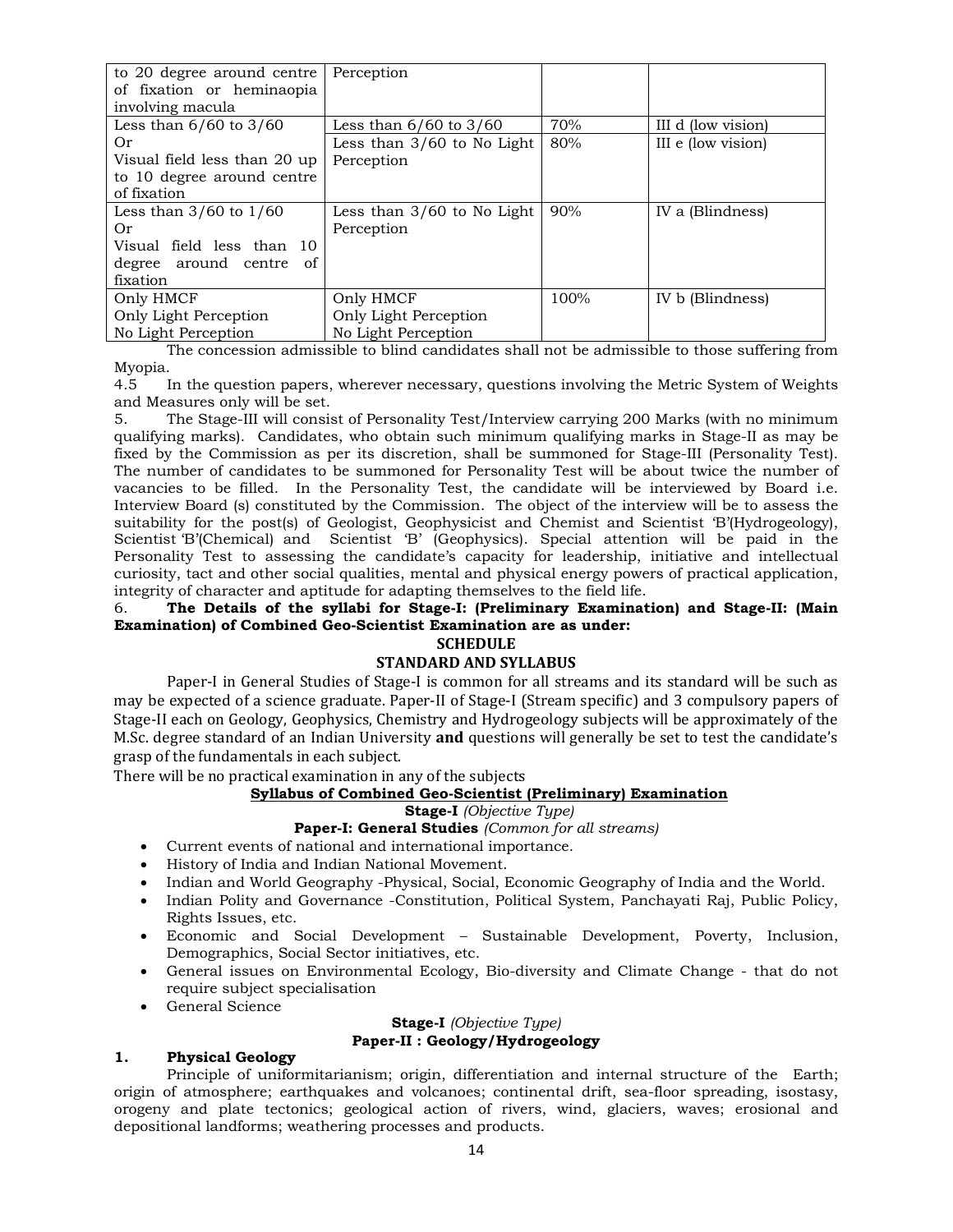| | | | |
|---|---|---|---|
| to 20 degree around centre of fixation or heminaopia involving macula | Perception | | |
| Less than 6/60 to 3/60<br>Or<br>Visual field less than 20 up to 10 degree around centre of fixation | Less than 6/60 to 3/60 | 70% | III d (low vision) |
| | Less than 3/60 to No Light Perception | 80% | III e (low vision) |
| Less than 3/60 to 1/60<br>Or<br>Visual field less than 10 degree around centre of fixation | Less than 3/60 to No Light Perception | 90% | IV a (Blindness) |
| Only HMCF<br>Only Light Perception<br>No Light Perception | Only HMCF<br>Only Light Perception<br>No Light Perception | 100% | IV b (Blindness) |

The concession admissible to blind candidates shall not be admissible to those suffering from Myopia.

4.5 In the question papers, wherever necessary, questions involving the Metric System of Weights and Measures only will be set.

5. The Stage-III will consist of Personality Test/Interview carrying 200 Marks (with no minimum qualifying marks). Candidates, who obtain such minimum qualifying marks in Stage-II as may be fixed by the Commission as per its discretion, shall be summoned for Stage-III (Personality Test). The number of candidates to be summoned for Personality Test will be about twice the number of vacancies to be filled. In the Personality Test, the candidate will be interviewed by Board i.e. Interview Board (s) constituted by the Commission. The object of the interview will be to assess the suitability for the post(s) of Geologist, Geophysicist and Chemist and Scientist 'B'(Hydrogeology), Scientist 'B'(Chemical) and Scientist 'B' (Geophysics). Special attention will be paid in the Personality Test to assessing the candidate's capacity for leadership, initiative and intellectual curiosity, tact and other social qualities, mental and physical energy powers of practical application, integrity of character and aptitude for adapting themselves to the field life.

6. **The Details of the syllabi for Stage-I: (Preliminary Examination) and Stage-II: (Main Examination) of Combined Geo-Scientist Examination are as under:**

## SCHEDULE

## STANDARD AND SYLLABUS

Paper-I in General Studies of Stage-I is common for all streams and its standard will be such as may be expected of a science graduate. Paper-II of Stage-I (Stream specific) and 3 compulsory papers of Stage-II each on Geology, Geophysics, Chemistry and Hydrogeology subjects will be approximately of the M.Sc. degree standard of an Indian University **and** questions will generally be set to test the candidate's grasp of the fundamentals in each subject.

There will be no practical examination in any of the subjects

### Syllabus of Combined Geo-Scientist (Preliminary) Examination

**Stage-I** *(Objective Type)*

**Paper-I: General Studies** *(Common for all streams)*

- Current events of national and international importance.
- History of India and Indian National Movement.
- Indian and World Geography -Physical, Social, Economic Geography of India and the World.
- Indian Polity and Governance -Constitution, Political System, Panchayati Raj, Public Policy, Rights Issues, etc.
- Economic and Social Development – Sustainable Development, Poverty, Inclusion, Demographics, Social Sector initiatives, etc.
- General issues on Environmental Ecology, Bio-diversity and Climate Change - that do not require subject specialisation
- General Science

**Stage-I** *(Objective Type)*

**Paper-II : Geology/Hydrogeology**

**1. Physical Geology**

Principle of uniformitarianism; origin, differentiation and internal structure of the Earth; origin of atmosphere; earthquakes and volcanoes; continental drift, sea-floor spreading, isostasy, orogeny and plate tectonics; geological action of rivers, wind, glaciers, waves; erosional and depositional landforms; weathering processes and products.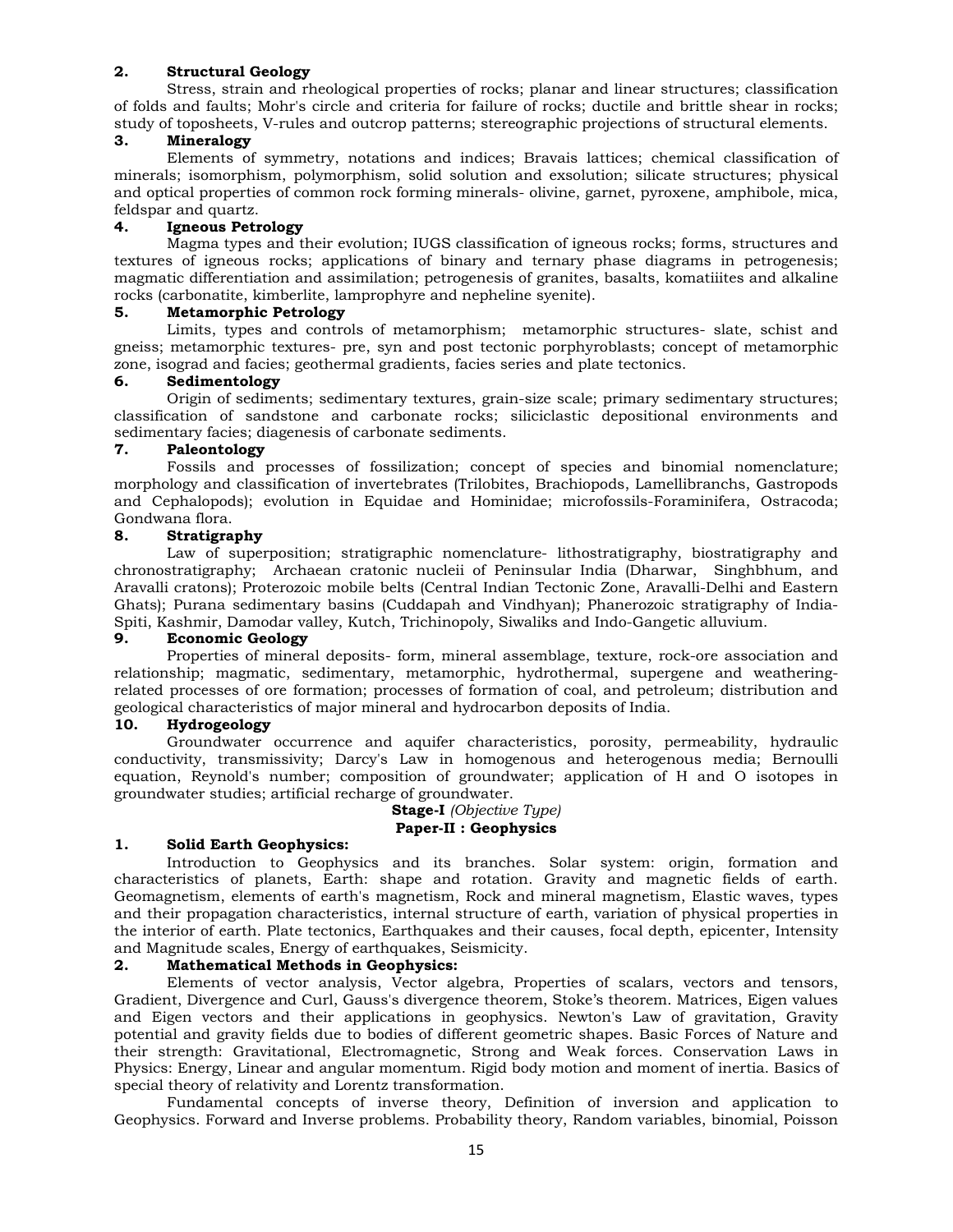**2. Structural Geology**

Stress, strain and rheological properties of rocks; planar and linear structures; classification of folds and faults; Mohr's circle and criteria for failure of rocks; ductile and brittle shear in rocks; study of toposheets, V-rules and outcrop patterns; stereographic projections of structural elements.

**3. Mineralogy**

Elements of symmetry, notations and indices; Bravais lattices; chemical classification of minerals; isomorphism, polymorphism, solid solution and exsolution; silicate structures; physical and optical properties of common rock forming minerals- olivine, garnet, pyroxene, amphibole, mica, feldspar and quartz.

**4. Igneous Petrology**

Magma types and their evolution; IUGS classification of igneous rocks; forms, structures and textures of igneous rocks; applications of binary and ternary phase diagrams in petrogenesis; magmatic differentiation and assimilation; petrogenesis of granites, basalts, komatiiites and alkaline rocks (carbonatite, kimberlite, lamprophyre and nepheline syenite).

**5. Metamorphic Petrology**

Limits, types and controls of metamorphism; metamorphic structures- slate, schist and gneiss; metamorphic textures- pre, syn and post tectonic porphyroblasts; concept of metamorphic zone, isograd and facies; geothermal gradients, facies series and plate tectonics.

**6. Sedimentology**

Origin of sediments; sedimentary textures, grain-size scale; primary sedimentary structures; classification of sandstone and carbonate rocks; siliciclastic depositional environments and sedimentary facies; diagenesis of carbonate sediments.

**7. Paleontology**

Fossils and processes of fossilization; concept of species and binomial nomenclature; morphology and classification of invertebrates (Trilobites, Brachiopods, Lamellibranchs, Gastropods and Cephalopods); evolution in Equidae and Hominidae; microfossils-Foraminifera, Ostracoda; Gondwana flora.

**8. Stratigraphy**

Law of superposition; stratigraphic nomenclature- lithostratigraphy, biostratigraphy and chronostratigraphy; Archaean cratonic nucleii of Peninsular India (Dharwar, Singhbhum, and Aravalli cratons); Proterozoic mobile belts (Central Indian Tectonic Zone, Aravalli-Delhi and Eastern Ghats); Purana sedimentary basins (Cuddapah and Vindhyan); Phanerozoic stratigraphy of India- Spiti, Kashmir, Damodar valley, Kutch, Trichinopoly, Siwaliks and Indo-Gangetic alluvium.

**9. Economic Geology**

Properties of mineral deposits- form, mineral assemblage, texture, rock-ore association and relationship; magmatic, sedimentary, metamorphic, hydrothermal, supergene and weathering-related processes of ore formation; processes of formation of coal, and petroleum; distribution and geological characteristics of major mineral and hydrocarbon deposits of India.

**10. Hydrogeology**

Groundwater occurrence and aquifer characteristics, porosity, permeability, hydraulic conductivity, transmissivity; Darcy's Law in homogenous and heterogenous media; Bernoulli equation, Reynold's number; composition of groundwater; application of H and O isotopes in groundwater studies; artificial recharge of groundwater.

**Stage-I** *(Objective Type)*

**Paper-II : Geophysics**

**1. Solid Earth Geophysics:**

Introduction to Geophysics and its branches. Solar system: origin, formation and characteristics of planets, Earth: shape and rotation. Gravity and magnetic fields of earth. Geomagnetism, elements of earth's magnetism, Rock and mineral magnetism, Elastic waves, types and their propagation characteristics, internal structure of earth, variation of physical properties in the interior of earth. Plate tectonics, Earthquakes and their causes, focal depth, epicenter, Intensity and Magnitude scales, Energy of earthquakes, Seismicity.

**2. Mathematical Methods in Geophysics:**

Elements of vector analysis, Vector algebra, Properties of scalars, vectors and tensors, Gradient, Divergence and Curl, Gauss's divergence theorem, Stoke's theorem. Matrices, Eigen values and Eigen vectors and their applications in geophysics. Newton's Law of gravitation, Gravity potential and gravity fields due to bodies of different geometric shapes. Basic Forces of Nature and their strength: Gravitational, Electromagnetic, Strong and Weak forces. Conservation Laws in Physics: Energy, Linear and angular momentum. Rigid body motion and moment of inertia. Basics of special theory of relativity and Lorentz transformation.

Fundamental concepts of inverse theory, Definition of inversion and application to Geophysics. Forward and Inverse problems. Probability theory, Random variables, binomial, Poisson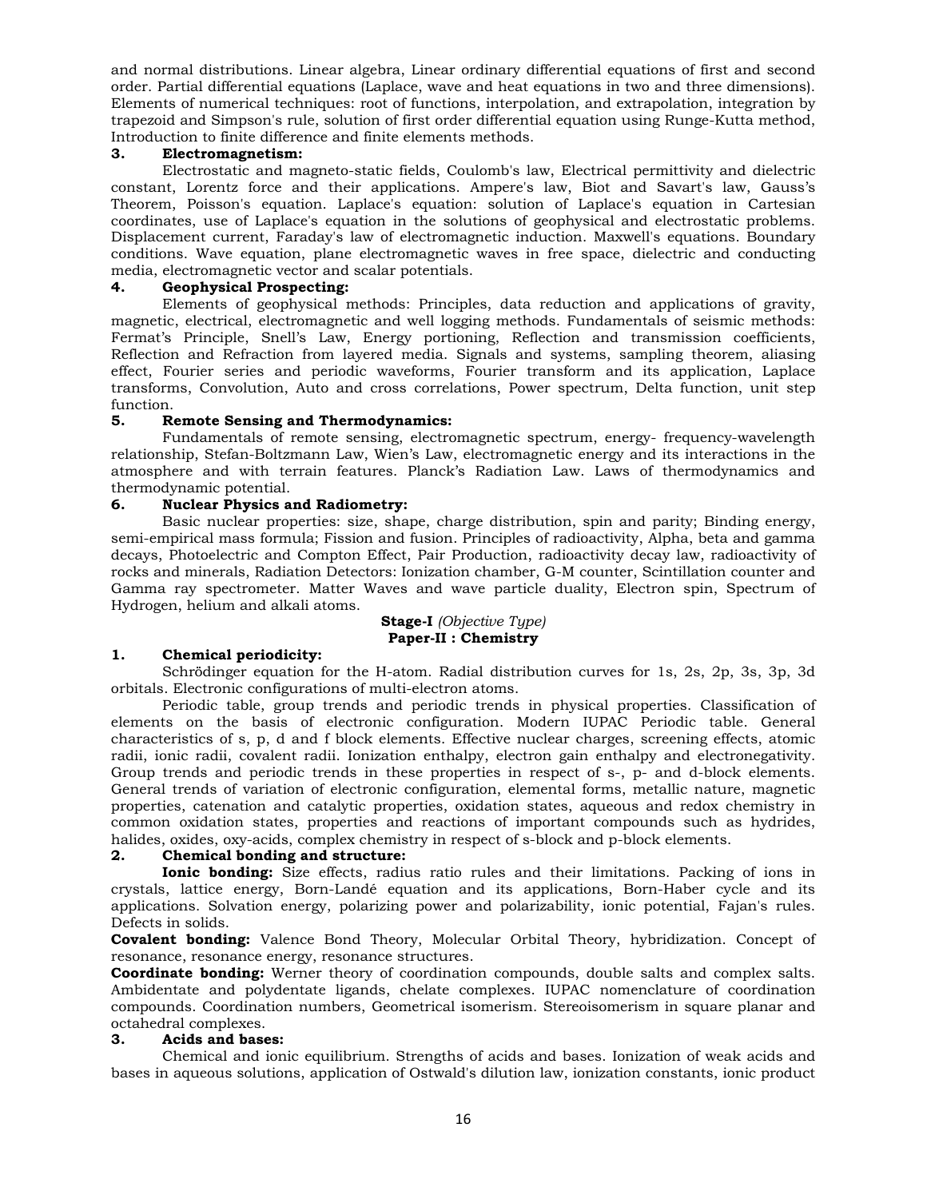and normal distributions. Linear algebra, Linear ordinary differential equations of first and second order. Partial differential equations (Laplace, wave and heat equations in two and three dimensions). Elements of numerical techniques: root of functions, interpolation, and extrapolation, integration by trapezoid and Simpson's rule, solution of first order differential equation using Runge-Kutta method, Introduction to finite difference and finite elements methods.

**3. Electromagnetism:**

Electrostatic and magneto-static fields, Coulomb's law, Electrical permittivity and dielectric constant, Lorentz force and their applications. Ampere's law, Biot and Savart's law, Gauss's Theorem, Poisson's equation. Laplace's equation: solution of Laplace's equation in Cartesian coordinates, use of Laplace's equation in the solutions of geophysical and electrostatic problems. Displacement current, Faraday's law of electromagnetic induction. Maxwell's equations. Boundary conditions. Wave equation, plane electromagnetic waves in free space, dielectric and conducting media, electromagnetic vector and scalar potentials.

**4. Geophysical Prospecting:**

Elements of geophysical methods: Principles, data reduction and applications of gravity, magnetic, electrical, electromagnetic and well logging methods. Fundamentals of seismic methods: Fermat's Principle, Snell's Law, Energy portioning, Reflection and transmission coefficients, Reflection and Refraction from layered media. Signals and systems, sampling theorem, aliasing effect, Fourier series and periodic waveforms, Fourier transform and its application, Laplace transforms, Convolution, Auto and cross correlations, Power spectrum, Delta function, unit step function.

**5. Remote Sensing and Thermodynamics:**

Fundamentals of remote sensing, electromagnetic spectrum, energy- frequency-wavelength relationship, Stefan-Boltzmann Law, Wien's Law, electromagnetic energy and its interactions in the atmosphere and with terrain features. Planck's Radiation Law. Laws of thermodynamics and thermodynamic potential.

**6. Nuclear Physics and Radiometry:**

Basic nuclear properties: size, shape, charge distribution, spin and parity; Binding energy, semi-empirical mass formula; Fission and fusion. Principles of radioactivity, Alpha, beta and gamma decays, Photoelectric and Compton Effect, Pair Production, radioactivity decay law, radioactivity of rocks and minerals, Radiation Detectors: Ionization chamber, G-M counter, Scintillation counter and Gamma ray spectrometer. Matter Waves and wave particle duality, Electron spin, Spectrum of Hydrogen, helium and alkali atoms.

**Stage-I** *(Objective Type)*
**Paper-II : Chemistry**

**1. Chemical periodicity:**

Schrödinger equation for the H-atom. Radial distribution curves for 1s, 2s, 2p, 3s, 3p, 3d orbitals. Electronic configurations of multi-electron atoms.

Periodic table, group trends and periodic trends in physical properties. Classification of elements on the basis of electronic configuration. Modern IUPAC Periodic table. General characteristics of s, p, d and f block elements. Effective nuclear charges, screening effects, atomic radii, ionic radii, covalent radii. Ionization enthalpy, electron gain enthalpy and electronegativity. Group trends and periodic trends in these properties in respect of s-, p- and d-block elements. General trends of variation of electronic configuration, elemental forms, metallic nature, magnetic properties, catenation and catalytic properties, oxidation states, aqueous and redox chemistry in common oxidation states, properties and reactions of important compounds such as hydrides, halides, oxides, oxy-acids, complex chemistry in respect of s-block and p-block elements.

**2. Chemical bonding and structure:**

**Ionic bonding:** Size effects, radius ratio rules and their limitations. Packing of ions in crystals, lattice energy, Born-Landé equation and its applications, Born-Haber cycle and its applications. Solvation energy, polarizing power and polarizability, ionic potential, Fajan's rules. Defects in solids.

**Covalent bonding:** Valence Bond Theory, Molecular Orbital Theory, hybridization. Concept of resonance, resonance energy, resonance structures.

**Coordinate bonding:** Werner theory of coordination compounds, double salts and complex salts. Ambidentate and polydentate ligands, chelate complexes. IUPAC nomenclature of coordination compounds. Coordination numbers, Geometrical isomerism. Stereoisomerism in square planar and octahedral complexes.

**3. Acids and bases:**

Chemical and ionic equilibrium. Strengths of acids and bases. Ionization of weak acids and bases in aqueous solutions, application of Ostwald's dilution law, ionization constants, ionic product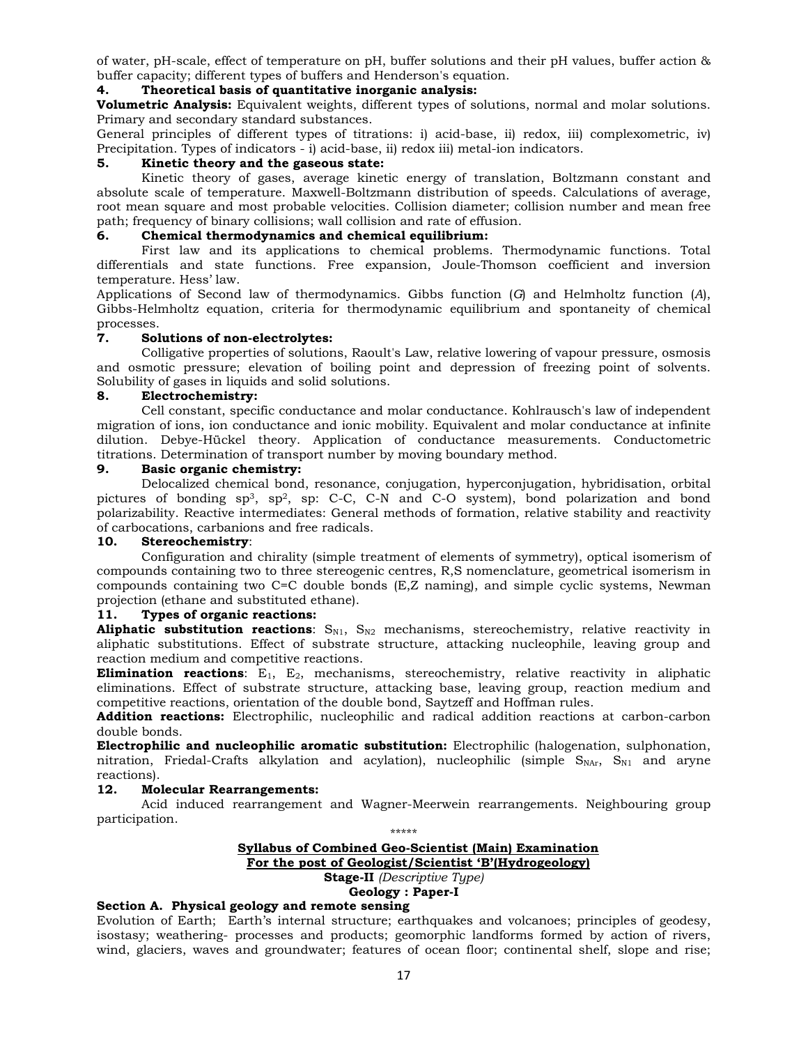of water, pH-scale, effect of temperature on pH, buffer solutions and their pH values, buffer action & buffer capacity; different types of buffers and Henderson's equation.

**4. Theoretical basis of quantitative inorganic analysis:**

**Volumetric Analysis:** Equivalent weights, different types of solutions, normal and molar solutions. Primary and secondary standard substances.

General principles of different types of titrations: i) acid-base, ii) redox, iii) complexometric, iv) Precipitation. Types of indicators - i) acid-base, ii) redox iii) metal-ion indicators.

**5. Kinetic theory and the gaseous state:**

Kinetic theory of gases, average kinetic energy of translation, Boltzmann constant and absolute scale of temperature. Maxwell-Boltzmann distribution of speeds. Calculations of average, root mean square and most probable velocities. Collision diameter; collision number and mean free path; frequency of binary collisions; wall collision and rate of effusion.

**6. Chemical thermodynamics and chemical equilibrium:**

First law and its applications to chemical problems. Thermodynamic functions. Total differentials and state functions. Free expansion, Joule-Thomson coefficient and inversion temperature. Hess' law.

Applications of Second law of thermodynamics. Gibbs function (*G*) and Helmholtz function (*A*), Gibbs-Helmholtz equation, criteria for thermodynamic equilibrium and spontaneity of chemical processes.

**7. Solutions of non-electrolytes:**

Colligative properties of solutions, Raoult's Law, relative lowering of vapour pressure, osmosis and osmotic pressure; elevation of boiling point and depression of freezing point of solvents. Solubility of gases in liquids and solid solutions.

**8. Electrochemistry:**

Cell constant, specific conductance and molar conductance. Kohlrausch's law of independent migration of ions, ion conductance and ionic mobility. Equivalent and molar conductance at infinite dilution. Debye-Hückel theory. Application of conductance measurements. Conductometric titrations. Determination of transport number by moving boundary method.

**9. Basic organic chemistry:**

Delocalized chemical bond, resonance, conjugation, hyperconjugation, hybridisation, orbital pictures of bonding $sp^3$, $sp^2$, sp: C-C, C-N and C-O system), bond polarization and bond polarizability. Reactive intermediates: General methods of formation, relative stability and reactivity of carbocations, carbanions and free radicals.

**10. Stereochemistry**:

Configuration and chirality (simple treatment of elements of symmetry), optical isomerism of compounds containing two to three stereogenic centres, R,S nomenclature, geometrical isomerism in compounds containing two C=C double bonds (E,Z naming), and simple cyclic systems, Newman projection (ethane and substituted ethane).

**11. Types of organic reactions:**

**Aliphatic substitution reactions**: $S_{N1}$, $S_{N2}$ mechanisms, stereochemistry, relative reactivity in aliphatic substitutions. Effect of substrate structure, attacking nucleophile, leaving group and reaction medium and competitive reactions.

**Elimination reactions**: $E_1$, $E_2$, mechanisms, stereochemistry, relative reactivity in aliphatic eliminations. Effect of substrate structure, attacking base, leaving group, reaction medium and competitive reactions, orientation of the double bond, Saytzeff and Hoffman rules.

**Addition reactions:** Electrophilic, nucleophilic and radical addition reactions at carbon-carbon double bonds.

**Electrophilic and nucleophilic aromatic substitution:** Electrophilic (halogenation, sulphonation, nitration, Friedal-Crafts alkylation and acylation), nucleophilic (simple $S_{NAr}$, $S_{N1}$ and aryne reactions).

**12. Molecular Rearrangements:**

Acid induced rearrangement and Wagner-Meerwein rearrangements. Neighbouring group participation.

*****

**Syllabus of Combined Geo-Scientist (Main) Examination**
**For the post of Geologist/Scientist 'B'(Hydrogeology)**

**Stage-II** *(Descriptive Type)*

**Geology : Paper-I**

**Section A. Physical geology and remote sensing**

Evolution of Earth; Earth's internal structure; earthquakes and volcanoes; principles of geodesy, isostasy; weathering- processes and products; geomorphic landforms formed by action of rivers, wind, glaciers, waves and groundwater; features of ocean floor; continental shelf, slope and rise;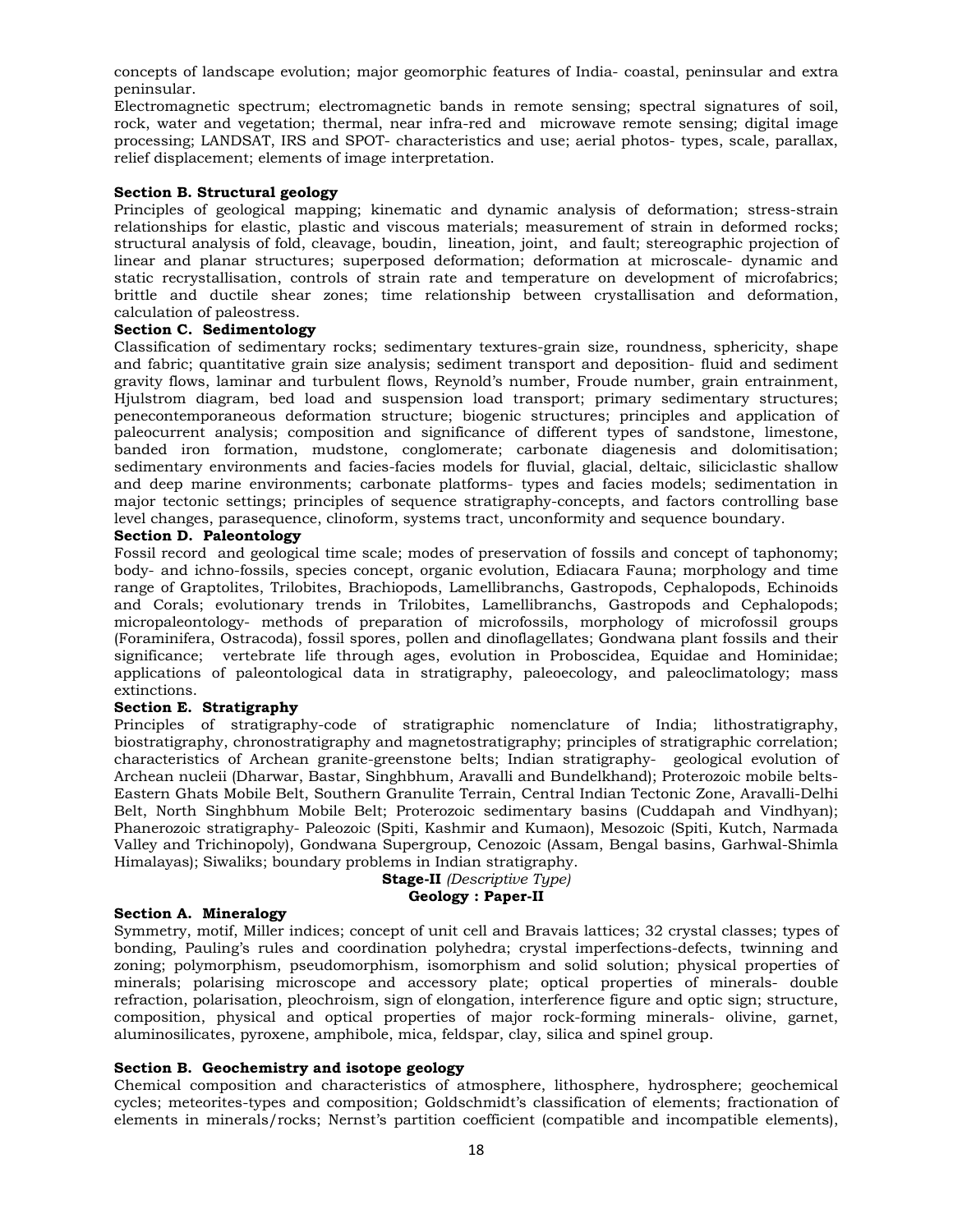concepts of landscape evolution; major geomorphic features of India- coastal, peninsular and extra peninsular.

Electromagnetic spectrum; electromagnetic bands in remote sensing; spectral signatures of soil, rock, water and vegetation; thermal, near infra-red and microwave remote sensing; digital image processing; LANDSAT, IRS and SPOT- characteristics and use; aerial photos- types, scale, parallax, relief displacement; elements of image interpretation.

**Section B. Structural geology**

Principles of geological mapping; kinematic and dynamic analysis of deformation; stress-strain relationships for elastic, plastic and viscous materials; measurement of strain in deformed rocks; structural analysis of fold, cleavage, boudin, lineation, joint, and fault; stereographic projection of linear and planar structures; superposed deformation; deformation at microscale- dynamic and static recrystallisation, controls of strain rate and temperature on development of microfabrics; brittle and ductile shear zones; time relationship between crystallisation and deformation, calculation of paleostress.

**Section C. Sedimentology**

Classification of sedimentary rocks; sedimentary textures-grain size, roundness, sphericity, shape and fabric; quantitative grain size analysis; sediment transport and deposition- fluid and sediment gravity flows, laminar and turbulent flows, Reynold's number, Froude number, grain entrainment, Hjulstrom diagram, bed load and suspension load transport; primary sedimentary structures; penecontemporaneous deformation structure; biogenic structures; principles and application of paleocurrent analysis; composition and significance of different types of sandstone, limestone, banded iron formation, mudstone, conglomerate; carbonate diagenesis and dolomitisation; sedimentary environments and facies-facies models for fluvial, glacial, deltaic, siliciclastic shallow and deep marine environments; carbonate platforms- types and facies models; sedimentation in major tectonic settings; principles of sequence stratigraphy-concepts, and factors controlling base level changes, parasequence, clinoform, systems tract, unconformity and sequence boundary.

**Section D. Paleontology**

Fossil record and geological time scale; modes of preservation of fossils and concept of taphonomy; body- and ichno-fossils, species concept, organic evolution, Ediacara Fauna; morphology and time range of Graptolites, Trilobites, Brachiopods, Lamellibranchs, Gastropods, Cephalopods, Echinoids and Corals; evolutionary trends in Trilobites, Lamellibranchs, Gastropods and Cephalopods; micropalaeontology- methods of preparation of microfossils, morphology of microfossil groups (Foraminifera, Ostracoda), fossil spores, pollen and dinoflagellates; Gondwana plant fossils and their significance; vertebrate life through ages, evolution in Proboscidea, Equidae and Hominidae; applications of paleontological data in stratigraphy, paleoecology, and paleoclimatology; mass extinctions.

**Section E. Stratigraphy**

Principles of stratigraphy-code of stratigraphic nomenclature of India; lithostratigraphy, biostratigraphy, chronostratigraphy and magnetostratigraphy; principles of stratigraphic correlation; characteristics of Archean granite-greenstone belts; Indian stratigraphy- geological evolution of Archean nucleii (Dharwar, Bastar, Singhbhum, Aravalli and Bundelkhand); Proterozoic mobile belts- Eastern Ghats Mobile Belt, Southern Granulite Terrain, Central Indian Tectonic Zone, Aravalli-Delhi Belt, North Singhbhum Mobile Belt; Proterozoic sedimentary basins (Cuddapah and Vindhyan); Phanerozoic stratigraphy- Paleozoic (Spiti, Kashmir and Kumaon), Mesozoic (Spiti, Kutch, Narmada Valley and Trichinopoly), Gondwana Supergroup, Cenozoic (Assam, Bengal basins, Garhwal-Shimla Himalayas); Siwaliks; boundary problems in Indian stratigraphy.

**Stage-II** *(Descriptive Type)*

**Geology : Paper-II**

**Section A. Mineralogy**

Symmetry, motif, Miller indices; concept of unit cell and Bravais lattices; 32 crystal classes; types of bonding, Pauling's rules and coordination polyhedra; crystal imperfections-defects, twinning and zoning; polymorphism, pseudomorphism, isomorphism and solid solution; physical properties of minerals; polarising microscope and accessory plate; optical properties of minerals- double refraction, polarisation, pleochroism, sign of elongation, interference figure and optic sign; structure, composition, physical and optical properties of major rock-forming minerals- olivine, garnet, aluminosilicates, pyroxene, amphibole, mica, feldspar, clay, silica and spinel group.

**Section B. Geochemistry and isotope geology**

Chemical composition and characteristics of atmosphere, lithosphere, hydrosphere; geochemical cycles; meteorites-types and composition; Goldschmidt's classification of elements; fractionation of elements in minerals/rocks; Nernst's partition coefficient (compatible and incompatible elements),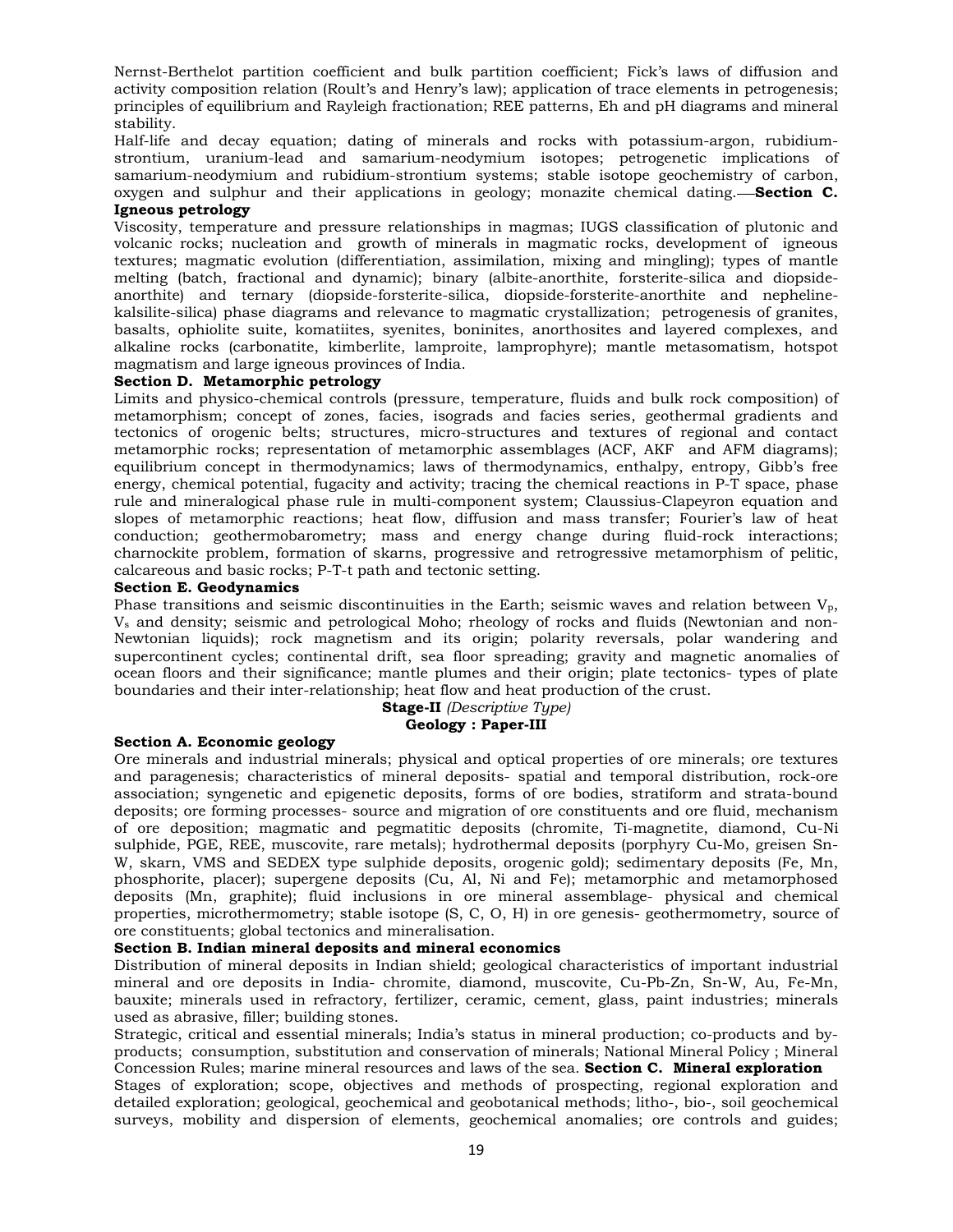Nernst-Berthelot partition coefficient and bulk partition coefficient; Fick's laws of diffusion and activity composition relation (Roult's and Henry's law); application of trace elements in petrogenesis; principles of equilibrium and Rayleigh fractionation; REE patterns, Eh and pH diagrams and mineral stability.

Half-life and decay equation; dating of minerals and rocks with potassium-argon, rubidium-strontium, uranium-lead and samarium-neodymium isotopes; petrogenetic implications of samarium-neodymium and rubidium-strontium systems; stable isotope geochemistry of carbon, oxygen and sulphur and their applications in geology; monazite chemical dating.—**Section C. Igneous petrology**

Viscosity, temperature and pressure relationships in magmas; IUGS classification of plutonic and volcanic rocks; nucleation and growth of minerals in magmatic rocks, development of igneous textures; magmatic evolution (differentiation, assimilation, mixing and mingling); types of mantle melting (batch, fractional and dynamic); binary (albite-anorthite, forsterite-silica and diopside-anorthite) and ternary (diopside-forsterite-silica, diopside-forsterite-anorthite and nepheline-kalsilite-silica) phase diagrams and relevance to magmatic crystallization; petrogenesis of granites, basalts, ophiolite suite, komatiites, syenites, boninites, anorthosites and layered complexes, and alkaline rocks (carbonatite, kimberlite, lamproite, lamprophyre); mantle metasomatism, hotspot magmatism and large igneous provinces of India.

**Section D. Metamorphic petrology**

Limits and physico-chemical controls (pressure, temperature, fluids and bulk rock composition) of metamorphism; concept of zones, facies, isograds and facies series, geothermal gradients and tectonics of orogenic belts; structures, micro-structures and textures of regional and contact metamorphic rocks; representation of metamorphic assemblages (ACF, AKF and AFM diagrams); equilibrium concept in thermodynamics; laws of thermodynamics, enthalpy, entropy, Gibb's free energy, chemical potential, fugacity and activity; tracing the chemical reactions in P-T space, phase rule and mineralogical phase rule in multi-component system; Claussius-Clapeyron equation and slopes of metamorphic reactions; heat flow, diffusion and mass transfer; Fourier's law of heat conduction; geothermobarometry; mass and energy change during fluid-rock interactions; charnockite problem, formation of skarns, progressive and retrogressive metamorphism of pelitic, calcareous and basic rocks; P-T-t path and tectonic setting.

**Section E. Geodynamics**

Phase transitions and seismic discontinuities in the Earth; seismic waves and relation between $V_p$, $V_s$ and density; seismic and petrological Moho; rheology of rocks and fluids (Newtonian and non-Newtonian liquids); rock magnetism and its origin; polarity reversals, polar wandering and supercontinent cycles; continental drift, sea floor spreading; gravity and magnetic anomalies of ocean floors and their significance; mantle plumes and their origin; plate tectonics- types of plate boundaries and their inter-relationship; heat flow and heat production of the crust.

**Stage-II** *(Descriptive Type)*

**Geology : Paper-III**

**Section A. Economic geology**

Ore minerals and industrial minerals; physical and optical properties of ore minerals; ore textures and paragenesis; characteristics of mineral deposits- spatial and temporal distribution, rock-ore association; syngenetic and epigenetic deposits, forms of ore bodies, stratiform and strata-bound deposits; ore forming processes- source and migration of ore constituents and ore fluid, mechanism of ore deposition; magmatic and pegmatitic deposits (chromite, Ti-magnetite, diamond, Cu-Ni sulphide, PGE, REE, muscovite, rare metals); hydrothermal deposits (porphyry Cu-Mo, greisen Sn-W, skarn, VMS and SEDEX type sulphide deposits, orogenic gold); sedimentary deposits (Fe, Mn, phosphorite, placer); supergene deposits (Cu, Al, Ni and Fe); metamorphic and metamorphosed deposits (Mn, graphite); fluid inclusions in ore mineral assemblage- physical and chemical properties, microthermometry; stable isotope (S, C, O, H) in ore genesis- geothermometry, source of ore constituents; global tectonics and mineralisation.

**Section B. Indian mineral deposits and mineral economics**

Distribution of mineral deposits in Indian shield; geological characteristics of important industrial mineral and ore deposits in India- chromite, diamond, muscovite, Cu-Pb-Zn, Sn-W, Au, Fe-Mn, bauxite; minerals used in refractory, fertilizer, ceramic, cement, glass, paint industries; minerals used as abrasive, filler; building stones.

Strategic, critical and essential minerals; India's status in mineral production; co-products and by-products; consumption, substitution and conservation of minerals; National Mineral Policy ; Mineral Concession Rules; marine mineral resources and laws of the sea. **Section C. Mineral exploration**

Stages of exploration; scope, objectives and methods of prospecting, regional exploration and detailed exploration; geological, geochemical and geobotanical methods; litho-, bio-, soil geochemical surveys, mobility and dispersion of elements, geochemical anomalies; ore controls and guides;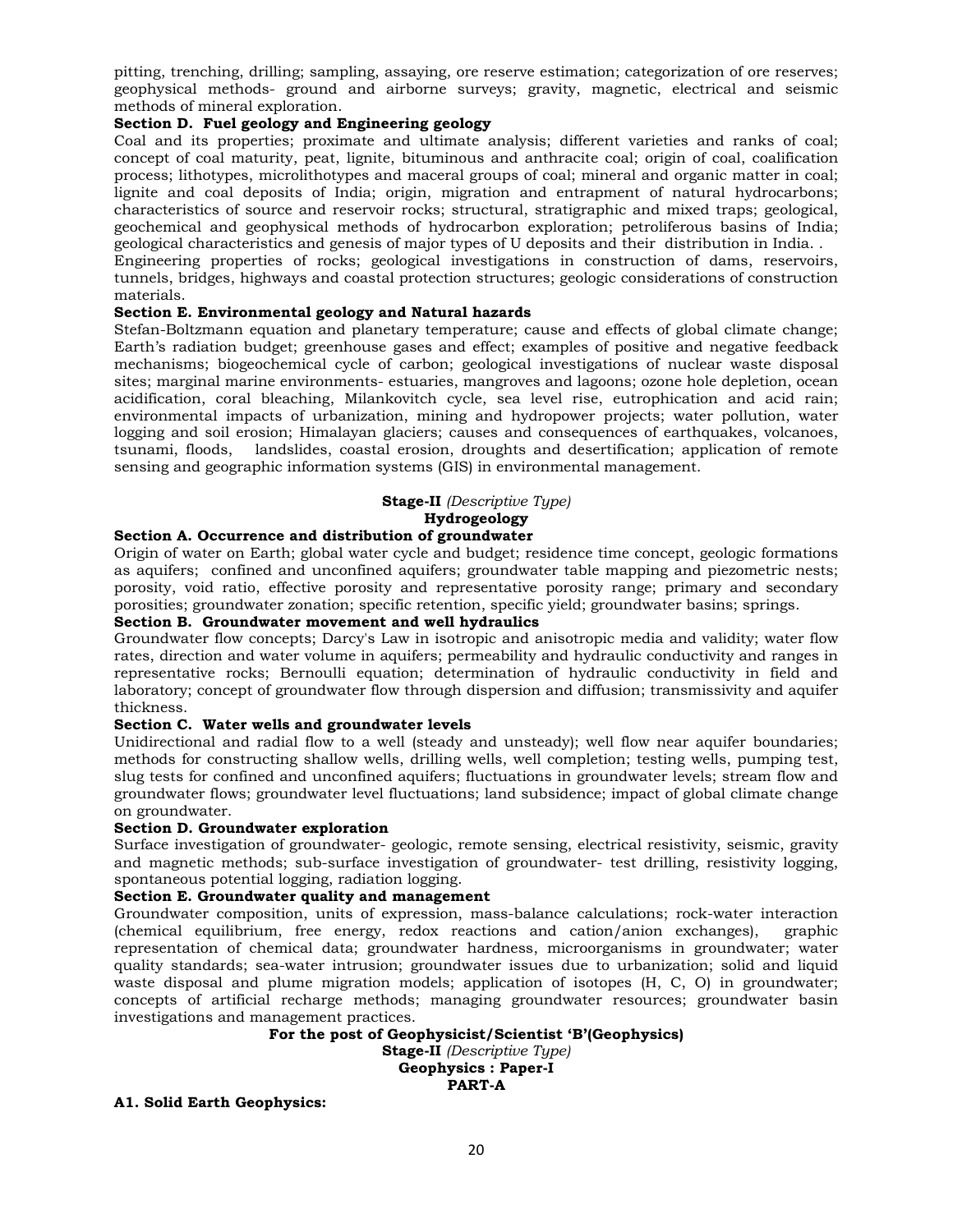pitting, trenching, drilling; sampling, assaying, ore reserve estimation; categorization of ore reserves; geophysical methods- ground and airborne surveys; gravity, magnetic, electrical and seismic methods of mineral exploration.

**Section D. Fuel geology and Engineering geology**

Coal and its properties; proximate and ultimate analysis; different varieties and ranks of coal; concept of coal maturity, peat, lignite, bituminous and anthracite coal; origin of coal, coalification process; lithotypes, microlithotypes and maceral groups of coal; mineral and organic matter in coal; lignite and coal deposits of India; origin, migration and entrapment of natural hydrocarbons; characteristics of source and reservoir rocks; structural, stratigraphic and mixed traps; geological, geochemical and geophysical methods of hydrocarbon exploration; petroliferous basins of India; geological characteristics and genesis of major types of U deposits and their distribution in India. .

Engineering properties of rocks; geological investigations in construction of dams, reservoirs, tunnels, bridges, highways and coastal protection structures; geologic considerations of construction materials.

**Section E. Environmental geology and Natural hazards**

Stefan-Boltzmann equation and planetary temperature; cause and effects of global climate change; Earth's radiation budget; greenhouse gases and effect; examples of positive and negative feedback mechanisms; biogeochemical cycle of carbon; geological investigations of nuclear waste disposal sites; marginal marine environments- estuaries, mangroves and lagoons; ozone hole depletion, ocean acidification, coral bleaching, Milankovitch cycle, sea level rise, eutrophication and acid rain; environmental impacts of urbanization, mining and hydropower projects; water pollution, water logging and soil erosion; Himalayan glaciers; causes and consequences of earthquakes, volcanoes, tsunami, floods, landslides, coastal erosion, droughts and desertification; application of remote sensing and geographic information systems (GIS) in environmental management.

**Stage-II** *(Descriptive Type)*

**Hydrogeology**

**Section A. Occurrence and distribution of groundwater**

Origin of water on Earth; global water cycle and budget; residence time concept, geologic formations as aquifers; confined and unconfined aquifers; groundwater table mapping and piezometric nests; porosity, void ratio, effective porosity and representative porosity range; primary and secondary porosities; groundwater zonation; specific retention, specific yield; groundwater basins; springs.

**Section B. Groundwater movement and well hydraulics**

Groundwater flow concepts; Darcy's Law in isotropic and anisotropic media and validity; water flow rates, direction and water volume in aquifers; permeability and hydraulic conductivity and ranges in representative rocks; Bernoulli equation; determination of hydraulic conductivity in field and laboratory; concept of groundwater flow through dispersion and diffusion; transmissivity and aquifer thickness.

**Section C. Water wells and groundwater levels**

Unidirectional and radial flow to a well (steady and unsteady); well flow near aquifer boundaries; methods for constructing shallow wells, drilling wells, well completion; testing wells, pumping test, slug tests for confined and unconfined aquifers; fluctuations in groundwater levels; stream flow and groundwater flows; groundwater level fluctuations; land subsidence; impact of global climate change on groundwater.

**Section D. Groundwater exploration**

Surface investigation of groundwater- geologic, remote sensing, electrical resistivity, seismic, gravity and magnetic methods; sub-surface investigation of groundwater- test drilling, resistivity logging, spontaneous potential logging, radiation logging.

**Section E. Groundwater quality and management**

Groundwater composition, units of expression, mass-balance calculations; rock-water interaction (chemical equilibrium, free energy, redox reactions and cation/anion exchanges), graphic representation of chemical data; groundwater hardness, microorganisms in groundwater; water quality standards; sea-water intrusion; groundwater issues due to urbanization; solid and liquid waste disposal and plume migration models; application of isotopes (H, C, O) in groundwater; concepts of artificial recharge methods; managing groundwater resources; groundwater basin investigations and management practices.

**For the post of Geophysicist/Scientist 'B'(Geophysics)**

**Stage-II** *(Descriptive Type)*

**Geophysics : Paper-I**

**PART-A**

**A1. Solid Earth Geophysics:**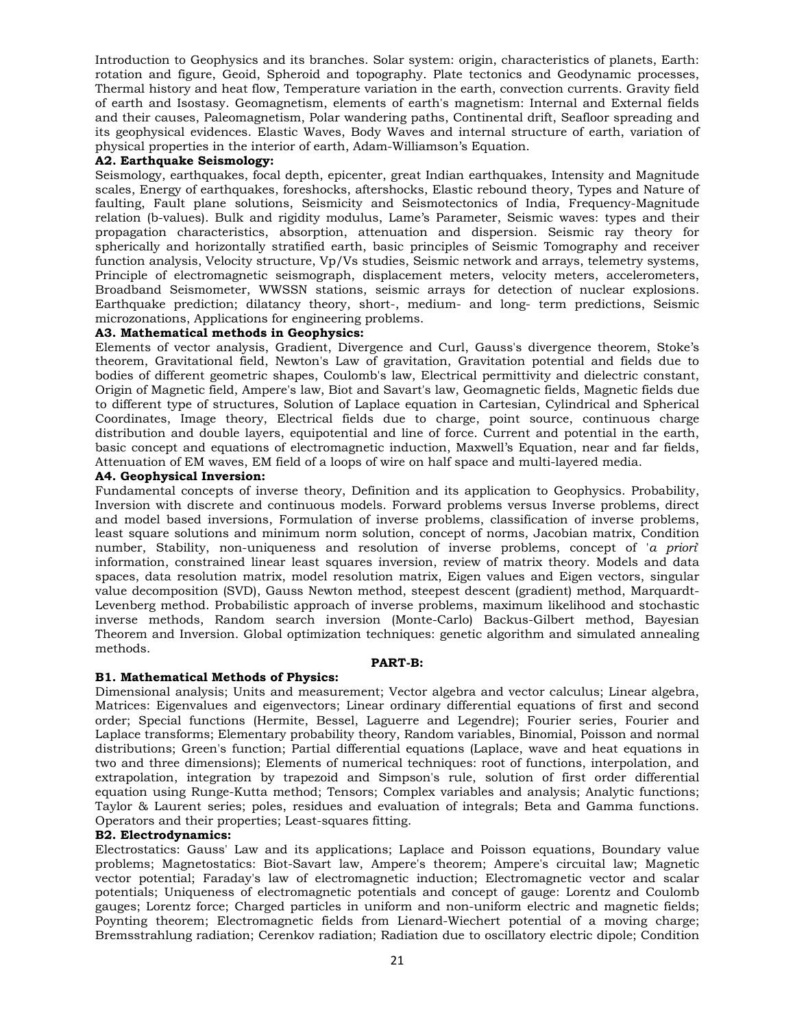Introduction to Geophysics and its branches. Solar system: origin, characteristics of planets, Earth: rotation and figure, Geoid, Spheroid and topography. Plate tectonics and Geodynamic processes, Thermal history and heat flow, Temperature variation in the earth, convection currents. Gravity field of earth and Isostasy. Geomagnetism, elements of earth's magnetism: Internal and External fields and their causes, Paleomagnetism, Polar wandering paths, Continental drift, Seafloor spreading and its geophysical evidences. Elastic Waves, Body Waves and internal structure of earth, variation of physical properties in the interior of earth, Adam-Williamson's Equation.

**A2. Earthquake Seismology:**

Seismology, earthquakes, focal depth, epicenter, great Indian earthquakes, Intensity and Magnitude scales, Energy of earthquakes, foreshocks, aftershocks, Elastic rebound theory, Types and Nature of faulting, Fault plane solutions, Seismicity and Seismotectonics of India, Frequency-Magnitude relation (b-values). Bulk and rigidity modulus, Lame's Parameter, Seismic waves: types and their propagation characteristics, absorption, attenuation and dispersion. Seismic ray theory for spherically and horizontally stratified earth, basic principles of Seismic Tomography and receiver function analysis, Velocity structure, Vp/Vs studies, Seismic network and arrays, telemetry systems, Principle of electromagnetic seismograph, displacement meters, velocity meters, accelerometers, Broadband Seismometer, WWSSN stations, seismic arrays for detection of nuclear explosions. Earthquake prediction; dilatancy theory, short-, medium- and long- term predictions, Seismic microzonations, Applications for engineering problems.

**A3. Mathematical methods in Geophysics:**

Elements of vector analysis, Gradient, Divergence and Curl, Gauss's divergence theorem, Stoke's theorem, Gravitational field, Newton's Law of gravitation, Gravitation potential and fields due to bodies of different geometric shapes, Coulomb's law, Electrical permittivity and dielectric constant, Origin of Magnetic field, Ampere's law, Biot and Savart's law, Geomagnetic fields, Magnetic fields due to different type of structures, Solution of Laplace equation in Cartesian, Cylindrical and Spherical Coordinates, Image theory, Electrical fields due to charge, point source, continuous charge distribution and double layers, equipotential and line of force. Current and potential in the earth, basic concept and equations of electromagnetic induction, Maxwell's Equation, near and far fields, Attenuation of EM waves, EM field of a loops of wire on half space and multi-layered media.

**A4. Geophysical Inversion:**

Fundamental concepts of inverse theory, Definition and its application to Geophysics. Probability, Inversion with discrete and continuous models. Forward problems versus Inverse problems, direct and model based inversions, Formulation of inverse problems, classification of inverse problems, least square solutions and minimum norm solution, concept of norms, Jacobian matrix, Condition number, Stability, non-uniqueness and resolution of inverse problems, concept of '*a priori*' information, constrained linear least squares inversion, review of matrix theory. Models and data spaces, data resolution matrix, model resolution matrix, Eigen values and Eigen vectors, singular value decomposition (SVD), Gauss Newton method, steepest descent (gradient) method, Marquardt-Levenberg method. Probabilistic approach of inverse problems, maximum likelihood and stochastic inverse methods, Random search inversion (Monte-Carlo) Backus-Gilbert method, Bayesian Theorem and Inversion. Global optimization techniques: genetic algorithm and simulated annealing methods.

## PART-B:

**B1. Mathematical Methods of Physics:**

Dimensional analysis; Units and measurement; Vector algebra and vector calculus; Linear algebra, Matrices: Eigenvalues and eigenvectors; Linear ordinary differential equations of first and second order; Special functions (Hermite, Bessel, Laguerre and Legendre); Fourier series, Fourier and Laplace transforms; Elementary probability theory, Random variables, Binomial, Poisson and normal distributions; Green's function; Partial differential equations (Laplace, wave and heat equations in two and three dimensions); Elements of numerical techniques: root of functions, interpolation, and extrapolation, integration by trapezoid and Simpson's rule, solution of first order differential equation using Runge-Kutta method; Tensors; Complex variables and analysis; Analytic functions; Taylor & Laurent series; poles, residues and evaluation of integrals; Beta and Gamma functions. Operators and their properties; Least-squares fitting.

**B2. Electrodynamics:**

Electrostatics: Gauss' Law and its applications; Laplace and Poisson equations, Boundary value problems; Magnetostatics: Biot-Savart law, Ampere's theorem; Ampere's circuital law; Magnetic vector potential; Faraday's law of electromagnetic induction; Electromagnetic vector and scalar potentials; Uniqueness of electromagnetic potentials and concept of gauge: Lorentz and Coulomb gauges; Lorentz force; Charged particles in uniform and non-uniform electric and magnetic fields; Poynting theorem; Electromagnetic fields from Lienard-Wiechert potential of a moving charge; Bremsstrahlung radiation; Cerenkov radiation; Radiation due to oscillatory electric dipole; Condition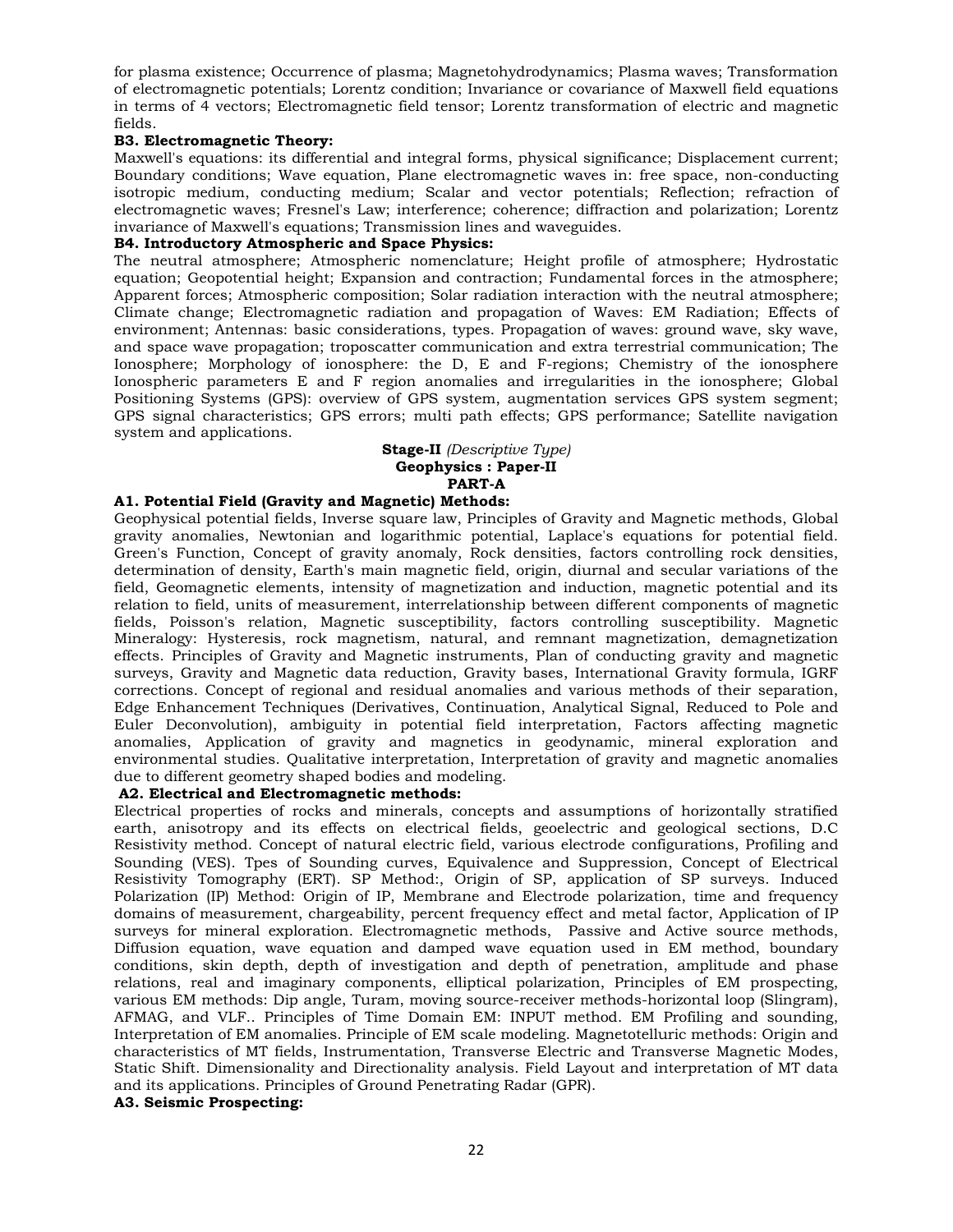for plasma existence; Occurrence of plasma; Magnetohydrodynamics; Plasma waves; Transformation of electromagnetic potentials; Lorentz condition; Invariance or covariance of Maxwell field equations in terms of 4 vectors; Electromagnetic field tensor; Lorentz transformation of electric and magnetic fields.

**B3. Electromagnetic Theory:**

Maxwell's equations: its differential and integral forms, physical significance; Displacement current; Boundary conditions; Wave equation, Plane electromagnetic waves in: free space, non-conducting isotropic medium, conducting medium; Scalar and vector potentials; Reflection; refraction of electromagnetic waves; Fresnel's Law; interference; coherence; diffraction and polarization; Lorentz invariance of Maxwell's equations; Transmission lines and waveguides.

**B4. Introductory Atmospheric and Space Physics:**

The neutral atmosphere; Atmospheric nomenclature; Height profile of atmosphere; Hydrostatic equation; Geopotential height; Expansion and contraction; Fundamental forces in the atmosphere; Apparent forces; Atmospheric composition; Solar radiation interaction with the neutral atmosphere; Climate change; Electromagnetic radiation and propagation of Waves: EM Radiation; Effects of environment; Antennas: basic considerations, types. Propagation of waves: ground wave, sky wave, and space wave propagation; troposcatter communication and extra terrestrial communication; The Ionosphere; Morphology of ionosphere: the D, E and F-regions; Chemistry of the ionosphere Ionospheric parameters E and F region anomalies and irregularities in the ionosphere; Global Positioning Systems (GPS): overview of GPS system, augmentation services GPS system segment; GPS signal characteristics; GPS errors; multi path effects; GPS performance; Satellite navigation system and applications.

**Stage-II** *(Descriptive Type)*
**Geophysics : Paper-II**
**PART-A**

**A1. Potential Field (Gravity and Magnetic) Methods:**

Geophysical potential fields, Inverse square law, Principles of Gravity and Magnetic methods, Global gravity anomalies, Newtonian and logarithmic potential, Laplace's equations for potential field. Green's Function, Concept of gravity anomaly, Rock densities, factors controlling rock densities, determination of density, Earth's main magnetic field, origin, diurnal and secular variations of the field, Geomagnetic elements, intensity of magnetization and induction, magnetic potential and its relation to field, units of measurement, interrelationship between different components of magnetic fields, Poisson's relation, Magnetic susceptibility, factors controlling susceptibility. Magnetic Mineralogy: Hysteresis, rock magnetism, natural, and remnant magnetization, demagnetization effects. Principles of Gravity and Magnetic instruments, Plan of conducting gravity and magnetic surveys, Gravity and Magnetic data reduction, Gravity bases, International Gravity formula, IGRF corrections. Concept of regional and residual anomalies and various methods of their separation, Edge Enhancement Techniques (Derivatives, Continuation, Analytical Signal, Reduced to Pole and Euler Deconvolution), ambiguity in potential field interpretation, Factors affecting magnetic anomalies, Application of gravity and magnetics in geodynamic, mineral exploration and environmental studies. Qualitative interpretation, Interpretation of gravity and magnetic anomalies due to different geometry shaped bodies and modeling.

**A2. Electrical and Electromagnetic methods:**

Electrical properties of rocks and minerals, concepts and assumptions of horizontally stratified earth, anisotropy and its effects on electrical fields, geoelectric and geological sections, D.C Resistivity method. Concept of natural electric field, various electrode configurations, Profiling and Sounding (VES). Tpes of Sounding curves, Equivalence and Suppression, Concept of Electrical Resistivity Tomography (ERT). SP Method:, Origin of SP, application of SP surveys. Induced Polarization (IP) Method: Origin of IP, Membrane and Electrode polarization, time and frequency domains of measurement, chargeability, percent frequency effect and metal factor, Application of IP surveys for mineral exploration. Electromagnetic methods, Passive and Active source methods, Diffusion equation, wave equation and damped wave equation used in EM method, boundary conditions, skin depth, depth of investigation and depth of penetration, amplitude and phase relations, real and imaginary components, elliptical polarization, Principles of EM prospecting, various EM methods: Dip angle, Turam, moving source-receiver methods-horizontal loop (Slingram), AFMAG, and VLF.. Principles of Time Domain EM: INPUT method. EM Profiling and sounding, Interpretation of EM anomalies. Principle of EM scale modeling. Magnetotelluric methods: Origin and characteristics of MT fields, Instrumentation, Transverse Electric and Transverse Magnetic Modes, Static Shift. Dimensionality and Directionality analysis. Field Layout and interpretation of MT data and its applications. Principles of Ground Penetrating Radar (GPR).

**A3. Seismic Prospecting:**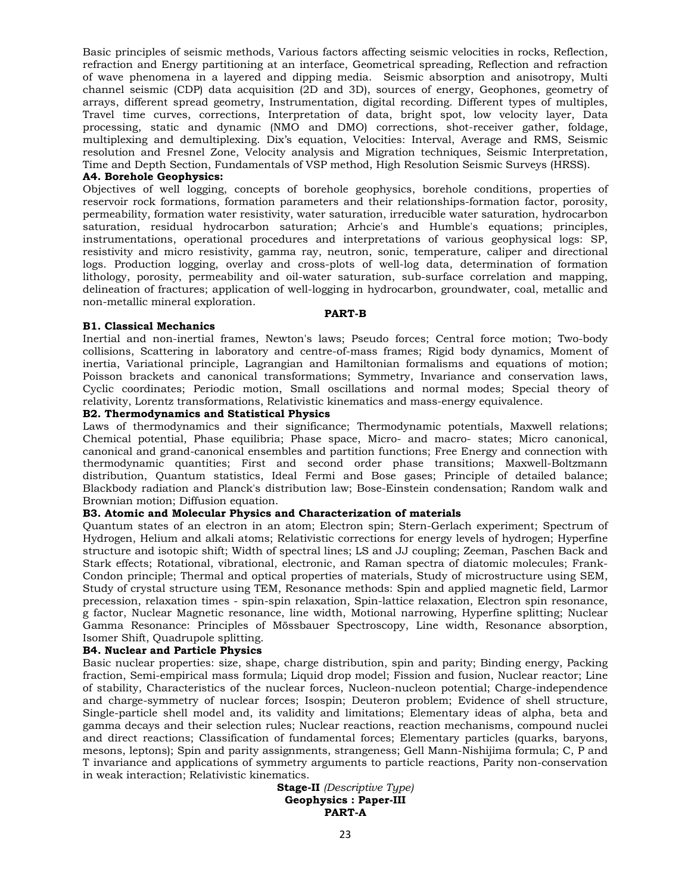Basic principles of seismic methods, Various factors affecting seismic velocities in rocks, Reflection, refraction and Energy partitioning at an interface, Geometrical spreading, Reflection and refraction of wave phenomena in a layered and dipping media. Seismic absorption and anisotropy, Multi channel seismic (CDP) data acquisition (2D and 3D), sources of energy, Geophones, geometry of arrays, different spread geometry, Instrumentation, digital recording. Different types of multiples, Travel time curves, corrections, Interpretation of data, bright spot, low velocity layer, Data processing, static and dynamic (NMO and DMO) corrections, shot-receiver gather, foldage, multiplexing and demultiplexing. Dix's equation, Velocities: Interval, Average and RMS, Seismic resolution and Fresnel Zone, Velocity analysis and Migration techniques, Seismic Interpretation, Time and Depth Section, Fundamentals of VSP method, High Resolution Seismic Surveys (HRSS).

**A4. Borehole Geophysics:**

Objectives of well logging, concepts of borehole geophysics, borehole conditions, properties of reservoir rock formations, formation parameters and their relationships-formation factor, porosity, permeability, formation water resistivity, water saturation, irreducible water saturation, hydrocarbon saturation, residual hydrocarbon saturation; Arhcie's and Humble's equations; principles, instrumentations, operational procedures and interpretations of various geophysical logs: SP, resistivity and micro resistivity, gamma ray, neutron, sonic, temperature, caliper and directional logs. Production logging, overlay and cross-plots of well-log data, determination of formation lithology, porosity, permeability and oil-water saturation, sub-surface correlation and mapping, delineation of fractures; application of well-logging in hydrocarbon, groundwater, coal, metallic and non-metallic mineral exploration.

**PART-B**

**B1. Classical Mechanics**

Inertial and non-inertial frames, Newton's laws; Pseudo forces; Central force motion; Two-body collisions, Scattering in laboratory and centre-of-mass frames; Rigid body dynamics, Moment of inertia, Variational principle, Lagrangian and Hamiltonian formalisms and equations of motion; Poisson brackets and canonical transformations; Symmetry, Invariance and conservation laws, Cyclic coordinates; Periodic motion, Small oscillations and normal modes; Special theory of relativity, Lorentz transformations, Relativistic kinematics and mass-energy equivalence.

**B2. Thermodynamics and Statistical Physics**

Laws of thermodynamics and their significance; Thermodynamic potentials, Maxwell relations; Chemical potential, Phase equilibria; Phase space, Micro- and macro- states; Micro canonical, canonical and grand-canonical ensembles and partition functions; Free Energy and connection with thermodynamic quantities; First and second order phase transitions; Maxwell-Boltzmann distribution, Quantum statistics, Ideal Fermi and Bose gases; Principle of detailed balance; Blackbody radiation and Planck's distribution law; Bose-Einstein condensation; Random walk and Brownian motion; Diffusion equation.

**B3. Atomic and Molecular Physics and Characterization of materials**

Quantum states of an electron in an atom; Electron spin; Stern-Gerlach experiment; Spectrum of Hydrogen, Helium and alkali atoms; Relativistic corrections for energy levels of hydrogen; Hyperfine structure and isotopic shift; Width of spectral lines; LS and JJ coupling; Zeeman, Paschen Back and Stark effects; Rotational, vibrational, electronic, and Raman spectra of diatomic molecules; Frank-Condon principle; Thermal and optical properties of materials, Study of microstructure using SEM, Study of crystal structure using TEM, Resonance methods: Spin and applied magnetic field, Larmor precession, relaxation times - spin-spin relaxation, Spin-lattice relaxation, Electron spin resonance, g factor, Nuclear Magnetic resonance, line width, Motional narrowing, Hyperfine splitting; Nuclear Gamma Resonance: Principles of Mössbauer Spectroscopy, Line width, Resonance absorption, Isomer Shift, Quadrupole splitting.

**B4. Nuclear and Particle Physics**

Basic nuclear properties: size, shape, charge distribution, spin and parity; Binding energy, Packing fraction, Semi-empirical mass formula; Liquid drop model; Fission and fusion, Nuclear reactor; Line of stability, Characteristics of the nuclear forces, Nucleon-nucleon potential; Charge-independence and charge-symmetry of nuclear forces; Isospin; Deuteron problem; Evidence of shell structure, Single-particle shell model and, its validity and limitations; Elementary ideas of alpha, beta and gamma decays and their selection rules; Nuclear reactions, reaction mechanisms, compound nuclei and direct reactions; Classification of fundamental forces; Elementary particles (quarks, baryons, mesons, leptons); Spin and parity assignments, strangeness; Gell Mann-Nishijima formula; C, P and T invariance and applications of symmetry arguments to particle reactions, Parity non-conservation in weak interaction; Relativistic kinematics.

**Stage-II** *(Descriptive Type)*

**Geophysics : Paper-III**

**PART-A**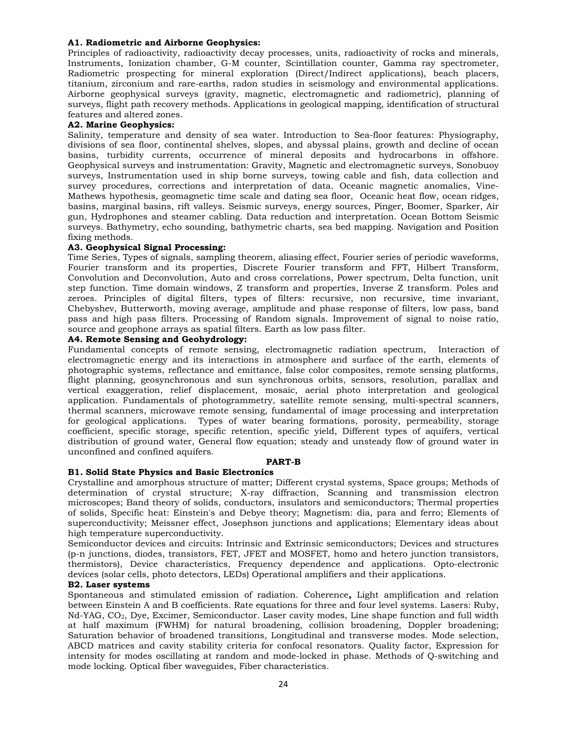**A1. Radiometric and Airborne Geophysics:**

Principles of radioactivity, radioactivity decay processes, units, radioactivity of rocks and minerals, Instruments, Ionization chamber, G-M counter, Scintillation counter, Gamma ray spectrometer, Radiometric prospecting for mineral exploration (Direct/Indirect applications), beach placers, titanium, zirconium and rare-earths, radon studies in seismology and environmental applications. Airborne geophysical surveys (gravity, magnetic, electromagnetic and radiometric), planning of surveys, flight path recovery methods. Applications in geological mapping, identification of structural features and altered zones.

**A2. Marine Geophysics:**

Salinity, temperature and density of sea water. Introduction to Sea-floor features: Physiography, divisions of sea floor, continental shelves, slopes, and abyssal plains, growth and decline of ocean basins, turbidity currents, occurrence of mineral deposits and hydrocarbons in offshore. Geophysical surveys and instrumentation: Gravity, Magnetic and electromagnetic surveys, Sonobuoy surveys, Instrumentation used in ship borne surveys, towing cable and fish, data collection and survey procedures, corrections and interpretation of data. Oceanic magnetic anomalies, Vine-Mathews hypothesis, geomagnetic time scale and dating sea floor, Oceanic heat flow, ocean ridges, basins, marginal basins, rift valleys. Seismic surveys, energy sources, Pinger, Boomer, Sparker, Air gun, Hydrophones and steamer cabling. Data reduction and interpretation. Ocean Bottom Seismic surveys. Bathymetry, echo sounding, bathymetric charts, sea bed mapping. Navigation and Position fixing methods.

**A3. Geophysical Signal Processing:**

Time Series, Types of signals, sampling theorem, aliasing effect, Fourier series of periodic waveforms, Fourier transform and its properties, Discrete Fourier transform and FFT, Hilbert Transform, Convolution and Deconvolution, Auto and cross correlations, Power spectrum, Delta function, unit step function. Time domain windows, Z transform and properties, Inverse Z transform. Poles and zeroes. Principles of digital filters, types of filters: recursive, non recursive, time invariant, Chebyshev, Butterworth, moving average, amplitude and phase response of filters, low pass, band pass and high pass filters. Processing of Random signals. Improvement of signal to noise ratio, source and geophone arrays as spatial filters. Earth as low pass filter.

**A4. Remote Sensing and Geohydrology:**

Fundamental concepts of remote sensing, electromagnetic radiation spectrum, Interaction of electromagnetic energy and its interactions in atmosphere and surface of the earth, elements of photographic systems, reflectance and emittance, false color composites, remote sensing platforms, flight planning, geosynchronous and sun synchronous orbits, sensors, resolution, parallax and vertical exaggeration, relief displacement, mosaic, aerial photo interpretation and geological application. Fundamentals of photogrammetry, satellite remote sensing, multi-spectral scanners, thermal scanners, microwave remote sensing, fundamental of image processing and interpretation for geological applications. Types of water bearing formations, porosity, permeability, storage coefficient, specific storage, specific retention, specific yield, Different types of aquifers, vertical distribution of ground water, General flow equation; steady and unsteady flow of ground water in unconfined and confined aquifers.

## PART-B

**B1. Solid State Physics and Basic Electronics**

Crystalline and amorphous structure of matter; Different crystal systems, Space groups; Methods of determination of crystal structure; X-ray diffraction, Scanning and transmission electron microscopes; Band theory of solids, conductors, insulators and semiconductors; Thermal properties of solids, Specific heat: Einstein's and Debye theory; Magnetism: dia, para and ferro; Elements of superconductivity; Meissner effect, Josephson junctions and applications; Elementary ideas about high temperature superconductivity.

Semiconductor devices and circuits: Intrinsic and Extrinsic semiconductors; Devices and structures (p-n junctions, diodes, transistors, FET, JFET and MOSFET, homo and hetero junction transistors, thermistors), Device characteristics, Frequency dependence and applications. Opto-electronic devices (solar cells, photo detectors, LEDs) Operational amplifiers and their applications.

**B2. Laser systems**

Spontaneous and stimulated emission of radiation. Coherence**,** Light amplification and relation between Einstein A and B coefficients. Rate equations for three and four level systems. Lasers: Ruby, Nd-YAG, $CO_2$, Dye, Excimer, Semiconductor. Laser cavity modes, Line shape function and full width at half maximum (FWHM) for natural broadening, collision broadening, Doppler broadening; Saturation behavior of broadened transitions, Longitudinal and transverse modes. Mode selection, ABCD matrices and cavity stability criteria for confocal resonators. Quality factor, Expression for intensity for modes oscillating at random and mode-locked in phase. Methods of Q-switching and mode locking. Optical fiber waveguides, Fiber characteristics.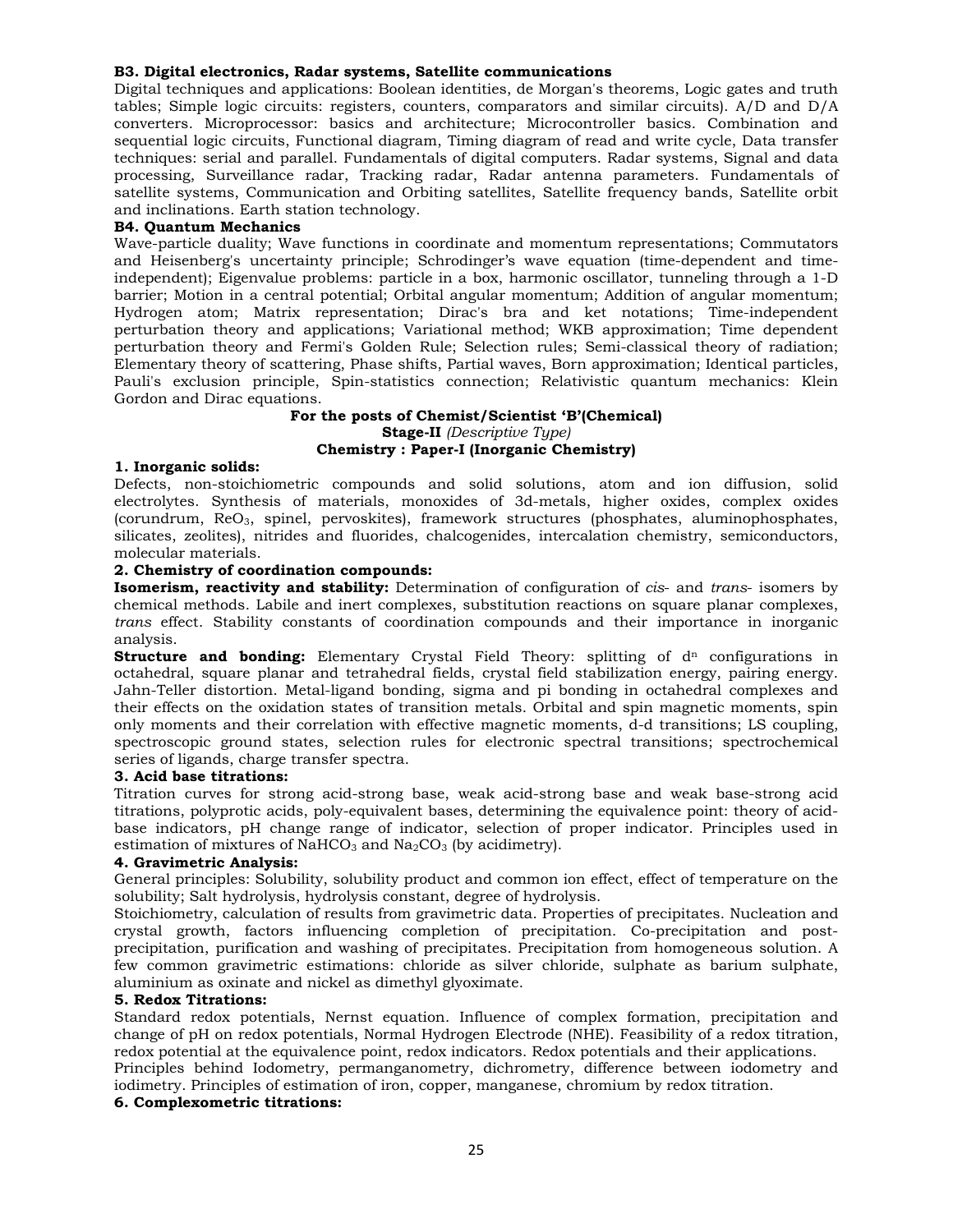**B3. Digital electronics, Radar systems, Satellite communications**

Digital techniques and applications: Boolean identities, de Morgan's theorems, Logic gates and truth tables; Simple logic circuits: registers, counters, comparators and similar circuits). A/D and D/A converters. Microprocessor: basics and architecture; Microcontroller basics. Combination and sequential logic circuits, Functional diagram, Timing diagram of read and write cycle, Data transfer techniques: serial and parallel. Fundamentals of digital computers. Radar systems, Signal and data processing, Surveillance radar, Tracking radar, Radar antenna parameters. Fundamentals of satellite systems, Communication and Orbiting satellites, Satellite frequency bands, Satellite orbit and inclinations. Earth station technology.

**B4. Quantum Mechanics**

Wave-particle duality; Wave functions in coordinate and momentum representations; Commutators and Heisenberg's uncertainty principle; Schrodinger's wave equation (time-dependent and time-independent); Eigenvalue problems: particle in a box, harmonic oscillator, tunneling through a 1-D barrier; Motion in a central potential; Orbital angular momentum; Addition of angular momentum; Hydrogen atom; Matrix representation; Dirac's bra and ket notations; Time-independent perturbation theory and applications; Variational method; WKB approximation; Time dependent perturbation theory and Fermi's Golden Rule; Selection rules; Semi-classical theory of radiation; Elementary theory of scattering, Phase shifts, Partial waves, Born approximation; Identical particles, Pauli's exclusion principle, Spin-statistics connection; Relativistic quantum mechanics: Klein Gordon and Dirac equations.

**For the posts of Chemist/Scientist 'B'(Chemical)**

**Stage-II** *(Descriptive Type)*

**Chemistry : Paper-I (Inorganic Chemistry)**

**1. Inorganic solids:**

Defects, non-stoichiometric compounds and solid solutions, atom and ion diffusion, solid electrolytes. Synthesis of materials, monoxides of 3d-metals, higher oxides, complex oxides (corundrum, $ReO_3$, spinel, pervoskites), framework structures (phosphates, aluminophosphates, silicates, zeolites), nitrides and fluorides, chalcogenides, intercalation chemistry, semiconductors, molecular materials.

**2. Chemistry of coordination compounds:**

**Isomerism, reactivity and stability:** Determination of configuration of *cis*- and *trans*- isomers by chemical methods. Labile and inert complexes, substitution reactions on square planar complexes, *trans* effect. Stability constants of coordination compounds and their importance in inorganic analysis.

**Structure and bonding:** Elementary Crystal Field Theory: splitting of $d^n$ configurations in octahedral, square planar and tetrahedral fields, crystal field stabilization energy, pairing energy. Jahn-Teller distortion. Metal-ligand bonding, sigma and pi bonding in octahedral complexes and their effects on the oxidation states of transition metals. Orbital and spin magnetic moments, spin only moments and their correlation with effective magnetic moments, d-d transitions; LS coupling, spectroscopic ground states, selection rules for electronic spectral transitions; spectrochemical series of ligands, charge transfer spectra.

**3. Acid base titrations:**

Titration curves for strong acid-strong base, weak acid-strong base and weak base-strong acid titrations, polyprotic acids, poly-equivalent bases, determining the equivalence point: theory of acid-base indicators, pH change range of indicator, selection of proper indicator. Principles used in estimation of mixtures of $NaHCO_3$ and $Na_2CO_3$ (by acidimetry).

**4. Gravimetric Analysis:**

General principles: Solubility, solubility product and common ion effect, effect of temperature on the solubility; Salt hydrolysis, hydrolysis constant, degree of hydrolysis.

Stoichiometry, calculation of results from gravimetric data. Properties of precipitates. Nucleation and crystal growth, factors influencing completion of precipitation. Co-precipitation and post-precipitation, purification and washing of precipitates. Precipitation from homogeneous solution. A few common gravimetric estimations: chloride as silver chloride, sulphate as barium sulphate, aluminium as oxinate and nickel as dimethyl glyoximate.

**5. Redox Titrations:**

Standard redox potentials, Nernst equation. Influence of complex formation, precipitation and change of pH on redox potentials, Normal Hydrogen Electrode (NHE). Feasibility of a redox titration, redox potential at the equivalence point, redox indicators. Redox potentials and their applications.

Principles behind Iodometry, permanganometry, dichrometry, difference between iodometry and iodimetry. Principles of estimation of iron, copper, manganese, chromium by redox titration.

**6. Complexometric titrations:**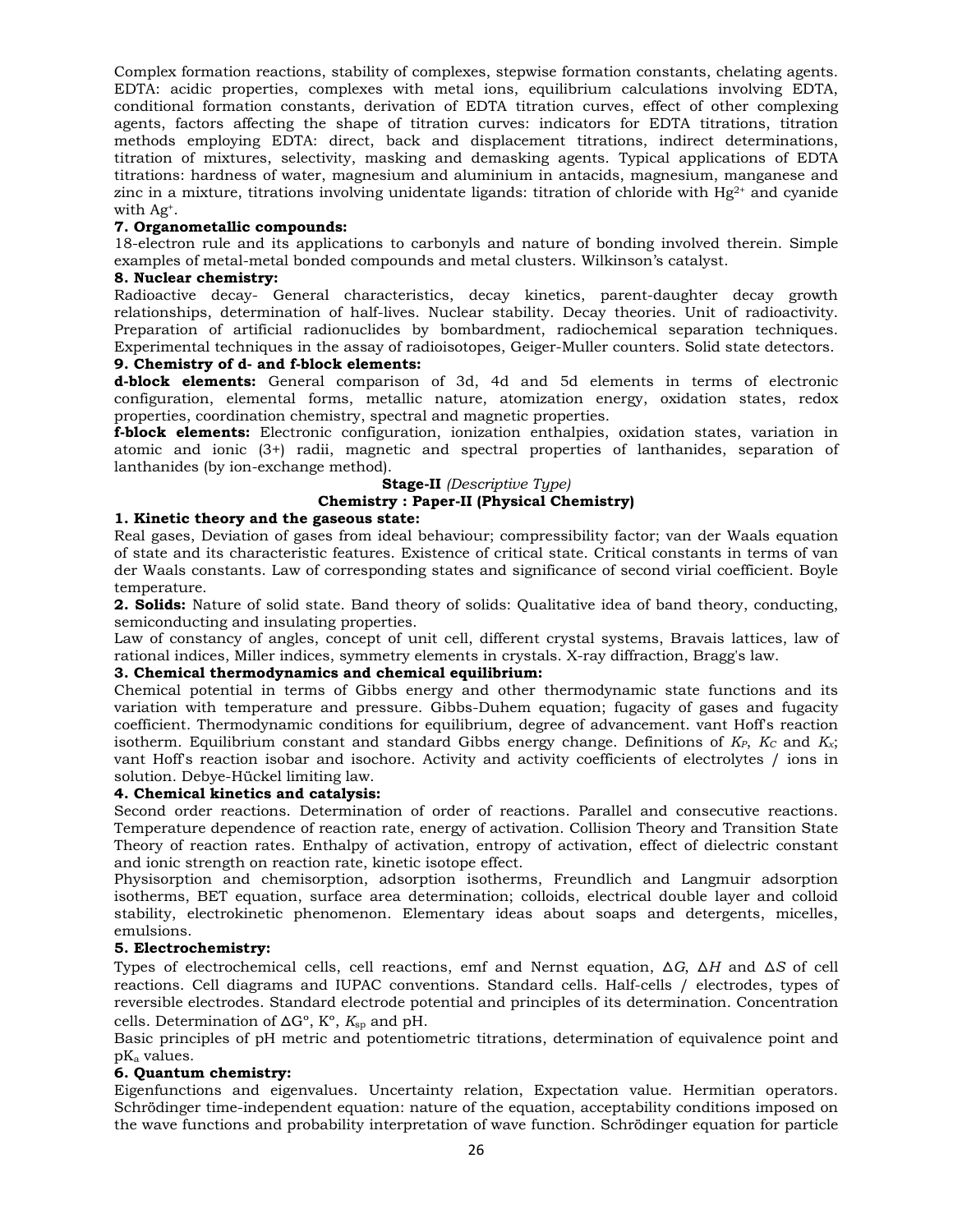Complex formation reactions, stability of complexes, stepwise formation constants, chelating agents. EDTA: acidic properties, complexes with metal ions, equilibrium calculations involving EDTA, conditional formation constants, derivation of EDTA titration curves, effect of other complexing agents, factors affecting the shape of titration curves: indicators for EDTA titrations, titration methods employing EDTA: direct, back and displacement titrations, indirect determinations, titration of mixtures, selectivity, masking and demasking agents. Typical applications of EDTA titrations: hardness of water, magnesium and aluminium in antacids, magnesium, manganese and zinc in a mixture, titrations involving unidentate ligands: titration of chloride with $Hg^{2+}$ and cyanide with $Ag^{+}$.

**7. Organometallic compounds:**

18-electron rule and its applications to carbonyls and nature of bonding involved therein. Simple examples of metal-metal bonded compounds and metal clusters. Wilkinson's catalyst.

**8. Nuclear chemistry:**

Radioactive decay- General characteristics, decay kinetics, parent-daughter decay growth relationships, determination of half-lives. Nuclear stability. Decay theories. Unit of radioactivity. Preparation of artificial radionuclides by bombardment, radiochemical separation techniques. Experimental techniques in the assay of radioisotopes, Geiger-Muller counters. Solid state detectors.

**9. Chemistry of d- and f-block elements:**

**d-block elements:** General comparison of 3d, 4d and 5d elements in terms of electronic configuration, elemental forms, metallic nature, atomization energy, oxidation states, redox properties, coordination chemistry, spectral and magnetic properties.

**f-block elements:** Electronic configuration, ionization enthalpies, oxidation states, variation in atomic and ionic (3+) radii, magnetic and spectral properties of lanthanides, separation of lanthanides (by ion-exchange method).

## Stage-II *(Descriptive Type)*

## Chemistry : Paper-II (Physical Chemistry)

**1. Kinetic theory and the gaseous state:**

Real gases, Deviation of gases from ideal behaviour; compressibility factor; van der Waals equation of state and its characteristic features. Existence of critical state. Critical constants in terms of van der Waals constants. Law of corresponding states and significance of second virial coefficient. Boyle temperature.

**2. Solids:** Nature of solid state. Band theory of solids: Qualitative idea of band theory, conducting, semiconducting and insulating properties.

Law of constancy of angles, concept of unit cell, different crystal systems, Bravais lattices, law of rational indices, Miller indices, symmetry elements in crystals. X-ray diffraction, Bragg's law.

**3. Chemical thermodynamics and chemical equilibrium:**

Chemical potential in terms of Gibbs energy and other thermodynamic state functions and its variation with temperature and pressure. Gibbs-Duhem equation; fugacity of gases and fugacity coefficient. Thermodynamic conditions for equilibrium, degree of advancement. vant Hoff's reaction isotherm. Equilibrium constant and standard Gibbs energy change. Definitions of $K_P$, $K_C$ and $K_x$; vant Hoff's reaction isobar and isochore. Activity and activity coefficients of electrolytes / ions in solution. Debye-Hückel limiting law.

**4. Chemical kinetics and catalysis:**

Second order reactions. Determination of order of reactions. Parallel and consecutive reactions. Temperature dependence of reaction rate, energy of activation. Collision Theory and Transition State Theory of reaction rates. Enthalpy of activation, entropy of activation, effect of dielectric constant and ionic strength on reaction rate, kinetic isotope effect.

Physisorption and chemisorption, adsorption isotherms, Freundlich and Langmuir adsorption isotherms, BET equation, surface area determination; colloids, electrical double layer and colloid stability, electrokinetic phenomenon. Elementary ideas about soaps and detergents, micelles, emulsions.

**5. Electrochemistry:**

Types of electrochemical cells, cell reactions, emf and Nernst equation, $\Delta G$, $\Delta H$ and $\Delta S$ of cell reactions. Cell diagrams and IUPAC conventions. Standard cells. Half-cells / electrodes, types of reversible electrodes. Standard electrode potential and principles of its determination. Concentration cells. Determination of $\Delta G^o$, $K^o$, $K_{sp}$ and pH.

Basic principles of pH metric and potentiometric titrations, determination of equivalence point and $pK_a$ values.

**6. Quantum chemistry:**

Eigenfunctions and eigenvalues. Uncertainty relation, Expectation value. Hermitian operators. Schrödinger time-independent equation: nature of the equation, acceptability conditions imposed on the wave functions and probability interpretation of wave function. Schrödinger equation for particle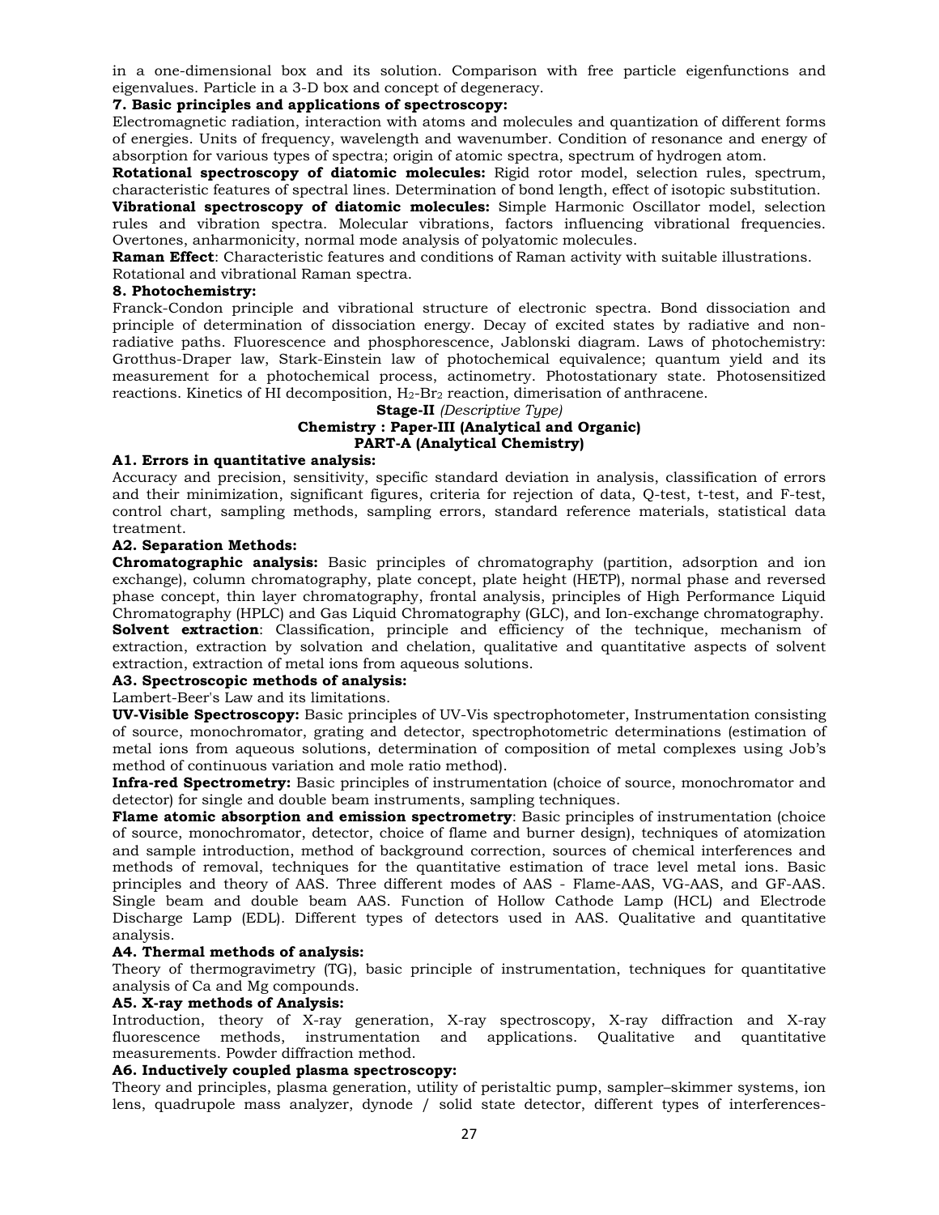in a one-dimensional box and its solution. Comparison with free particle eigenfunctions and eigenvalues. Particle in a 3-D box and concept of degeneracy.

**7. Basic principles and applications of spectroscopy:**

Electromagnetic radiation, interaction with atoms and molecules and quantization of different forms of energies. Units of frequency, wavelength and wavenumber. Condition of resonance and energy of absorption for various types of spectra; origin of atomic spectra, spectrum of hydrogen atom.

**Rotational spectroscopy of diatomic molecules:** Rigid rotor model, selection rules, spectrum, characteristic features of spectral lines. Determination of bond length, effect of isotopic substitution.

**Vibrational spectroscopy of diatomic molecules:** Simple Harmonic Oscillator model, selection rules and vibration spectra. Molecular vibrations, factors influencing vibrational frequencies. Overtones, anharmonicity, normal mode analysis of polyatomic molecules.

**Raman Effect**: Characteristic features and conditions of Raman activity with suitable illustrations. Rotational and vibrational Raman spectra.

**8. Photochemistry:**

Franck-Condon principle and vibrational structure of electronic spectra. Bond dissociation and principle of determination of dissociation energy. Decay of excited states by radiative and non-radiative paths. Fluorescence and phosphorescence, Jablonski diagram. Laws of photochemistry: Grotthus-Draper law, Stark-Einstein law of photochemical equivalence; quantum yield and its measurement for a photochemical process, actinometry. Photostationary state. Photosensitized reactions. Kinetics of HI decomposition, $H_2$-$Br_2$ reaction, dimerisation of anthracene.

**Stage-II** *(Descriptive Type)*

**Chemistry : Paper-III (Analytical and Organic)**

**PART-A (Analytical Chemistry)**

**A1. Errors in quantitative analysis:**

Accuracy and precision, sensitivity, specific standard deviation in analysis, classification of errors and their minimization, significant figures, criteria for rejection of data, Q-test, t-test, and F-test, control chart, sampling methods, sampling errors, standard reference materials, statistical data treatment.

**A2. Separation Methods:**

**Chromatographic analysis:** Basic principles of chromatography (partition, adsorption and ion exchange), column chromatography, plate concept, plate height (HETP), normal phase and reversed phase concept, thin layer chromatography, frontal analysis, principles of High Performance Liquid Chromatography (HPLC) and Gas Liquid Chromatography (GLC), and Ion-exchange chromatography.

**Solvent extraction**: Classification, principle and efficiency of the technique, mechanism of extraction, extraction by solvation and chelation, qualitative and quantitative aspects of solvent extraction, extraction of metal ions from aqueous solutions.

**A3. Spectroscopic methods of analysis:**

Lambert-Beer's Law and its limitations.

**UV-Visible Spectroscopy:** Basic principles of UV-Vis spectrophotometer, Instrumentation consisting of source, monochromator, grating and detector, spectrophotometric determinations (estimation of metal ions from aqueous solutions, determination of composition of metal complexes using Job's method of continuous variation and mole ratio method).

**Infra-red Spectrometry:** Basic principles of instrumentation (choice of source, monochromator and detector) for single and double beam instruments, sampling techniques.

**Flame atomic absorption and emission spectrometry**: Basic principles of instrumentation (choice of source, monochromator, detector, choice of flame and burner design), techniques of atomization and sample introduction, method of background correction, sources of chemical interferences and methods of removal, techniques for the quantitative estimation of trace level metal ions. Basic principles and theory of AAS. Three different modes of AAS - Flame-AAS, VG-AAS, and GF-AAS. Single beam and double beam AAS. Function of Hollow Cathode Lamp (HCL) and Electrode Discharge Lamp (EDL). Different types of detectors used in AAS. Qualitative and quantitative analysis.

**A4. Thermal methods of analysis:**

Theory of thermogravimetry (TG), basic principle of instrumentation, techniques for quantitative analysis of Ca and Mg compounds.

**A5. X-ray methods of Analysis:**

Introduction, theory of X-ray generation, X-ray spectroscopy, X-ray diffraction and X-ray fluorescence methods, instrumentation and applications. Qualitative and quantitative measurements. Powder diffraction method.

**A6. Inductively coupled plasma spectroscopy:**

Theory and principles, plasma generation, utility of peristaltic pump, sampler–skimmer systems, ion lens, quadrupole mass analyzer, dynode / solid state detector, different types of interferences-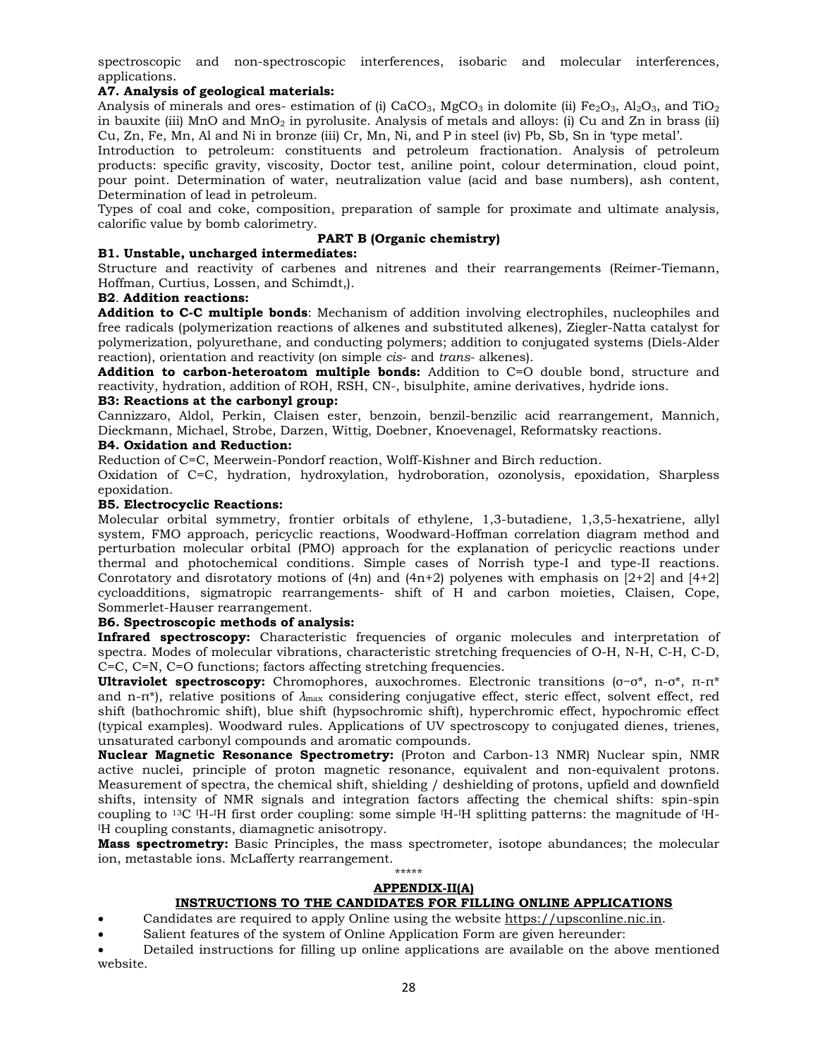spectroscopic and non-spectroscopic interferences, isobaric and molecular interferences, applications.

**A7. Analysis of geological materials:**

Analysis of minerals and ores- estimation of (i) $CaCO_3$, $MgCO_3$ in dolomite (ii) $Fe_2O_3$, $Al_2O_3$, and $TiO_2$ in bauxite (iii) MnO and $MnO_2$ in pyrolusite. Analysis of metals and alloys: (i) Cu and Zn in brass (ii) Cu, Zn, Fe, Mn, Al and Ni in bronze (iii) Cr, Mn, Ni, and P in steel (iv) Pb, Sb, Sn in 'type metal'.

Introduction to petroleum: constituents and petroleum fractionation. Analysis of petroleum products: specific gravity, viscosity, Doctor test, aniline point, colour determination, cloud point, pour point. Determination of water, neutralization value (acid and base numbers), ash content, Determination of lead in petroleum.

Types of coal and coke, composition, preparation of sample for proximate and ultimate analysis, calorific value by bomb calorimetry.

## PART B (Organic chemistry)

**B1. Unstable, uncharged intermediates:**

Structure and reactivity of carbenes and nitrenes and their rearrangements (Reimer-Tiemann, Hoffman, Curtius, Lossen, and Schimdt,).

**B2. Addition reactions:**

**Addition to C-C multiple bonds**: Mechanism of addition involving electrophiles, nucleophiles and free radicals (polymerization reactions of alkenes and substituted alkenes), Ziegler-Natta catalyst for polymerization, polyurethane, and conducting polymers; addition to conjugated systems (Diels-Alder reaction), orientation and reactivity (on simple *cis*- and *trans*- alkenes).

**Addition to carbon-heteroatom multiple bonds:** Addition to C=O double bond, structure and reactivity, hydration, addition of ROH, RSH, CN-, bisulphite, amine derivatives, hydride ions.

**B3: Reactions at the carbonyl group:**

Cannizzaro, Aldol, Perkin, Claisen ester, benzoin, benzil-benzilic acid rearrangement, Mannich, Dieckmann, Michael, Strobe, Darzen, Wittig, Doebner, Knoevenagel, Reformatsky reactions.

**B4. Oxidation and Reduction:**

Reduction of C=C, Meerwein-Pondorf reaction, Wolff-Kishner and Birch reduction.

Oxidation of C=C, hydration, hydroxylation, hydroboration, ozonolysis, epoxidation, Sharpless epoxidation.

**B5. Electrocyclic Reactions:**

Molecular orbital symmetry, frontier orbitals of ethylene, 1,3-butadiene, 1,3,5-hexatriene, allyl system, FMO approach, pericyclic reactions, Woodward-Hoffman correlation diagram method and perturbation molecular orbital (PMO) approach for the explanation of pericyclic reactions under thermal and photochemical conditions. Simple cases of Norrish type-I and type-II reactions. Conrotatory and disrotatory motions of (4n) and (4n+2) polyenes with emphasis on [2+2] and [4+2] cycloadditions, sigmatropic rearrangements- shift of H and carbon moieties, Claisen, Cope, Sommerlet-Hauser rearrangement.

**B6. Spectroscopic methods of analysis:**

**Infrared spectroscopy:** Characteristic frequencies of organic molecules and interpretation of spectra. Modes of molecular vibrations, characteristic stretching frequencies of O-H, N-H, C-H, C-D, C=C, C=N, C=O functions; factors affecting stretching frequencies.

**Ultraviolet spectroscopy:** Chromophores, auxochromes. Electronic transitions ($\sigma$–$\sigma^*$, n-$\sigma^*$, $\pi$-$\pi^*$ and n-$\pi^*$), relative positions of $\lambda_{max}$ considering conjugative effect, steric effect, solvent effect, red shift (bathochromic shift), blue shift (hypsochromic shift), hyperchromic effect, hypochromic effect (typical examples). Woodward rules. Applications of UV spectroscopy to conjugated dienes, trienes, unsaturated carbonyl compounds and aromatic compounds.

**Nuclear Magnetic Resonance Spectrometry:** (Proton and Carbon-13 NMR) Nuclear spin, NMR active nuclei, principle of proton magnetic resonance, equivalent and non-equivalent protons. Measurement of spectra, the chemical shift, shielding / deshielding of protons, upfield and downfield shifts, intensity of NMR signals and integration factors affecting the chemical shifts: spin-spin coupling to $^{13}C$ $^{1}H$-$^{1}H$ first order coupling: some simple $^{1}H$-$^{1}H$ splitting patterns: the magnitude of $^{1}H$-$^{1}H$ coupling constants, diamagnetic anisotropy.

**Mass spectrometry:** Basic Principles, the mass spectrometer, isotope abundances; the molecular ion, metastable ions. McLafferty rearrangement.

\*\*\*\*\*

## APPENDIX-II(A)

### INSTRUCTIONS TO THE CANDIDATES FOR FILLING ONLINE APPLICATIONS

- Candidates are required to apply Online using the website https://upsconline.nic.in.
- Salient features of the system of Online Application Form are given hereunder:
- Detailed instructions for filling up online applications are available on the above mentioned website.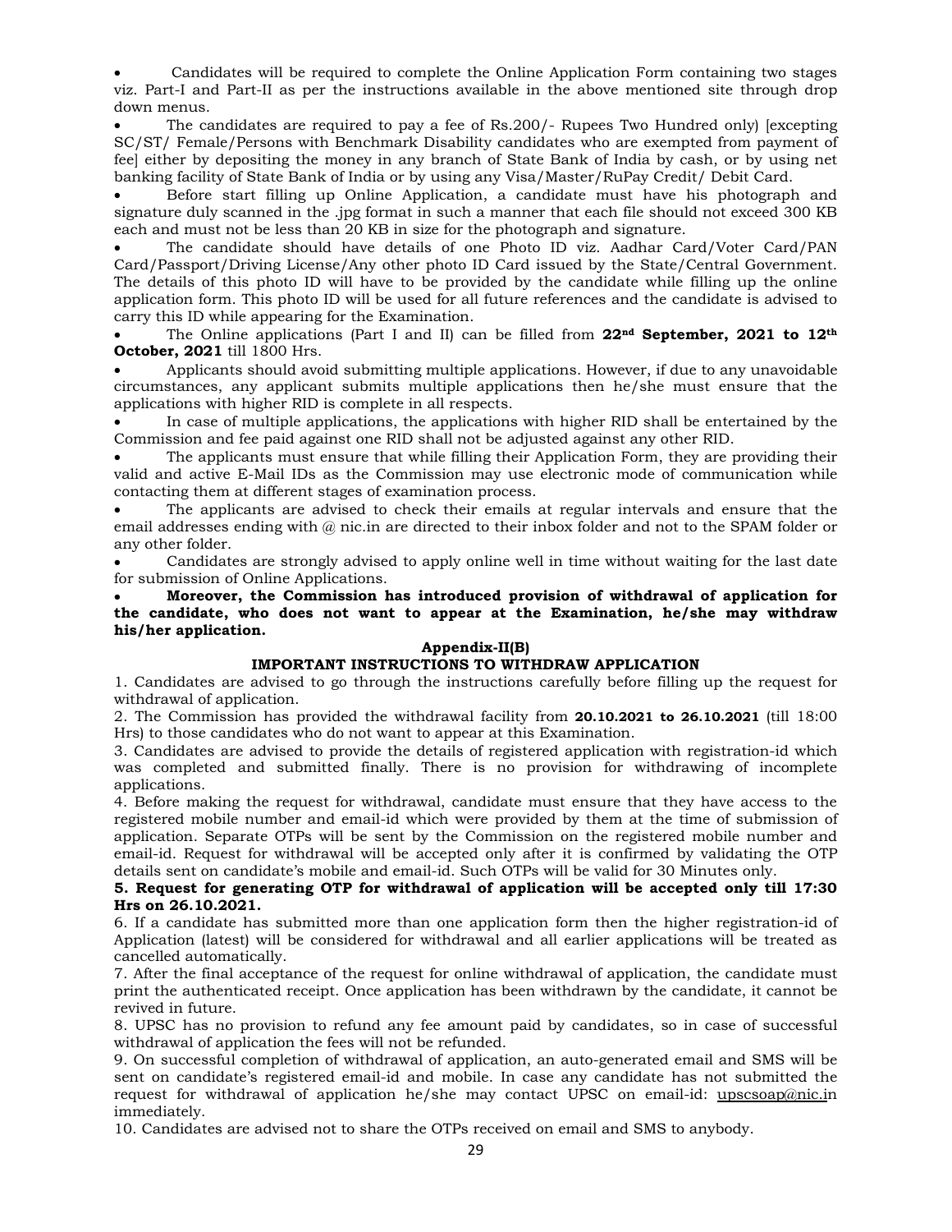- Candidates will be required to complete the Online Application Form containing two stages viz. Part-I and Part-II as per the instructions available in the above mentioned site through drop down menus.
- The candidates are required to pay a fee of Rs.200/- Rupees Two Hundred only) [excepting SC/ST/ Female/Persons with Benchmark Disability candidates who are exempted from payment of fee] either by depositing the money in any branch of State Bank of India by cash, or by using net banking facility of State Bank of India or by using any Visa/Master/RuPay Credit/ Debit Card.
- Before start filling up Online Application, a candidate must have his photograph and signature duly scanned in the .jpg format in such a manner that each file should not exceed 300 KB each and must not be less than 20 KB in size for the photograph and signature.
- The candidate should have details of one Photo ID viz. Aadhar Card/Voter Card/PAN Card/Passport/Driving License/Any other photo ID Card issued by the State/Central Government. The details of this photo ID will have to be provided by the candidate while filling up the online application form. This photo ID will be used for all future references and the candidate is advised to carry this ID while appearing for the Examination.
- The Online applications (Part I and II) can be filled from **22nd September, 2021 to 12th October, 2021** till 1800 Hrs.
- Applicants should avoid submitting multiple applications. However, if due to any unavoidable circumstances, any applicant submits multiple applications then he/she must ensure that the applications with higher RID is complete in all respects.
- In case of multiple applications, the applications with higher RID shall be entertained by the Commission and fee paid against one RID shall not be adjusted against any other RID.
- The applicants must ensure that while filling their Application Form, they are providing their valid and active E-Mail IDs as the Commission may use electronic mode of communication while contacting them at different stages of examination process.
- The applicants are advised to check their emails at regular intervals and ensure that the email addresses ending with @ nic.in are directed to their inbox folder and not to the SPAM folder or any other folder.
- Candidates are strongly advised to apply online well in time without waiting for the last date for submission of Online Applications.
- **Moreover, the Commission has introduced provision of withdrawal of application for the candidate, who does not want to appear at the Examination, he/she may withdraw his/her application.**

## Appendix-II(B)

### IMPORTANT INSTRUCTIONS TO WITHDRAW APPLICATION

1. Candidates are advised to go through the instructions carefully before filling up the request for withdrawal of application.
2. The Commission has provided the withdrawal facility from **20.10.2021 to 26.10.2021** (till 18:00 Hrs) to those candidates who do not want to appear at this Examination.
3. Candidates are advised to provide the details of registered application with registration-id which was completed and submitted finally. There is no provision for withdrawing of incomplete applications.
4. Before making the request for withdrawal, candidate must ensure that they have access to the registered mobile number and email-id which were provided by them at the time of submission of application. Separate OTPs will be sent by the Commission on the registered mobile number and email-id. Request for withdrawal will be accepted only after it is confirmed by validating the OTP details sent on candidate's mobile and email-id. Such OTPs will be valid for 30 Minutes only.
5. **Request for generating OTP for withdrawal of application will be accepted only till 17:30 Hrs on 26.10.2021.**
6. If a candidate has submitted more than one application form then the higher registration-id of Application (latest) will be considered for withdrawal and all earlier applications will be treated as cancelled automatically.
7. After the final acceptance of the request for online withdrawal of application, the candidate must print the authenticated receipt. Once application has been withdrawn by the candidate, it cannot be revived in future.
8. UPSC has no provision to refund any fee amount paid by candidates, so in case of successful withdrawal of application the fees will not be refunded.
9. On successful completion of withdrawal of application, an auto-generated email and SMS will be sent on candidate's registered email-id and mobile. In case any candidate has not submitted the request for withdrawal of application he/she may contact UPSC on email-id: upscsoap@nic.in immediately.
10. Candidates are advised not to share the OTPs received on email and SMS to anybody.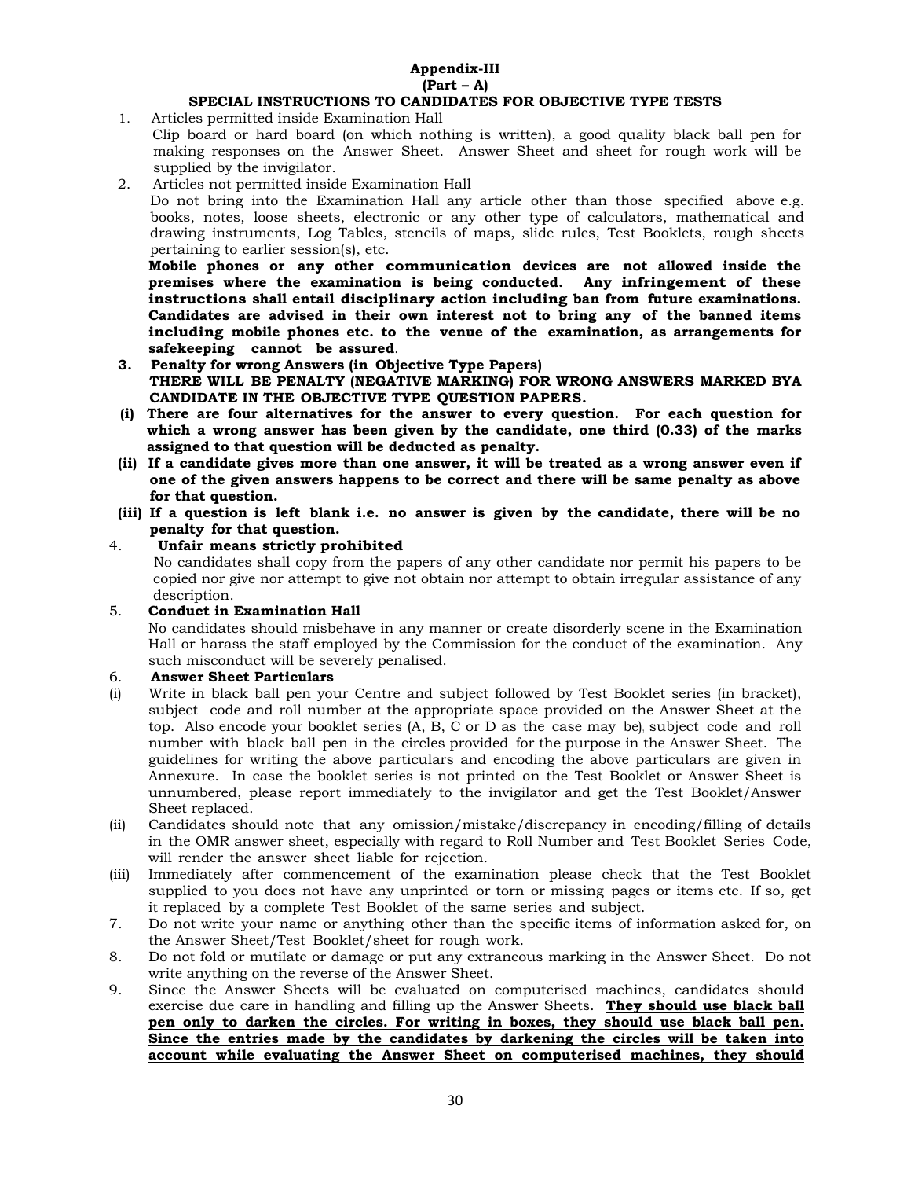**Appendix-III**
**(Part – A)**

**SPECIAL INSTRUCTIONS TO CANDIDATES FOR OBJECTIVE TYPE TESTS**

1. Articles permitted inside Examination Hall

   Clip board or hard board (on which nothing is written), a good quality black ball pen for making responses on the Answer Sheet. Answer Sheet and sheet for rough work will be supplied by the invigilator.

2. Articles not permitted inside Examination Hall

   Do not bring into the Examination Hall any article other than those specified above e.g. books, notes, loose sheets, electronic or any other type of calculators, mathematical and drawing instruments, Log Tables, stencils of maps, slide rules, Test Booklets, rough sheets pertaining to earlier session(s), etc.

   **Mobile phones or any other communication devices are not allowed inside the premises where the examination is being conducted. Any infringement of these instructions shall entail disciplinary action including ban from future examinations. Candidates are advised in their own interest not to bring any of the banned items including mobile phones etc. to the venue of the examination, as arrangements for safekeeping cannot be assured**.

3. **Penalty for wrong Answers (in Objective Type Papers)**

   **THERE WILL BE PENALTY (NEGATIVE MARKING) FOR WRONG ANSWERS MARKED BYA CANDIDATE IN THE OBJECTIVE TYPE QUESTION PAPERS.**

   **(i) There are four alternatives for the answer to every question. For each question for which a wrong answer has been given by the candidate, one third (0.33) of the marks assigned to that question will be deducted as penalty.**

   **(ii) If a candidate gives more than one answer, it will be treated as a wrong answer even if one of the given answers happens to be correct and there will be same penalty as above for that question.**

   **(iii) If a question is left blank i.e. no answer is given by the candidate, there will be no penalty for that question.**

4. **Unfair means strictly prohibited**

   No candidates shall copy from the papers of any other candidate nor permit his papers to be copied nor give nor attempt to give not obtain nor attempt to obtain irregular assistance of any description.

5. **Conduct in Examination Hall**

   No candidates should misbehave in any manner or create disorderly scene in the Examination Hall or harass the staff employed by the Commission for the conduct of the examination. Any such misconduct will be severely penalised.

6. **Answer Sheet Particulars**

   (i) Write in black ball pen your Centre and subject followed by Test Booklet series (in bracket), subject code and roll number at the appropriate space provided on the Answer Sheet at the top. Also encode your booklet series (A, B, C or D as the case may be), subject code and roll number with black ball pen in the circles provided for the purpose in the Answer Sheet. The guidelines for writing the above particulars and encoding the above particulars are given in Annexure. In case the booklet series is not printed on the Test Booklet or Answer Sheet is unnumbered, please report immediately to the invigilator and get the Test Booklet/Answer Sheet replaced.

   (ii) Candidates should note that any omission/mistake/discrepancy in encoding/filling of details in the OMR answer sheet, especially with regard to Roll Number and Test Booklet Series Code, will render the answer sheet liable for rejection.

   (iii) Immediately after commencement of the examination please check that the Test Booklet supplied to you does not have any unprinted or torn or missing pages or items etc. If so, get it replaced by a complete Test Booklet of the same series and subject.

7. Do not write your name or anything other than the specific items of information asked for, on the Answer Sheet/Test Booklet/sheet for rough work.

8. Do not fold or mutilate or damage or put any extraneous marking in the Answer Sheet. Do not write anything on the reverse of the Answer Sheet.

9. Since the Answer Sheets will be evaluated on computerised machines, candidates should exercise due care in handling and filling up the Answer Sheets. **<u>They should use black ball pen only to darken the circles. For writing in boxes, they should use black ball pen. Since the entries made by the candidates by darkening the circles will be taken into account while evaluating the Answer Sheet on computerised machines, they should</u>**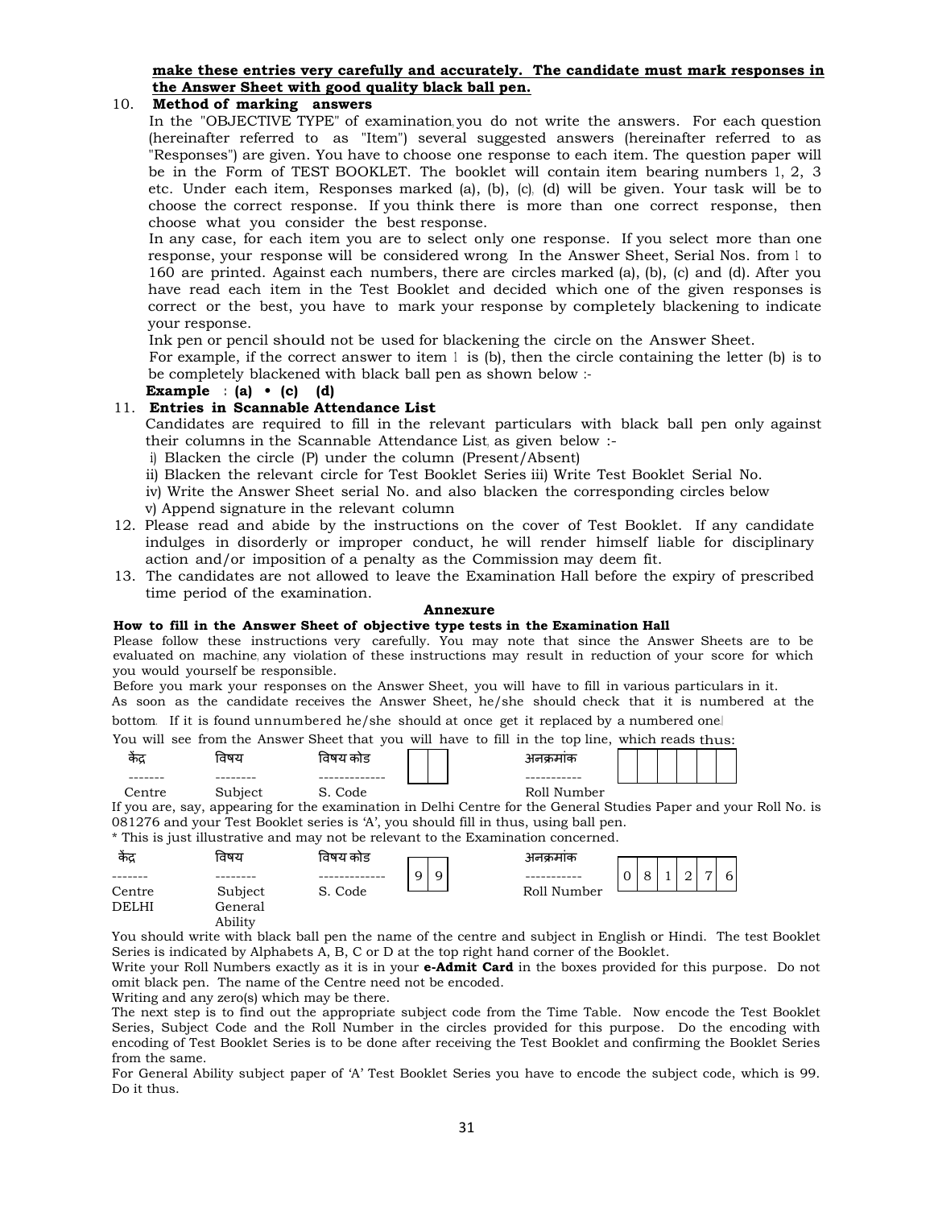**make these entries very carefully and accurately. The candidate must mark responses in the Answer Sheet with good quality black ball pen.**

10. **Method of marking answers**

    In the "OBJECTIVE TYPE" of examination, you do not write the answers. For each question (hereinafter referred to as "Item") several suggested answers (hereinafter referred to as "Responses") are given. You have to choose one response to each item. The question paper will be in the Form of TEST BOOKLET. The booklet will contain item bearing numbers 1, 2, 3 etc. Under each item, Responses marked (a), (b), (c), (d) will be given. Your task will be to choose the correct response. If you think there is more than one correct response, then choose what you consider the best response.

    In any case, for each item you are to select only one response. If you select more than one response, your response will be considered wrong. In the Answer Sheet, Serial Nos. from 1 to 160 are printed. Against each numbers, there are circles marked (a), (b), (c) and (d). After you have read each item in the Test Booklet and decided which one of the given responses is correct or the best, you have to mark your response by completely blackening to indicate your response.

    Ink pen or pencil should not be used for blackening the circle on the Answer Sheet.

    For example, if the correct answer to item 1 is (b), then the circle containing the letter (b) is to be completely blackened with black ball pen as shown below :-

    **Example : (a) • (c) (d)**

11. **Entries in Scannable Attendance List**

    Candidates are required to fill in the relevant particulars with black ball pen only against their columns in the Scannable Attendance List, as given below :-

    i) Blacken the circle (P) under the column (Present/Absent)

    ii) Blacken the relevant circle for Test Booklet Series iii) Write Test Booklet Serial No.

    iv) Write the Answer Sheet serial No. and also blacken the corresponding circles below

    v) Append signature in the relevant column

12. Please read and abide by the instructions on the cover of Test Booklet. If any candidate indulges in disorderly or improper conduct, he will render himself liable for disciplinary action and/or imposition of a penalty as the Commission may deem fit.

13. The candidates are not allowed to leave the Examination Hall before the expiry of prescribed time period of the examination.

### Annexure

**How to fill in the Answer Sheet of objective type tests in the Examination Hall**

Please follow these instructions very carefully. You may note that since the Answer Sheets are to be evaluated on machine, any violation of these instructions may result in reduction of your score for which you would yourself be responsible.

Before you mark your responses on the Answer Sheet, you will have to fill in various particulars in it.

As soon as the candidate receives the Answer Sheet, he/she should check that it is numbered at the bottom. If it is found unnumbered he/she should at once get it replaced by a numbered one.

You will see from the Answer Sheet that you will have to fill in the top line, which reads thus:

| केंद्र | विषय | विषय कोड | | अनुक्रमांक | |
|---|---|---|---|---|---|
| ------- | -------- | ------------- | [ ][ ] | ----------- | [ ][ ][ ][ ][ ][ ] |
| Centre | Subject | S. Code | | Roll Number | |

If you are, say, appearing for the examination in Delhi Centre for the General Studies Paper and your Roll No. is 081276 and your Test Booklet series is 'A', you should fill in thus, using ball pen.

\* This is just illustrative and may not be relevant to the Examination concerned.

| केंद्र | विषय | विषय कोड | | अनुक्रमांक | |
|---|---|---|---|---|---|
| ------- | -------- | ------------- | 9 9 | ----------- | 0 8 1 2 7 6 |
| Centre | Subject | S. Code | | Roll Number | |
| DELHI | General Ability | | | | |

You should write with black ball pen the name of the centre and subject in English or Hindi. The test Booklet Series is indicated by Alphabets A, B, C or D at the top right hand corner of the Booklet.

Write your Roll Numbers exactly as it is in your **e-Admit Card** in the boxes provided for this purpose. Do not omit black pen. The name of the Centre need not be encoded.

Writing and any zero(s) which may be there.

The next step is to find out the appropriate subject code from the Time Table. Now encode the Test Booklet Series, Subject Code and the Roll Number in the circles provided for this purpose. Do the encoding with encoding of Test Booklet Series is to be done after receiving the Test Booklet and confirming the Booklet Series from the same.

For General Ability subject paper of 'A' Test Booklet Series you have to encode the subject code, which is 99. Do it thus.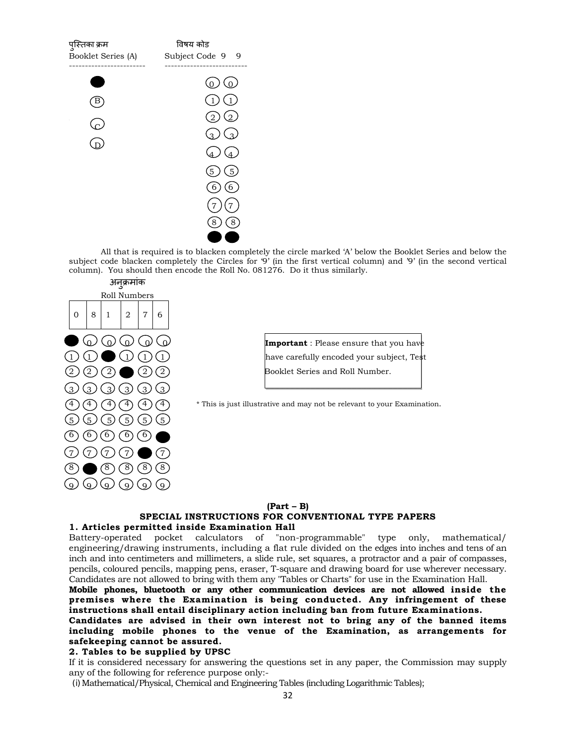पुस्तिका क्रम
Booklet Series (A)

विषय कोड
Subject Code 9 9

| Booklet Series | Subject Code (1st column) | Subject Code (2nd column) |
| --- | --- | --- |
| ● (A) | 0 | 0 |
| B | 1 | 1 |
| C | 2 | 2 |
| D | 3 | 3 |
| | 4 | 4 |
| | 5 | 5 |
| | 6 | 6 |
| | 7 | 7 |
| | 8 | 8 |
| | ● (9) | ● (9) |

All that is required is to blacken completely the circle marked 'A' below the Booklet Series and below the subject code blacken completely the Circles for '9' (in the first vertical column) and '9' (in the second vertical column). You should then encode the Roll No. 081276. Do it thus similarly.

अनुक्रमांक
Roll Numbers

| 0 | 8 | 1 | 2 | 7 | 6 |
| --- | --- | --- | --- | --- | --- |
| ● | 0 | 0 | 0 | 0 | 0 |
| 1 | 1 | ● | 1 | 1 | 1 |
| 2 | 2 | 2 | ● | 2 | 2 |
| 3 | 3 | 3 | 3 | 3 | 3 |
| 4 | 4 | 4 | 4 | 4 | 4 |
| 5 | 5 | 5 | 5 | 5 | 5 |
| 6 | 6 | 6 | 6 | 6 | ● |
| 7 | 7 | 7 | 7 | ● | 7 |
| 8 | ● | 8 | 8 | 8 | 8 |
| 9 | 9 | 9 | 9 | 9 | 9 |

**Important** : Please ensure that you have have carefully encoded your subject, Test Booklet Series and Roll Number.

* This is just illustrative and may not be relevant to your Examination.

**(Part – B)**

## SPECIAL INSTRUCTIONS FOR CONVENTIONAL TYPE PAPERS

**1. Articles permitted inside Examination Hall**

Battery-operated pocket calculators of "non-programmable" type only, mathematical/ engineering/drawing instruments, including a flat rule divided on the edges into inches and tens of an inch and into centimeters and millimeters, a slide rule, set squares, a protractor and a pair of compasses, pencils, coloured pencils, mapping pens, eraser, T-square and drawing board for use wherever necessary. Candidates are not allowed to bring with them any "Tables or Charts" for use in the Examination Hall.

**Mobile phones, bluetooth or any other communication devices are not allowed inside the premises where the Examination is being conducted. Any infringement of these instructions shall entail disciplinary action including ban from future Examinations.**

**Candidates are advised in their own interest not to bring any of the banned items including mobile phones to the venue of the Examination, as arrangements for safekeeping cannot be assured.**

**2. Tables to be supplied by UPSC**

If it is considered necessary for answering the questions set in any paper, the Commission may supply any of the following for reference purpose only:-

(i) Mathematical/Physical, Chemical and Engineering Tables (including Logarithmic Tables);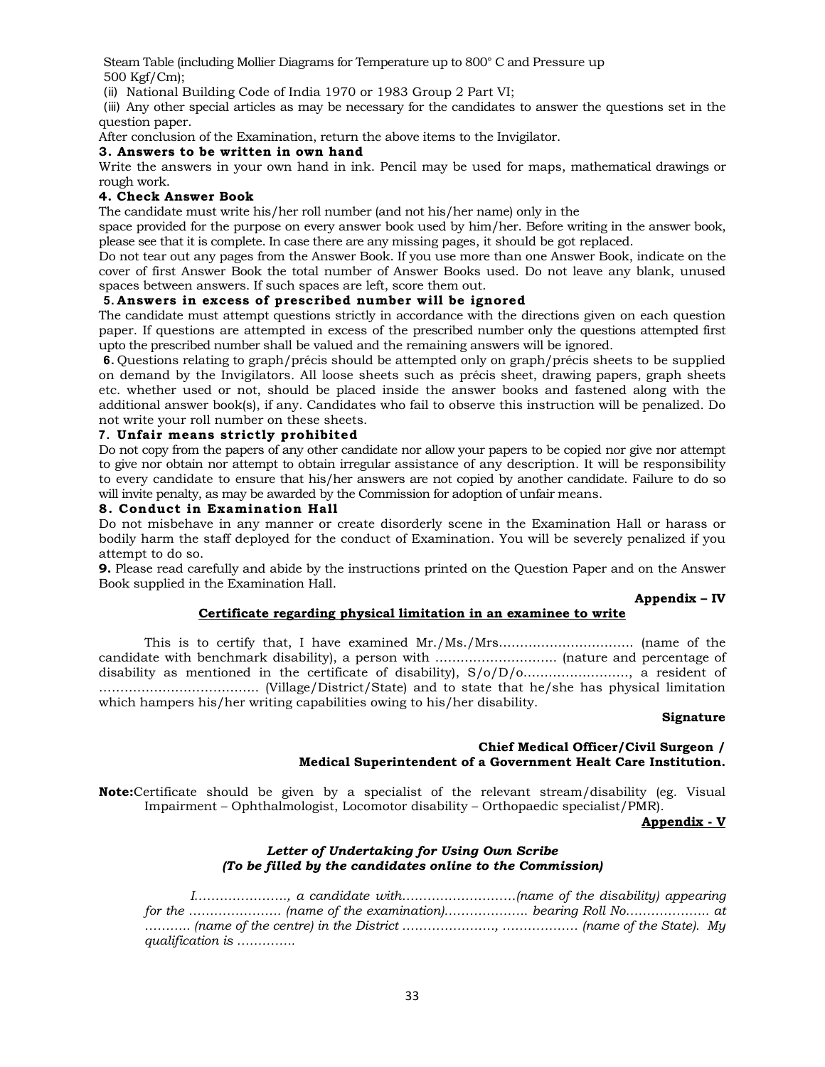Steam Table (including Mollier Diagrams for Temperature up to 800° C and Pressure up 500 Kgf/Cm);

(ii) National Building Code of India 1970 or 1983 Group 2 Part VI;

(iii) Any other special articles as may be necessary for the candidates to answer the questions set in the question paper.

After conclusion of the Examination, return the above items to the Invigilator.

**3. Answers to be written in own hand**

Write the answers in your own hand in ink. Pencil may be used for maps, mathematical drawings or rough work.

**4. Check Answer Book**

The candidate must write his/her roll number (and not his/her name) only in the space provided for the purpose on every answer book used by him/her. Before writing in the answer book, please see that it is complete. In case there are any missing pages, it should be got replaced.

Do not tear out any pages from the Answer Book. If you use more than one Answer Book, indicate on the cover of first Answer Book the total number of Answer Books used. Do not leave any blank, unused spaces between answers. If such spaces are left, score them out.

**5. Answers in excess of prescribed number will be ignored**

The candidate must attempt questions strictly in accordance with the directions given on each question paper. If questions are attempted in excess of the prescribed number only the questions attempted first upto the prescribed number shall be valued and the remaining answers will be ignored.

**6.** Questions relating to graph/précis should be attempted only on graph/précis sheets to be supplied on demand by the Invigilators. All loose sheets such as précis sheet, drawing papers, graph sheets etc. whether used or not, should be placed inside the answer books and fastened along with the additional answer book(s), if any. Candidates who fail to observe this instruction will be penalized. Do not write your roll number on these sheets.

**7. Unfair means strictly prohibited**

Do not copy from the papers of any other candidate nor allow your papers to be copied nor give nor attempt to give nor obtain nor attempt to obtain irregular assistance of any description. It will be responsibility to every candidate to ensure that his/her answers are not copied by another candidate. Failure to do so will invite penalty, as may be awarded by the Commission for adoption of unfair means.

**8. Conduct in Examination Hall**

Do not misbehave in any manner or create disorderly scene in the Examination Hall or harass or bodily harm the staff deployed for the conduct of Examination. You will be severely penalized if you attempt to do so.

**9.** Please read carefully and abide by the instructions printed on the Question Paper and on the Answer Book supplied in the Examination Hall.

**Appendix – IV**

**Certificate regarding physical limitation in an examinee to write**

This is to certify that, I have examined Mr./Ms./Mrs.............................. (name of the candidate with benchmark disability), a person with ........................... (nature and percentage of disability as mentioned in the certificate of disability), S/o/D/o......................., a resident of .................................. (Village/District/State) and to state that he/she has physical limitation which hampers his/her writing capabilities owing to his/her disability.

**Signature**

**Chief Medical Officer/Civil Surgeon /**
**Medical Superintendent of a Government Healt Care Institution.**

**Note:** Certificate should be given by a specialist of the relevant stream/disability (eg. Visual Impairment – Ophthalmologist, Locomotor disability – Orthopaedic specialist/PMR).

**Appendix - V**

***Letter of Undertaking for Using Own Scribe***
***(To be filled by the candidates online to the Commission)***

*I...................., a candidate with.........................(name of the disability) appearing for the .................... (name of the examination).................. bearing Roll No.................. at .......... (name of the centre) in the District ...................., ................ (name of the State). My qualification is ............*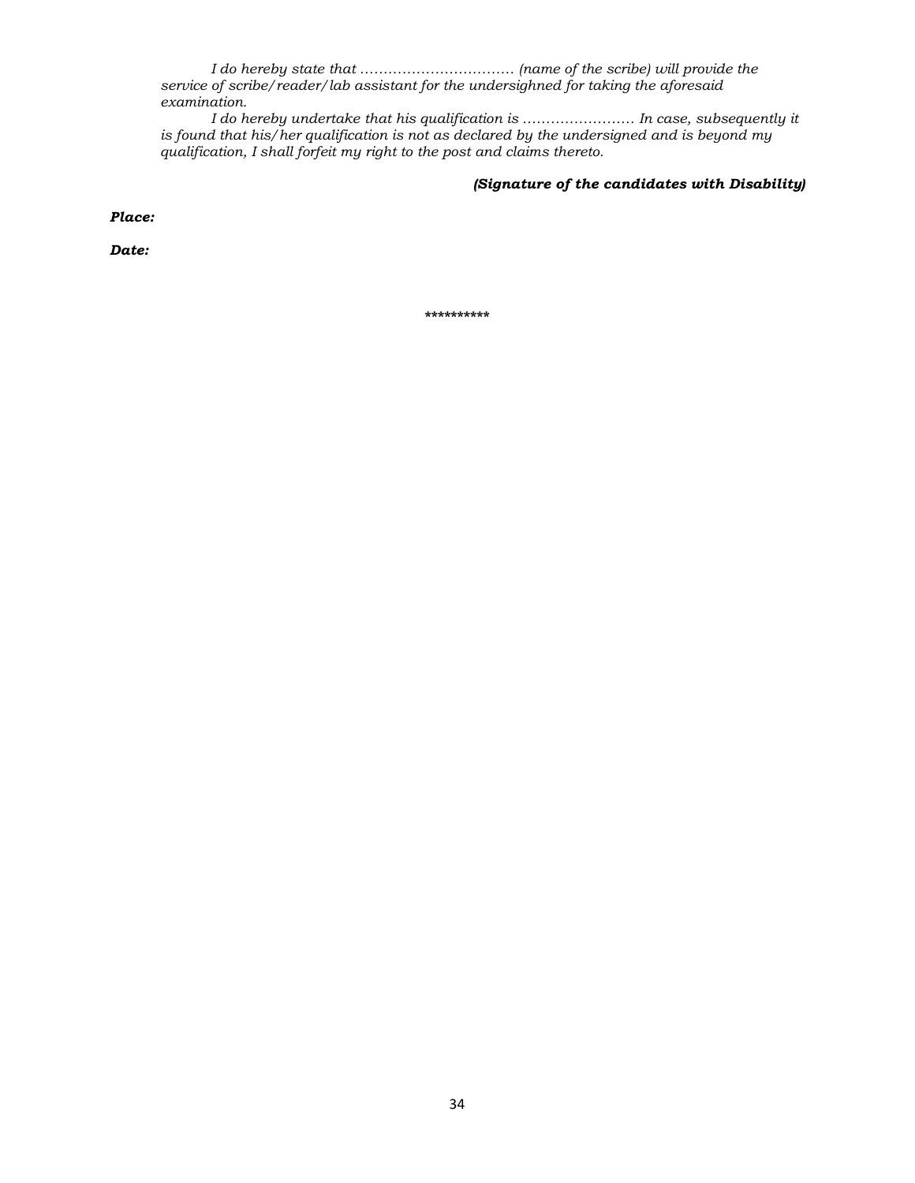*I do hereby state that …………………………… (name of the scribe) will provide the service of scribe/reader/lab assistant for the undersighned for taking the aforesaid examination.*

*I do hereby undertake that his qualification is …………………… In case, subsequently it is found that his/her qualification is not as declared by the undersigned and is beyond my qualification, I shall forfeit my right to the post and claims thereto.*

***(Signature of the candidates with Disability)***

***Place:***

***Date:***

**********